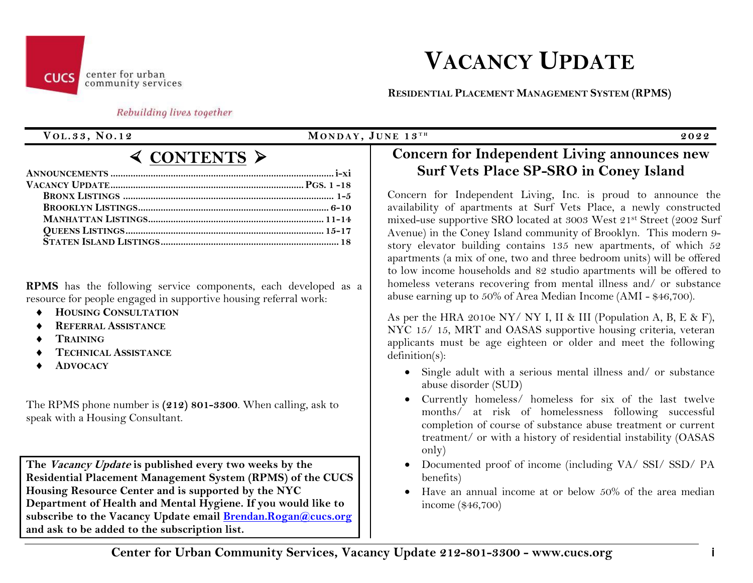center for urban community services

*Rebuilding lives together*

# VACANCY UPDATE

**RESIDENTIAL PLACEMENT MANAGEMENT SYSTEM (RPMS)**

**VOL.33, NO.12** — **MONDAY, JUNE 13TH** — **2022**

## ⮜ CONTENTS ⮞

**ANNOUNCEMENTS** .......... **i-xi**
**VACANCY UPDATE** .......... **PGS. 1-18**
- **BRONX LISTINGS** .......... **1-5**
- **BROOKLYN LISTINGS** .......... **6-10**
- **MANHATTAN LISTINGS** .......... **11-14**
- **QUEENS LISTINGS** .......... **15-17**
- **STATEN ISLAND LISTINGS** .......... **18**

**RPMS** has the following service components, each developed as a resource for people engaged in supportive housing referral work:

- **HOUSING CONSULTATION**
- **REFERRAL ASSISTANCE**
- **TRAINING**
- **TECHNICAL ASSISTANCE**
- **ADVOCACY**

The RPMS phone number is **(212) 801-3300**. When calling, ask to speak with a Housing Consultant.

**The *Vacancy Update* is published every two weeks by the Residential Placement Management System (RPMS) of the CUCS Housing Resource Center and is supported by the NYC Department of Health and Mental Hygiene. If you would like to subscribe to the Vacancy Update email [Brendan.Rogan@cucs.org](mailto:Brendan.Rogan@cucs.org) and ask to be added to the subscription list.**

## Concern for Independent Living announces new Surf Vets Place SP-SRO in Coney Island

Concern for Independent Living, Inc. is proud to announce the availability of apartments at Surf Vets Place, a newly constructed mixed-use supportive SRO located at 3003 West 21st Street (2002 Surf Avenue) in the Coney Island community of Brooklyn. This modern 9-story elevator building contains 135 new apartments, of which 52 apartments (a mix of one, two and three bedroom units) will be offered to low income households and 82 studio apartments will be offered to homeless veterans recovering from mental illness and/ or substance abuse earning up to 50% of Area Median Income (AMI - $46,700).

As per the HRA 2010e NY/ NY I, II & III (Population A, B, E & F), NYC 15/ 15, MRT and OASAS supportive housing criteria, veteran applicants must be age eighteen or older and meet the following definition(s):

- Single adult with a serious mental illness and/ or substance abuse disorder (SUD)
- Currently homeless/ homeless for six of the last twelve months/ at risk of homelessness following successful completion of course of substance abuse treatment or current treatment/ or with a history of residential instability (OASAS only)
- Documented proof of income (including VA/ SSI/ SSD/ PA benefits)
- Have an annual income at or below 50% of the area median income ($46,700)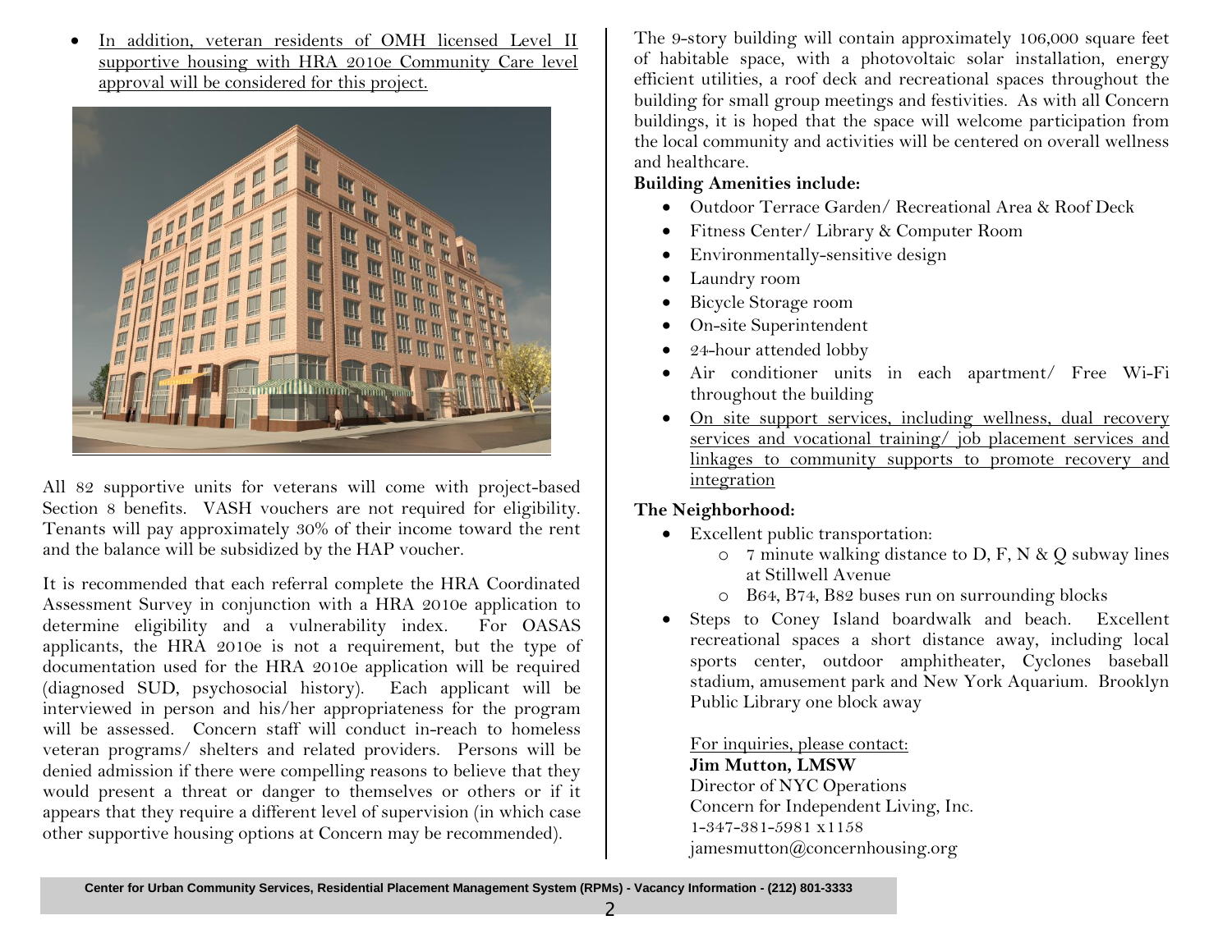- In addition, veteran residents of OMH licensed Level II supportive housing with HRA 2010e Community Care level approval will be considered for this project.

All 82 supportive units for veterans will come with project-based Section 8 benefits. VASH vouchers are not required for eligibility. Tenants will pay approximately 30% of their income toward the rent and the balance will be subsidized by the HAP voucher.

It is recommended that each referral complete the HRA Coordinated Assessment Survey in conjunction with a HRA 2010e application to determine eligibility and a vulnerability index. For OASAS applicants, the HRA 2010e is not a requirement, but the type of documentation used for the HRA 2010e application will be required (diagnosed SUD, psychosocial history). Each applicant will be interviewed in person and his/her appropriateness for the program will be assessed. Concern staff will conduct in-reach to homeless veteran programs/ shelters and related providers. Persons will be denied admission if there were compelling reasons to believe that they would present a threat or danger to themselves or others or if it appears that they require a different level of supervision (in which case other supportive housing options at Concern may be recommended).

The 9-story building will contain approximately 106,000 square feet of habitable space, with a photovoltaic solar installation, energy efficient utilities, a roof deck and recreational spaces throughout the building for small group meetings and festivities. As with all Concern buildings, it is hoped that the space will welcome participation from the local community and activities will be centered on overall wellness and healthcare.

**Building Amenities include:**

- Outdoor Terrace Garden/ Recreational Area & Roof Deck
- Fitness Center/ Library & Computer Room
- Environmentally-sensitive design
- Laundry room
- Bicycle Storage room
- On-site Superintendent
- 24-hour attended lobby
- Air conditioner units in each apartment/ Free Wi-Fi throughout the building
- On site support services, including wellness, dual recovery services and vocational training/ job placement services and linkages to community supports to promote recovery and integration

**The Neighborhood:**

- Excellent public transportation:
  - 7 minute walking distance to D, F, N & Q subway lines at Stillwell Avenue
  - B64, B74, B82 buses run on surrounding blocks
- Steps to Coney Island boardwalk and beach. Excellent recreational spaces a short distance away, including local sports center, outdoor amphitheater, Cyclones baseball stadium, amusement park and New York Aquarium. Brooklyn Public Library one block away

For inquiries, please contact:
**Jim Mutton, LMSW**
Director of NYC Operations
Concern for Independent Living, Inc.
1-347-381-5981 x1158
jamesmutton@concernhousing.org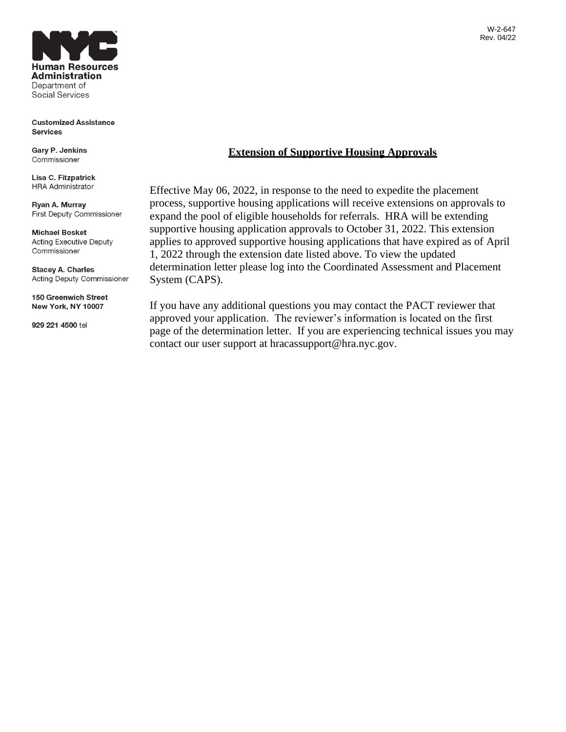W-2-647
Rev. 04/22

**Human Resources Administration**
Department of Social Services

**Customized Assistance Services**

**Gary P. Jenkins**
Commissioner

**Lisa C. Fitzpatrick**
HRA Administrator

**Ryan A. Murray**
First Deputy Commissioner

**Michael Bosket**
Acting Executive Deputy Commissioner

**Stacey A. Charles**
Acting Deputy Commissioner

**150 Greenwich Street**
**New York, NY 10007**

**929 221 4500** tel

## Extension of Supportive Housing Approvals

Effective May 06, 2022, in response to the need to expedite the placement process, supportive housing applications will receive extensions on approvals to expand the pool of eligible households for referrals. HRA will be extending supportive housing application approvals to October 31, 2022. This extension applies to approved supportive housing applications that have expired as of April 1, 2022 through the extension date listed above. To view the updated determination letter please log into the Coordinated Assessment and Placement System (CAPS).

If you have any additional questions you may contact the PACT reviewer that approved your application. The reviewer's information is located on the first page of the determination letter. If you are experiencing technical issues you may contact our user support at hracassupport@hra.nyc.gov.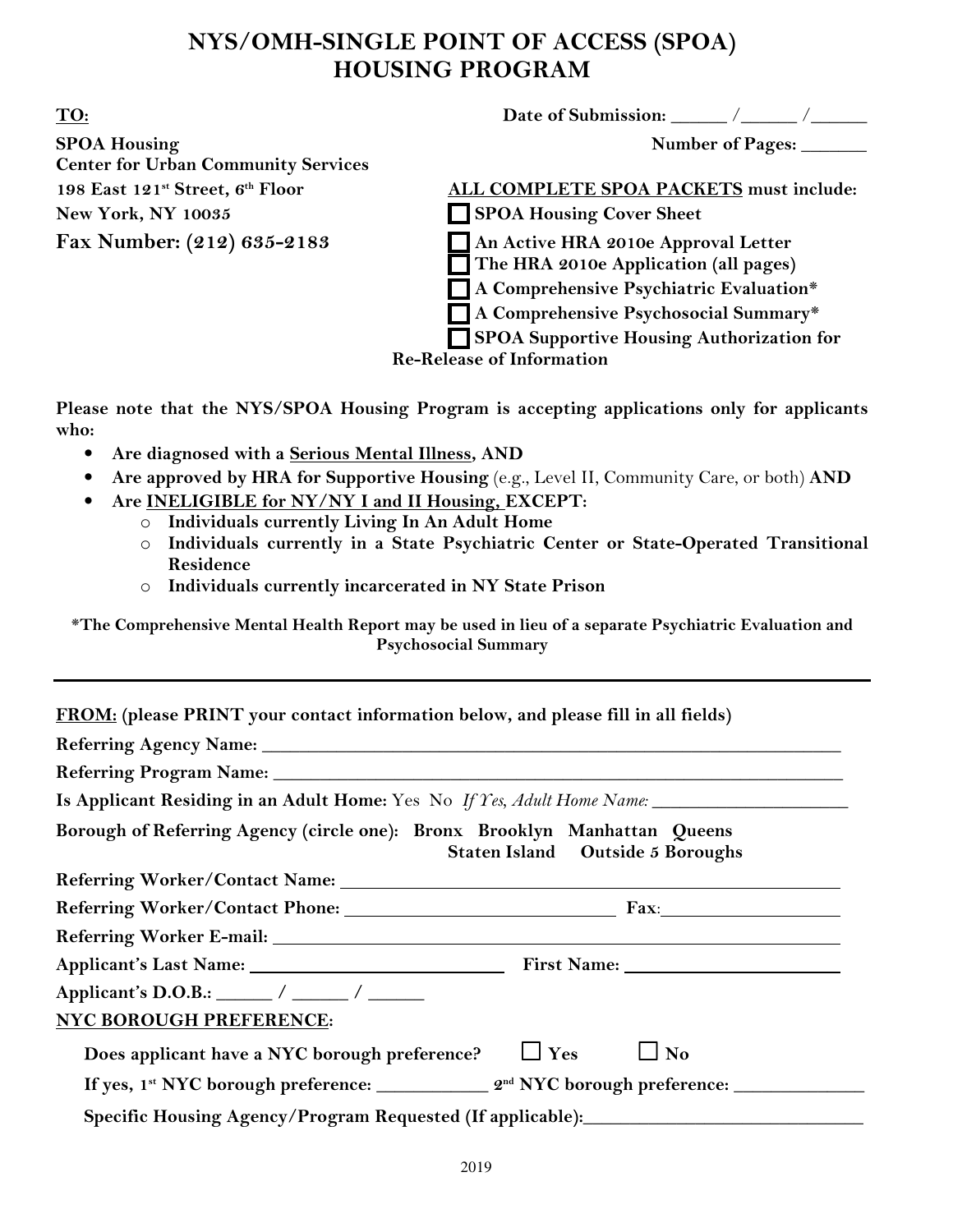# NYS/OMH-SINGLE POINT OF ACCESS (SPOA) HOUSING PROGRAM

**TO:**

**SPOA Housing**
**Center for Urban Community Services**
**198 East 121st Street, 6th Floor**
**New York, NY 10035**
**Fax Number: (212) 635-2183**

**Date of Submission:** ______ /______ /______

**Number of Pages:** _______

**ALL COMPLETE SPOA PACKETS must include:**

- ☐ **SPOA Housing Cover Sheet**
- ☐ **An Active HRA 2010e Approval Letter**
- ☐ **The HRA 2010e Application (all pages)**
- ☐ **A Comprehensive Psychiatric Evaluation***
- ☐ **A Comprehensive Psychosocial Summary***
- ☐ **SPOA Supportive Housing Authorization for Re-Release of Information**

**Please note that the NYS/SPOA Housing Program is accepting applications only for applicants who:**

- **Are diagnosed with a Serious Mental Illness, AND**
- **Are approved by HRA for Supportive Housing** (e.g., Level II, Community Care, or both) **AND**
- **Are INELIGIBLE for NY/NY I and II Housing, EXCEPT:**
  - **Individuals currently Living In An Adult Home**
  - **Individuals currently in a State Psychiatric Center or State-Operated Transitional Residence**
  - **Individuals currently incarcerated in NY State Prison**

***The Comprehensive Mental Health Report may be used in lieu of a separate Psychiatric Evaluation and Psychosocial Summary**

---

**FROM:** **(please PRINT your contact information below, and please fill in all fields)**

**Referring Agency Name:** ______________________________________________

**Referring Program Name:** ______________________________________________

**Is Applicant Residing in an Adult Home:** Yes No *If Yes, Adult Home Name:* ____________________

**Borough of Referring Agency (circle one): Bronx Brooklyn Manhattan Queens Staten Island Outside 5 Boroughs**

**Referring Worker/Contact Name:** ______________________________________________

**Referring Worker/Contact Phone:** ________________________ **Fax:** ________________

**Referring Worker E-mail:** ______________________________________________

**Applicant's Last Name:** ________________________ **First Name:** ________________________

**Applicant's D.O.B.:** ______ / ______ / ______

**NYC BOROUGH PREFERENCE:**

**Does applicant have a NYC borough preference?** ☐ **Yes** ☐ **No**

**If yes, 1st NYC borough preference:** ____________ **2nd NYC borough preference:** ____________

**Specific Housing Agency/Program Requested (If applicable):** ____________________________

2019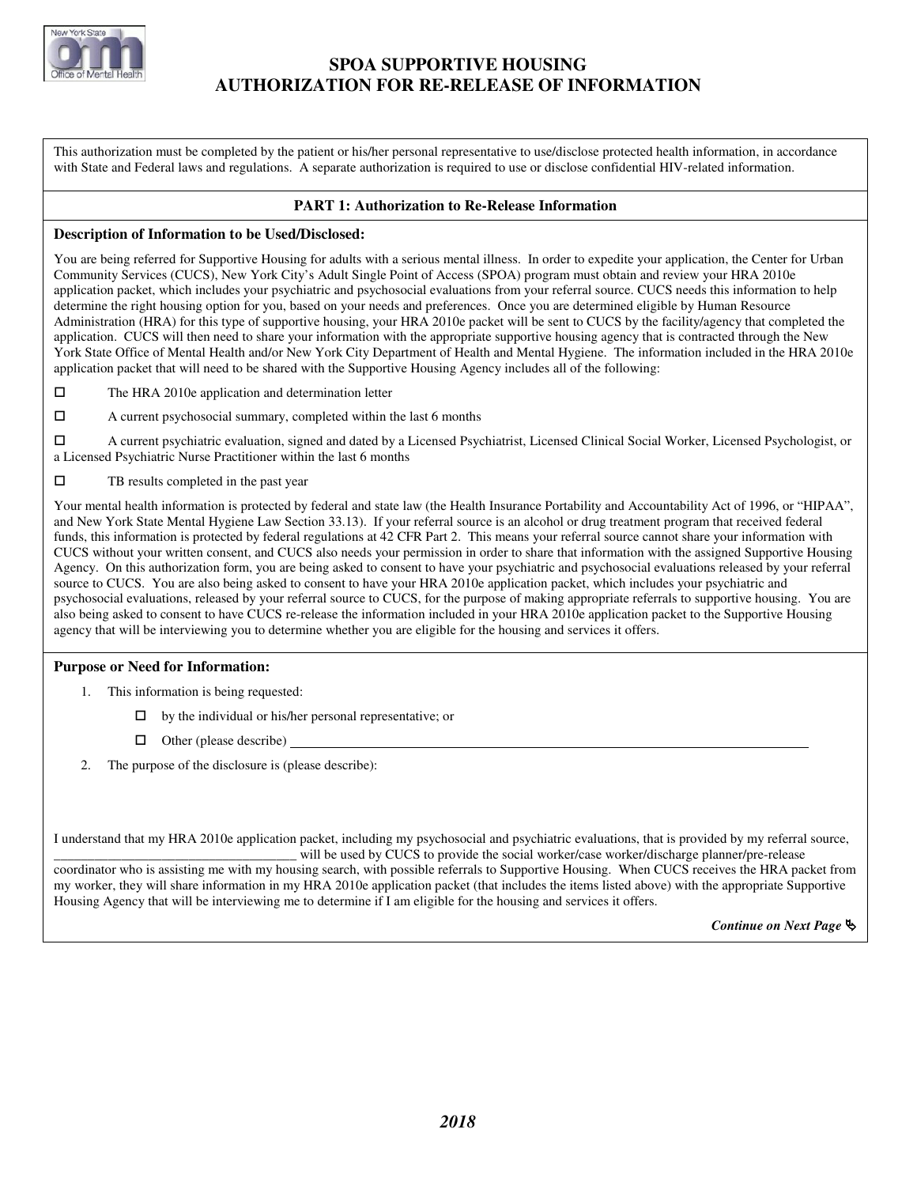# SPOA SUPPORTIVE HOUSING
# AUTHORIZATION FOR RE-RELEASE OF INFORMATION

This authorization must be completed by the patient or his/her personal representative to use/disclose protected health information, in accordance with State and Federal laws and regulations. A separate authorization is required to use or disclose confidential HIV-related information.

## PART 1: Authorization to Re-Release Information

**Description of Information to be Used/Disclosed:**

You are being referred for Supportive Housing for adults with a serious mental illness. In order to expedite your application, the Center for Urban Community Services (CUCS), New York City's Adult Single Point of Access (SPOA) program must obtain and review your HRA 2010e application packet, which includes your psychiatric and psychosocial evaluations from your referral source. CUCS needs this information to help determine the right housing option for you, based on your needs and preferences. Once you are determined eligible by Human Resource Administration (HRA) for this type of supportive housing, your HRA 2010e packet will be sent to CUCS by the facility/agency that completed the application. CUCS will then need to share your information with the appropriate supportive housing agency that is contracted through the New York State Office of Mental Health and/or New York City Department of Health and Mental Hygiene. The information included in the HRA 2010e application packet that will need to be shared with the Supportive Housing Agency includes all of the following:

- ☐ The HRA 2010e application and determination letter
- ☐ A current psychosocial summary, completed within the last 6 months
- ☐ A current psychiatric evaluation, signed and dated by a Licensed Psychiatrist, Licensed Clinical Social Worker, Licensed Psychologist, or a Licensed Psychiatric Nurse Practitioner within the last 6 months
- ☐ TB results completed in the past year

Your mental health information is protected by federal and state law (the Health Insurance Portability and Accountability Act of 1996, or "HIPAA", and New York State Mental Hygiene Law Section 33.13). If your referral source is an alcohol or drug treatment program that received federal funds, this information is protected by federal regulations at 42 CFR Part 2. This means your referral source cannot share your information with CUCS without your written consent, and CUCS also needs your permission in order to share that information with the assigned Supportive Housing Agency. On this authorization form, you are being asked to consent to have your psychiatric and psychosocial evaluations released by your referral source to CUCS. You are also being asked to consent to have your HRA 2010e application packet, which includes your psychiatric and psychosocial evaluations, released by your referral source to CUCS, for the purpose of making appropriate referrals to supportive housing. You are also being asked to consent to have CUCS re-release the information included in your HRA 2010e application packet to the Supportive Housing agency that will be interviewing you to determine whether you are eligible for the housing and services it offers.

**Purpose or Need for Information:**

1. This information is being requested:
   - ☐ by the individual or his/her personal representative; or
   - ☐ Other (please describe) ____________________
2. The purpose of the disclosure is (please describe):

I understand that my HRA 2010e application packet, including my psychosocial and psychiatric evaluations, that is provided by my referral source, ____________________________________ will be used by CUCS to provide the social worker/case worker/discharge planner/pre-release coordinator who is assisting me with my housing search, with possible referrals to Supportive Housing. When CUCS receives the HRA packet from my worker, they will share information in my HRA 2010e application packet (that includes the items listed above) with the appropriate Supportive Housing Agency that will be interviewing me to determine if I am eligible for the housing and services it offers.

*Continue on Next Page*

***2018***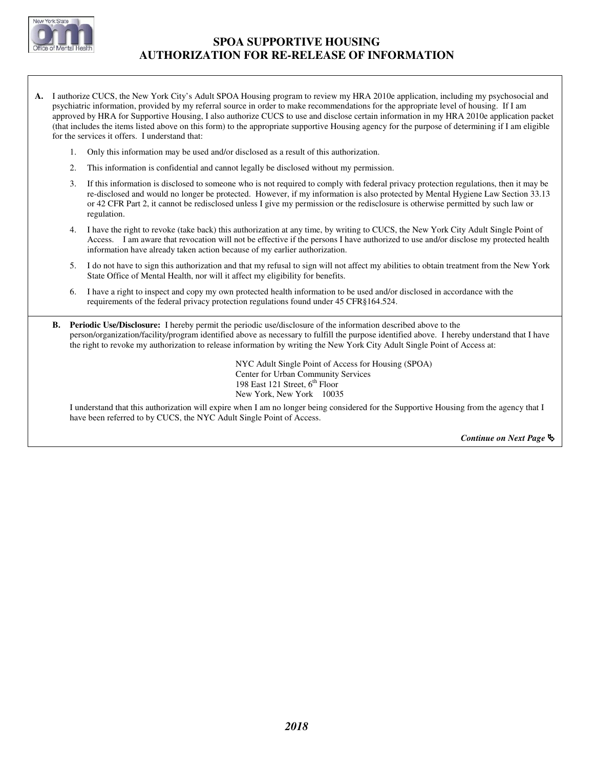# SPOA SUPPORTIVE HOUSING
# AUTHORIZATION FOR RE-RELEASE OF INFORMATION

**A.** I authorize CUCS, the New York City's Adult SPOA Housing program to review my HRA 2010e application, including my psychosocial and psychiatric information, provided by my referral source in order to make recommendations for the appropriate level of housing. If I am approved by HRA for Supportive Housing, I also authorize CUCS to use and disclose certain information in my HRA 2010e application packet (that includes the items listed above on this form) to the appropriate supportive Housing agency for the purpose of determining if I am eligible for the services it offers. I understand that:

1. Only this information may be used and/or disclosed as a result of this authorization.
2. This information is confidential and cannot legally be disclosed without my permission.
3. If this information is disclosed to someone who is not required to comply with federal privacy protection regulations, then it may be re-disclosed and would no longer be protected. However, if my information is also protected by Mental Hygiene Law Section 33.13 or 42 CFR Part 2, it cannot be redisclosed unless I give my permission or the redisclosure is otherwise permitted by such law or regulation.
4. I have the right to revoke (take back) this authorization at any time, by writing to CUCS, the New York City Adult Single Point of Access. I am aware that revocation will not be effective if the persons I have authorized to use and/or disclose my protected health information have already taken action because of my earlier authorization.
5. I do not have to sign this authorization and that my refusal to sign will not affect my abilities to obtain treatment from the New York State Office of Mental Health, nor will it affect my eligibility for benefits.
6. I have a right to inspect and copy my own protected health information to be used and/or disclosed in accordance with the requirements of the federal privacy protection regulations found under 45 CFR§164.524.

**B. Periodic Use/Disclosure:** I hereby permit the periodic use/disclosure of the information described above to the person/organization/facility/program identified above as necessary to fulfill the purpose identified above. I hereby understand that I have the right to revoke my authorization to release information by writing the New York City Adult Single Point of Access at:

NYC Adult Single Point of Access for Housing (SPOA)
Center for Urban Community Services
198 East 121 Street, 6th Floor
New York, New York 10035

I understand that this authorization will expire when I am no longer being considered for the Supportive Housing from the agency that I have been referred to by CUCS, the NYC Adult Single Point of Access.

***Continue on Next Page***

***2018***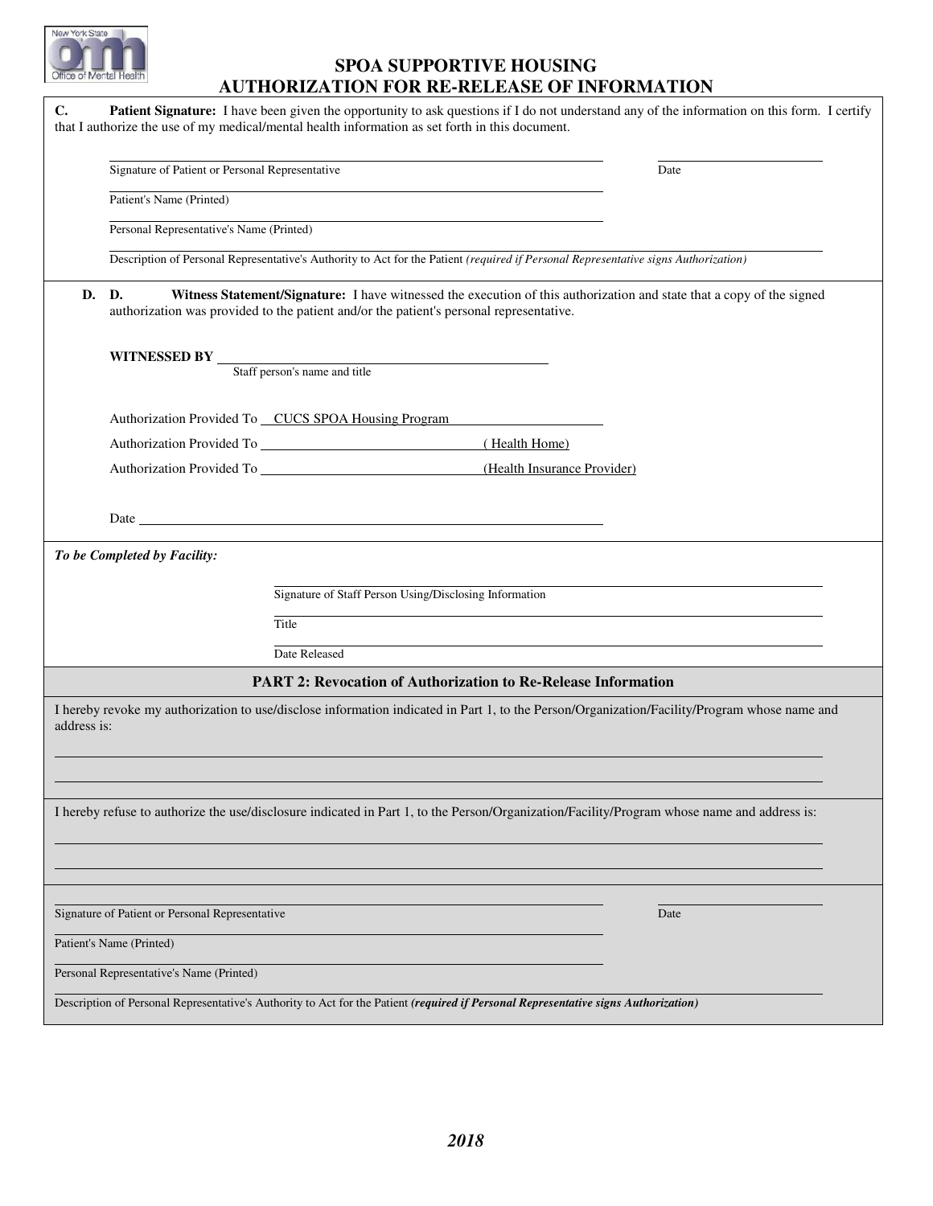# SPOA SUPPORTIVE HOUSING
# AUTHORIZATION FOR RE-RELEASE OF INFORMATION

**C. Patient Signature:** I have been given the opportunity to ask questions if I do not understand any of the information on this form. I certify that I authorize the use of my medical/mental health information as set forth in this document.

______________________________________________ ____________________
Signature of Patient or Personal Representative Date

______________________________________________
Patient's Name (Printed)

______________________________________________
Personal Representative's Name (Printed)

______________________________________________
Description of Personal Representative's Authority to Act for the Patient *(required if Personal Representative signs Authorization)*

**D. D. Witness Statement/Signature:** I have witnessed the execution of this authorization and state that a copy of the signed authorization was provided to the patient and/or the patient's personal representative.

**WITNESSED BY** ______________________________________
Staff person's name and title

Authorization Provided To CUCS SPOA Housing Program

Authorization Provided To ______________________ (Health Home)

Authorization Provided To ______________________ (Health Insurance Provider)

Date ______________________________________________

***To be Completed by Facility:***

______________________________________________
Signature of Staff Person Using/Disclosing Information

______________________________________________
Title

______________________________________________
Date Released

## PART 2: Revocation of Authorization to Re-Release Information

I hereby revoke my authorization to use/disclose information indicated in Part 1, to the Person/Organization/Facility/Program whose name and address is:

______________________________________________

______________________________________________

I hereby refuse to authorize the use/disclosure indicated in Part 1, to the Person/Organization/Facility/Program whose name and address is:

______________________________________________

______________________________________________

______________________________________________ ____________________
Signature of Patient or Personal Representative Date

______________________________________________
Patient's Name (Printed)

______________________________________________
Personal Representative's Name (Printed)

______________________________________________
Description of Personal Representative's Authority to Act for the Patient ***(required if Personal Representative signs Authorization)***

***2018***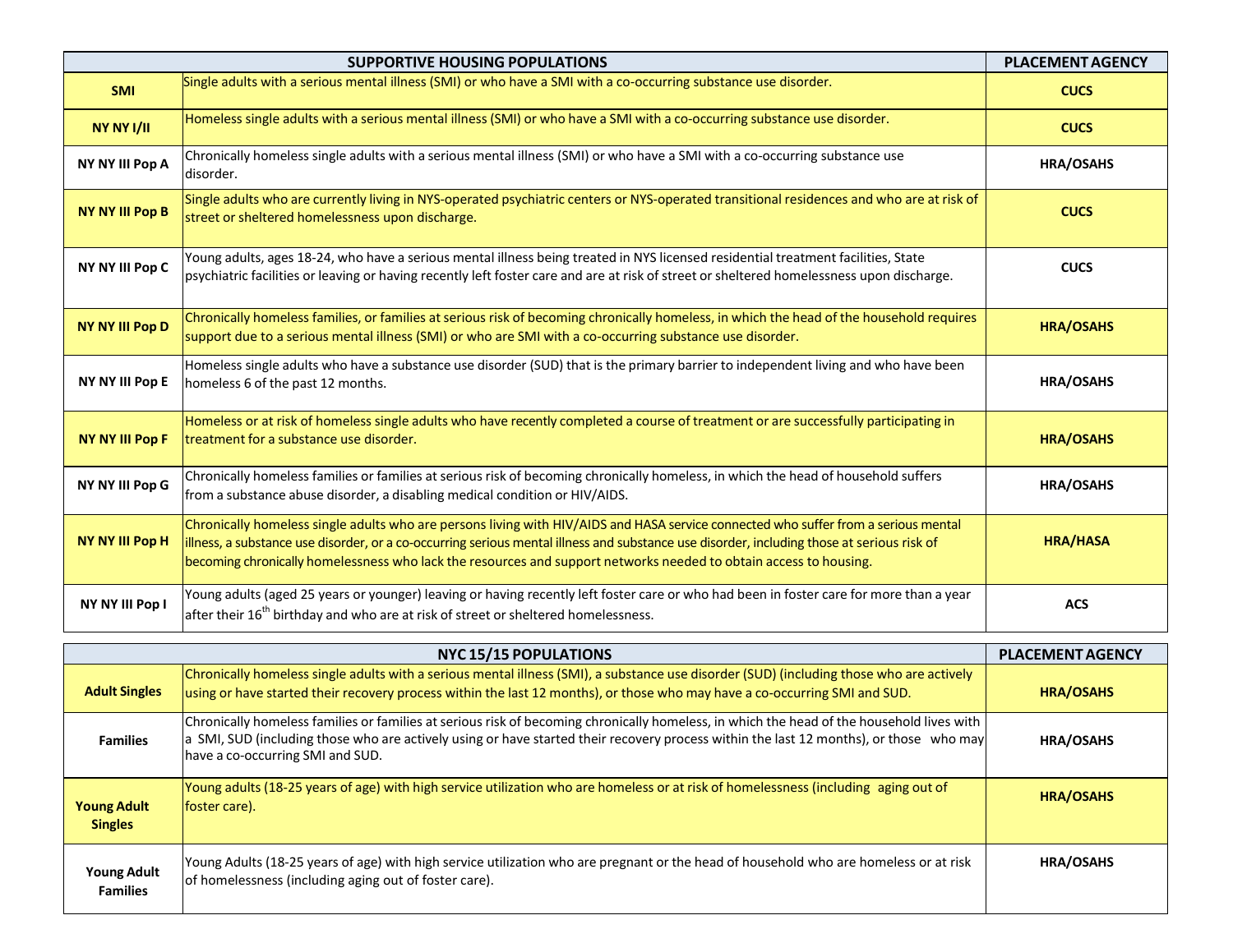| SUPPORTIVE HOUSING POPULATIONS | | PLACEMENT AGENCY |
|---|---|---|
| **SMI** | Single adults with a serious mental illness (SMI) or who have a SMI with a co-occurring substance use disorder. | **CUCS** |
| **NY NY I/II** | Homeless single adults with a serious mental illness (SMI) or who have a SMI with a co-occurring substance use disorder. | **CUCS** |
| **NY NY III Pop A** | Chronically homeless single adults with a serious mental illness (SMI) or who have a SMI with a co-occurring substance use disorder. | **HRA/OSAHS** |
| **NY NY III Pop B** | Single adults who are currently living in NYS-operated psychiatric centers or NYS-operated transitional residences and who are at risk of street or sheltered homelessness upon discharge. | **CUCS** |
| **NY NY III Pop C** | Young adults, ages 18-24, who have a serious mental illness being treated in NYS licensed residential treatment facilities, State psychiatric facilities or leaving or having recently left foster care and are at risk of street or sheltered homelessness upon discharge. | **CUCS** |
| **NY NY III Pop D** | Chronically homeless families, or families at serious risk of becoming chronically homeless, in which the head of the household requires support due to a serious mental illness (SMI) or who are SMI with a co-occurring substance use disorder. | **HRA/OSAHS** |
| **NY NY III Pop E** | Homeless single adults who have a substance use disorder (SUD) that is the primary barrier to independent living and who have been homeless 6 of the past 12 months. | **HRA/OSAHS** |
| **NY NY III Pop F** | Homeless or at risk of homeless single adults who have recently completed a course of treatment or are successfully participating in treatment for a substance use disorder. | **HRA/OSAHS** |
| **NY NY III Pop G** | Chronically homeless families or families at serious risk of becoming chronically homeless, in which the head of household suffers from a substance abuse disorder, a disabling medical condition or HIV/AIDS. | **HRA/OSAHS** |
| **NY NY III Pop H** | Chronically homeless single adults who are persons living with HIV/AIDS and HASA service connected who suffer from a serious mental illness, a substance use disorder, or a co-occurring serious mental illness and substance use disorder, including those at serious risk of becoming chronically homelessness who lack the resources and support networks needed to obtain access to housing. | **HRA/HASA** |
| **NY NY III Pop I** | Young adults (aged 25 years or younger) leaving or having recently left foster care or who had been in foster care for more than a year after their 16th birthday and who are at risk of street or sheltered homelessness. | **ACS** |

| NYC 15/15 POPULATIONS | | PLACEMENT AGENCY |
|---|---|---|
| **Adult Singles** | Chronically homeless single adults with a serious mental illness (SMI), a substance use disorder (SUD) (including those who are actively using or have started their recovery process within the last 12 months), or those who may have a co-occurring SMI and SUD. | **HRA/OSAHS** |
| **Families** | Chronically homeless families or families at serious risk of becoming chronically homeless, in which the head of the household lives with a SMI, SUD (including those who are actively using or have started their recovery process within the last 12 months), or those who may have a co-occurring SMI and SUD. | **HRA/OSAHS** |
| **Young Adult Singles** | Young adults (18-25 years of age) with high service utilization who are homeless or at risk of homelessness (including aging out of foster care). | **HRA/OSAHS** |
| **Young Adult Families** | Young Adults (18-25 years of age) with high service utilization who are pregnant or the head of household who are homeless or at risk of homelessness (including aging out of foster care). | **HRA/OSAHS** |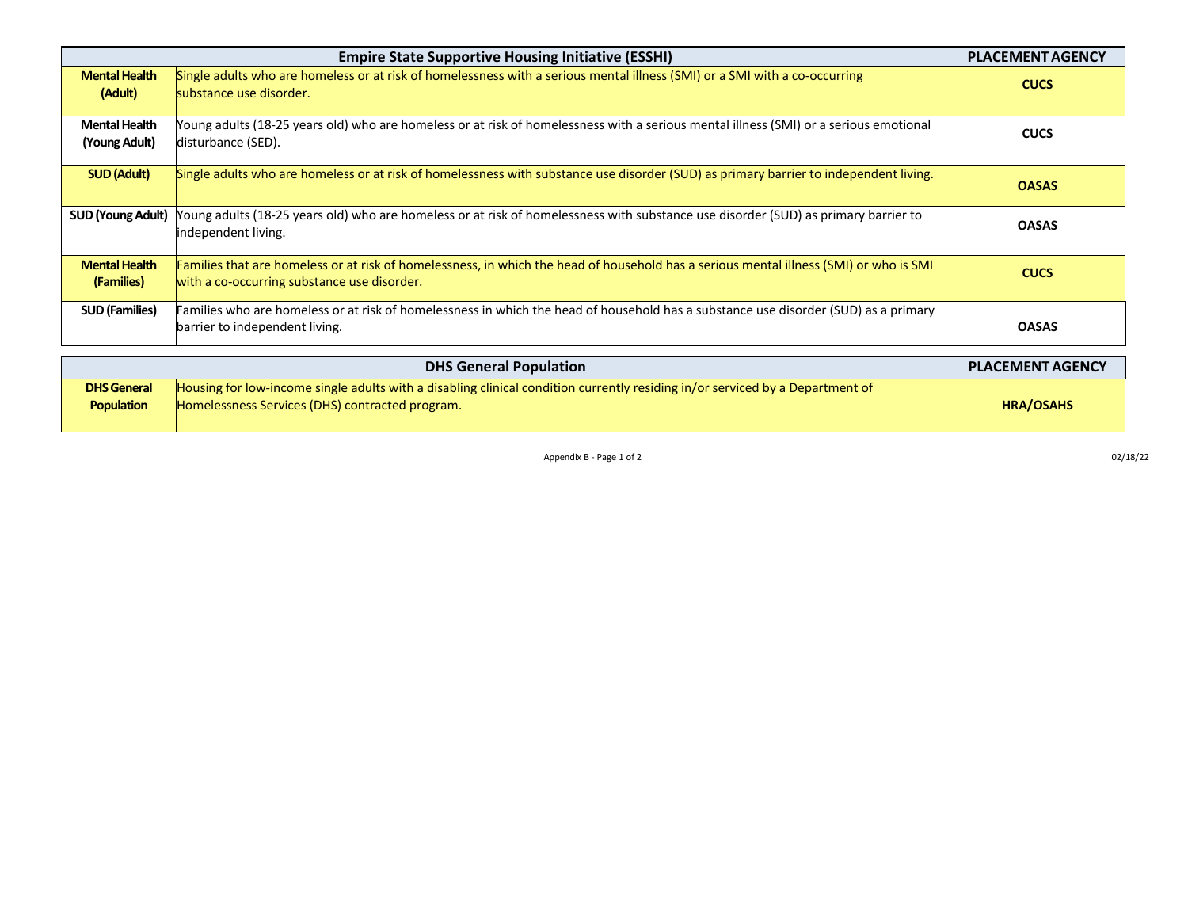| Empire State Supportive Housing Initiative (ESSHI) | | PLACEMENT AGENCY |
|---|---|---|
| **Mental Health (Adult)** | Single adults who are homeless or at risk of homelessness with a serious mental illness (SMI) or a SMI with a co-occurring substance use disorder. | **CUCS** |
| **Mental Health (Young Adult)** | Young adults (18-25 years old) who are homeless or at risk of homelessness with a serious mental illness (SMI) or a serious emotional disturbance (SED). | **CUCS** |
| **SUD (Adult)** | Single adults who are homeless or at risk of homelessness with substance use disorder (SUD) as primary barrier to independent living. | **OASAS** |
| **SUD (Young Adult)** | Young adults (18-25 years old) who are homeless or at risk of homelessness with substance use disorder (SUD) as primary barrier to independent living. | **OASAS** |
| **Mental Health (Families)** | Families that are homeless or at risk of homelessness, in which the head of household has a serious mental illness (SMI) or who is SMI with a co-occurring substance use disorder. | **CUCS** |
| **SUD (Families)** | Families who are homeless or at risk of homelessness in which the head of household has a substance use disorder (SUD) as a primary barrier to independent living. | **OASAS** |

| DHS General Population | | PLACEMENT AGENCY |
|---|---|---|
| **DHS General Population** | Housing for low-income single adults with a disabling clinical condition currently residing in/or serviced by a Department of Homelessness Services (DHS) contracted program. | **HRA/OSAHS** |

Appendix B - Page 1 of 2

02/18/22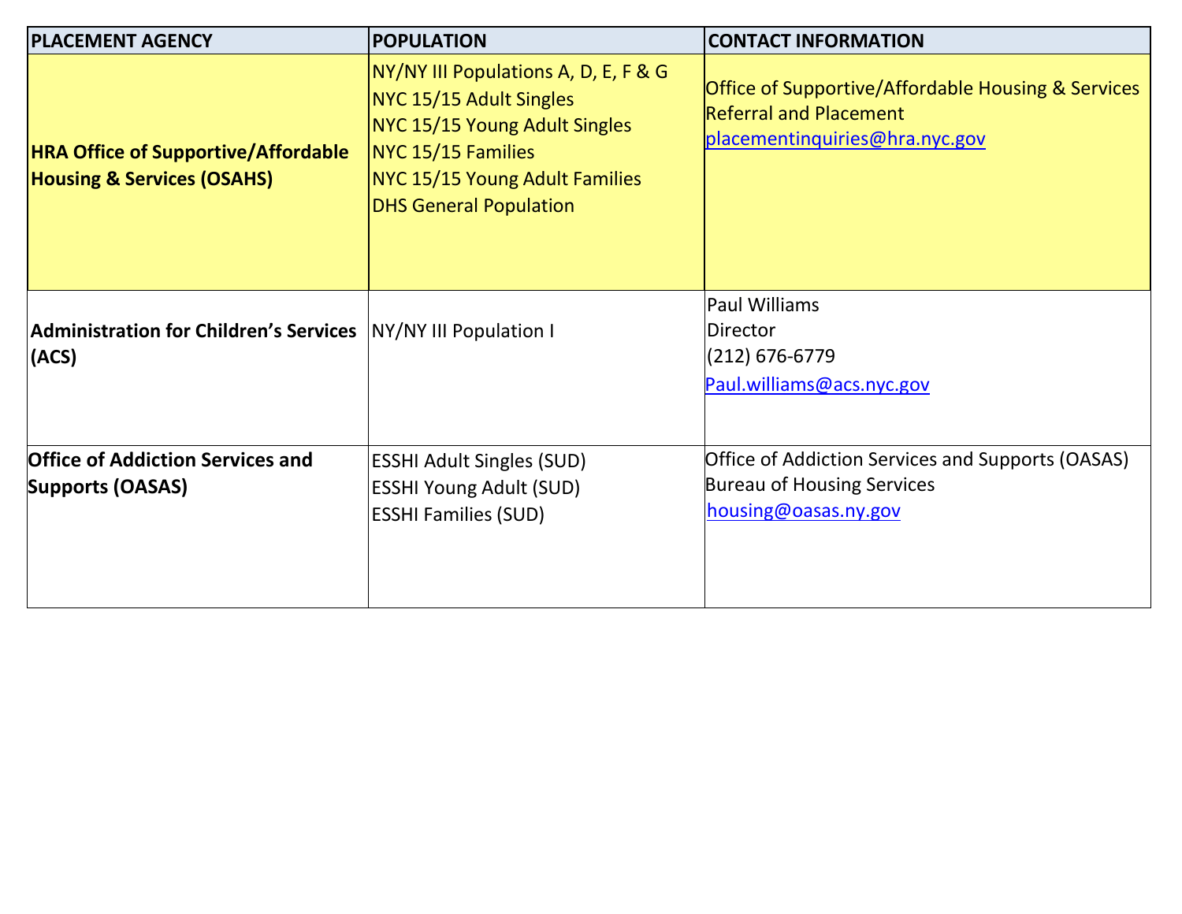| PLACEMENT AGENCY | POPULATION | CONTACT INFORMATION |
|---|---|---|
| **HRA Office of Supportive/Affordable Housing & Services (OSAHS)** | NY/NY III Populations A, D, E, F & G<br>NYC 15/15 Adult Singles<br>NYC 15/15 Young Adult Singles<br>NYC 15/15 Families<br>NYC 15/15 Young Adult Families<br>DHS General Population | Office of Supportive/Affordable Housing & Services<br>Referral and Placement<br>placementinquiries@hra.nyc.gov |
| **Administration for Children's Services (ACS)** | NY/NY III Population I | Paul Williams<br>Director<br>(212) 676-6779<br>Paul.williams@acs.nyc.gov |
| **Office of Addiction Services and Supports (OASAS)** | ESSHI Adult Singles (SUD)<br>ESSHI Young Adult (SUD)<br>ESSHI Families (SUD) | Office of Addiction Services and Supports (OASAS)<br>Bureau of Housing Services<br>housing@oasas.ny.gov |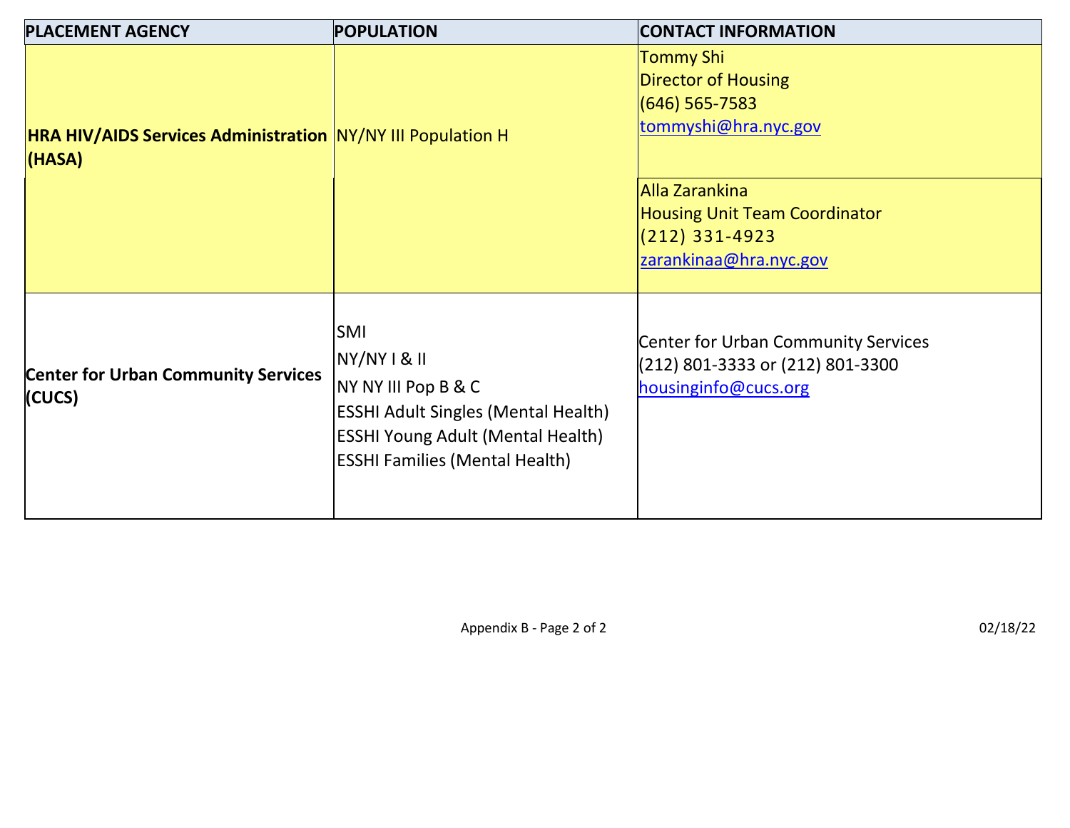| PLACEMENT AGENCY | POPULATION | CONTACT INFORMATION |
|---|---|---|
| **HRA HIV/AIDS Services Administration (HASA)** | NY/NY III Population H | Tommy Shi<br>Director of Housing<br>(646) 565-7583<br>tommyshi@hra.nyc.gov |
| | | Alla Zarankina<br>Housing Unit Team Coordinator<br>(212) 331-4923<br>zarankinaa@hra.nyc.gov |
| **Center for Urban Community Services (CUCS)** | SMI<br>NY/NY I & II<br>NY NY III Pop B & C<br>ESSHI Adult Singles (Mental Health)<br>ESSHI Young Adult (Mental Health)<br>ESSHI Families (Mental Health) | Center for Urban Community Services<br>(212) 801-3333 or (212) 801-3300<br>housinginfo@cucs.org |

02/18/22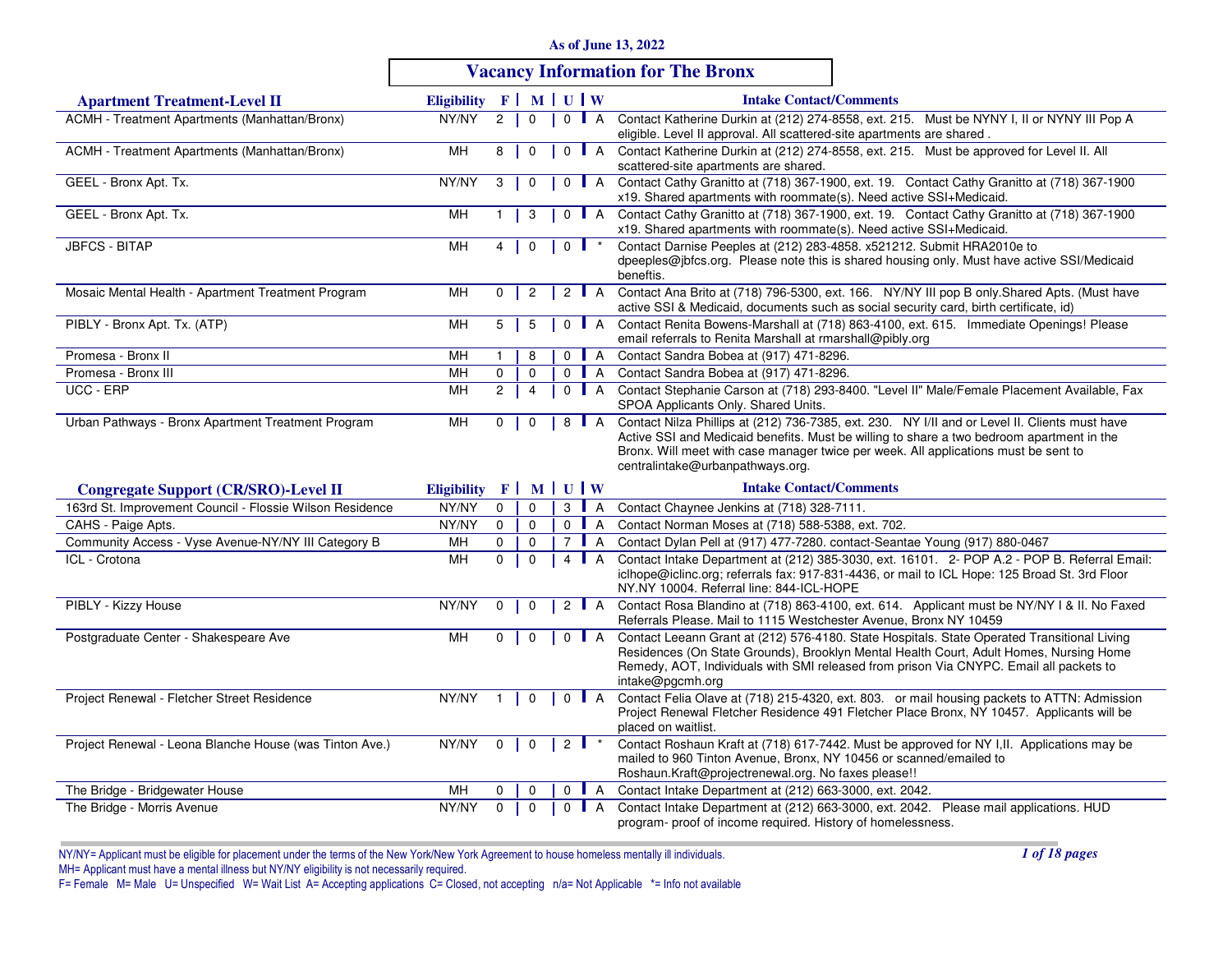As of June 13, 2022

# Vacancy Information for The Bronx

## Apartment Treatment-Level II

| Apartment Treatment-Level II | Eligibility | F | M | U | W | Intake Contact/Comments |
|---|---|---|---|---|---|---|
| ACMH - Treatment Apartments (Manhattan/Bronx) | NY/NY | 2 | 0 | 0 | A | Contact Katherine Durkin at (212) 274-8558, ext. 215. Must be NYNY I, II or NYNY III Pop A eligible. Level II approval. All scattered-site apartments are shared . |
| ACMH - Treatment Apartments (Manhattan/Bronx) | MH | 8 | 0 | 0 | A | Contact Katherine Durkin at (212) 274-8558, ext. 215. Must be approved for Level II. All scattered-site apartments are shared. |
| GEEL - Bronx Apt. Tx. | NY/NY | 3 | 0 | 0 | A | Contact Cathy Granitto at (718) 367-1900, ext. 19. Contact Cathy Granitto at (718) 367-1900 x19. Shared apartments with roommate(s). Need active SSI+Medicaid. |
| GEEL - Bronx Apt. Tx. | MH | 1 | 3 | 0 | A | Contact Cathy Granitto at (718) 367-1900, ext. 19. Contact Cathy Granitto at (718) 367-1900 x19. Shared apartments with roommate(s). Need active SSI+Medicaid. |
| JBFCS - BITAP | MH | 4 | 0 | 0 | * | Contact Darnise Peeples at (212) 283-4858. x521212. Submit HRA2010e to dpeeples@jbfcs.org. Please note this is shared housing only. Must have active SSI/Medicaid benefits. |
| Mosaic Mental Health - Apartment Treatment Program | MH | 0 | 2 | 2 | A | Contact Ana Brito at (718) 796-5300, ext. 166. NY/NY III pop B only.Shared Apts. (Must have active SSI & Medicaid, documents such as social security card, birth certificate, id) |
| PIBLY - Bronx Apt. Tx. (ATP) | MH | 5 | 5 | 0 | A | Contact Renita Bowens-Marshall at (718) 863-4100, ext. 615. Immediate Openings! Please email referrals to Renita Marshall at rmarshall@pibly.org |
| Promesa - Bronx II | MH | 1 | 8 | 0 | A | Contact Sandra Bobea at (917) 471-8296. |
| Promesa - Bronx III | MH | 0 | 0 | 0 | A | Contact Sandra Bobea at (917) 471-8296. |
| UCC - ERP | MH | 2 | 4 | 0 | A | Contact Stephanie Carson at (718) 293-8400. "Level II" Male/Female Placement Available, Fax SPOA Applicants Only. Shared Units. |
| Urban Pathways - Bronx Apartment Treatment Program | MH | 0 | 0 | 8 | A | Contact Nilza Phillips at (212) 736-7385, ext. 230. NY I/II and or Level II. Clients must have Active SSI and Medicaid benefits. Must be willing to share a two bedroom apartment in the Bronx. Will meet with case manager twice per week. All applications must be sent to centralintake@urbanpathways.org. |

## Congregate Support (CR/SRO)-Level II

| Congregate Support (CR/SRO)-Level II | Eligibility | F | M | U | W | Intake Contact/Comments |
|---|---|---|---|---|---|---|
| 163rd St. Improvement Council - Flossie Wilson Residence | NY/NY | 0 | 0 | 3 | A | Contact Chaynee Jenkins at (718) 328-7111. |
| CAHS - Paige Apts. | NY/NY | 0 | 0 | 0 | A | Contact Norman Moses at (718) 588-5388, ext. 702. |
| Community Access - Vyse Avenue-NY/NY III Category B | MH | 0 | 0 | 7 | A | Contact Dylan Pell at (917) 477-7280. contact-Seantae Young (917) 880-0467 |
| ICL - Crotona | MH | 0 | 0 | 4 | A | Contact Intake Department at (212) 385-3030, ext. 16101. 2- POP A.2 - POP B. Referral Email: iclhope@iclinc.org; referrals fax: 917-831-4436, or mail to ICL Hope: 125 Broad St. 3rd Floor NY.NY 10004. Referral line: 844-ICL-HOPE |
| PIBLY - Kizzy House | NY/NY | 0 | 0 | 2 | A | Contact Rosa Blandino at (718) 863-4100, ext. 614. Applicant must be NY/NY I & II. No Faxed Referrals Please. Mail to 1115 Westchester Avenue, Bronx NY 10459 |
| Postgraduate Center - Shakespeare Ave | MH | 0 | 0 | 0 | A | Contact Leeann Grant at (212) 576-4180. State Hospitals. State Operated Transitional Living Residences (On State Grounds), Brooklyn Mental Health Court, Adult Homes, Nursing Home Remedy, AOT, Individuals with SMI released from prison Via CNYPC. Email all packets to intake@pgcmh.org |
| Project Renewal - Fletcher Street Residence | NY/NY | 1 | 0 | 0 | A | Contact Felia Olave at (718) 215-4320, ext. 803. or mail housing packets to ATTN: Admission Project Renewal Fletcher Residence 491 Fletcher Place Bronx, NY 10457. Applicants will be placed on waitlist. |
| Project Renewal - Leona Blanche House (was Tinton Ave.) | NY/NY | 0 | 0 | 2 | * | Contact Roshaun Kraft at (718) 617-7442. Must be approved for NY I,II. Applications may be mailed to 960 Tinton Avenue, Bronx, NY 10456 or scanned/emailed to Roshaun.Kraft@projectrenewal.org. No faxes please!! |
| The Bridge - Bridgewater House | MH | 0 | 0 | 0 | A | Contact Intake Department at (212) 663-3000, ext. 2042. |
| The Bridge - Morris Avenue | NY/NY | 0 | 0 | 0 | A | Contact Intake Department at (212) 663-3000, ext. 2042. Please mail applications. HUD program- proof of income required. History of homelessness. |

NY/NY= Applicant must be eligible for placement under the terms of the New York/New York Agreement to house homeless mentally ill individuals.
MH= Applicant must have a mental illness but NY/NY eligibility is not necessarily required.
F= Female M= Male U= Unspecified W= Wait List A= Accepting applications C= Closed, not accepting n/a= Not Applicable *= Info not available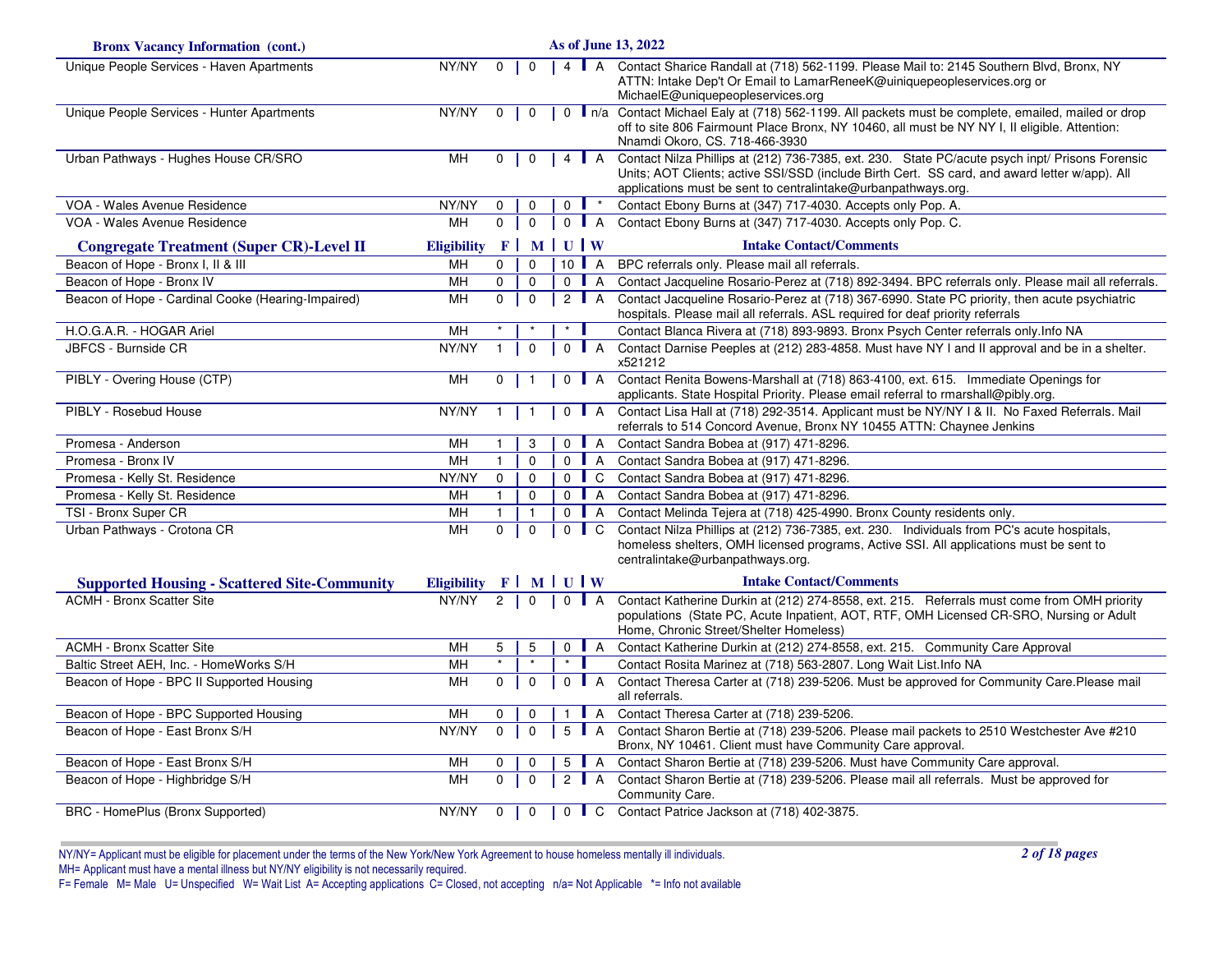**Bronx Vacancy Information (cont.)** — As of June 13, 2022

| | Eligibility | F | M | U | W | Intake Contact/Comments |
|---|---|---|---|---|---|---|
| Unique People Services - Haven Apartments | NY/NY | 0 | 0 | 4 | A | Contact Sharice Randall at (718) 562-1199. Please Mail to: 2145 Southern Blvd, Bronx, NY ATTN: Intake Dep't Or Email to LamarReneeK@uniquepeopleservices.org or MichaelE@uniquepeopleservices.org |
| Unique People Services - Hunter Apartments | NY/NY | 0 | 0 | 0 | n/a | Contact Michael Ealy at (718) 562-1199. All packets must be complete, emailed, mailed or drop off to site 806 Fairmount Place Bronx, NY 10460, all must be NY NY I, II eligible. Attention: Nnamdi Okoro, CS. 718-466-3930 |
| Urban Pathways - Hughes House CR/SRO | MH | 0 | 0 | 4 | A | Contact Nilza Phillips at (212) 736-7385, ext. 230. State PC/acute psych inpt/ Prisons Forensic Units; AOT Clients; active SSI/SSD (include Birth Cert. SS card, and award letter w/app). All applications must be sent to centralintake@urbanpathways.org. |
| VOA - Wales Avenue Residence | NY/NY | 0 | 0 | 0 | * | Contact Ebony Burns at (347) 717-4030. Accepts only Pop. A. |
| VOA - Wales Avenue Residence | MH | 0 | 0 | 0 | A | Contact Ebony Burns at (347) 717-4030. Accepts only Pop. C. |

| Congregate Treatment (Super CR)-Level II | Eligibility | F | M | U | W | Intake Contact/Comments |
|---|---|---|---|---|---|---|
| Beacon of Hope - Bronx I, II & III | MH | 0 | 0 | 10 | A | BPC referrals only. Please mail all referrals. |
| Beacon of Hope - Bronx IV | MH | 0 | 0 | 0 | A | Contact Jacqueline Rosario-Perez at (718) 892-3494. BPC referrals only. Please mail all referrals. |
| Beacon of Hope - Cardinal Cooke (Hearing-Impaired) | MH | 0 | 0 | 2 | A | Contact Jacqueline Rosario-Perez at (718) 367-6990. State PC priority, then acute psychiatric hospitals. Please mail all referrals. ASL required for deaf priority referrals |
| H.O.G.A.R. - HOGAR Ariel | MH | * | * | * | | Contact Blanca Rivera at (718) 893-9893. Bronx Psych Center referrals only.Info NA |
| JBFCS - Burnside CR | NY/NY | 1 | 0 | 0 | A | Contact Darnise Peeples at (212) 283-4858. Must have NY I and II approval and be in a shelter. x521212 |
| PIBLY - Overing House (CTP) | MH | 0 | 1 | 0 | A | Contact Renita Bowens-Marshall at (718) 863-4100, ext. 615. Immediate Openings for applicants. State Hospital Priority. Please email referral to rmarshall@pibly.org. |
| PIBLY - Rosebud House | NY/NY | 1 | 1 | 0 | A | Contact Lisa Hall at (718) 292-3514. Applicant must be NY/NY I & II. No Faxed Referrals. Mail referrals to 514 Concord Avenue, Bronx NY 10455 ATTN: Chaynee Jenkins |
| Promesa - Anderson | MH | 1 | 3 | 0 | A | Contact Sandra Bobea at (917) 471-8296. |
| Promesa - Bronx IV | MH | 1 | 0 | 0 | A | Contact Sandra Bobea at (917) 471-8296. |
| Promesa - Kelly St. Residence | NY/NY | 0 | 0 | 0 | C | Contact Sandra Bobea at (917) 471-8296. |
| Promesa - Kelly St. Residence | MH | 1 | 0 | 0 | A | Contact Sandra Bobea at (917) 471-8296. |
| TSI - Bronx Super CR | MH | 1 | 1 | 0 | A | Contact Melinda Tejera at (718) 425-4990. Bronx County residents only. |
| Urban Pathways - Crotona CR | MH | 0 | 0 | 0 | C | Contact Nilza Phillips at (212) 736-7385, ext. 230. Individuals from PC's acute hospitals, homeless shelters, OMH licensed programs, Active SSI. All applications must be sent to centralintake@urbanpathways.org. |

| Supported Housing - Scattered Site-Community | Eligibility | F | M | U | W | Intake Contact/Comments |
|---|---|---|---|---|---|---|
| ACMH - Bronx Scatter Site | NY/NY | 2 | 0 | 0 | A | Contact Katherine Durkin at (212) 274-8558, ext. 215. Referrals must come from OMH priority populations (State PC, Acute Inpatient, AOT, RTF, OMH Licensed CR-SRO, Nursing or Adult Home, Chronic Street/Shelter Homeless) |
| ACMH - Bronx Scatter Site | MH | 5 | 5 | 0 | A | Contact Katherine Durkin at (212) 274-8558, ext. 215. Community Care Approval |
| Baltic Street AEH, Inc. - HomeWorks S/H | MH | * | * | * | | Contact Rosita Marinez at (718) 563-2807. Long Wait List.Info NA |
| Beacon of Hope - BPC II Supported Housing | MH | 0 | 0 | 0 | A | Contact Theresa Carter at (718) 239-5206. Must be approved for Community Care.Please mail all referrals. |
| Beacon of Hope - BPC Supported Housing | MH | 0 | 0 | 1 | A | Contact Theresa Carter at (718) 239-5206. |
| Beacon of Hope - East Bronx S/H | NY/NY | 0 | 0 | 5 | A | Contact Sharon Bertie at (718) 239-5206. Please mail packets to 2510 Westchester Ave #210 Bronx, NY 10461. Client must have Community Care approval. |
| Beacon of Hope - East Bronx S/H | MH | 0 | 0 | 5 | A | Contact Sharon Bertie at (718) 239-5206. Must have Community Care approval. |
| Beacon of Hope - Highbridge S/H | MH | 0 | 0 | 2 | A | Contact Sharon Bertie at (718) 239-5206. Please mail all referrals. Must be approved for Community Care. |
| BRC - HomePlus (Bronx Supported) | NY/NY | 0 | 0 | 0 | C | Contact Patrice Jackson at (718) 402-3875. |

NY/NY= Applicant must be eligible for placement under the terms of the New York/New York Agreement to house homeless mentally ill individuals.
MH= Applicant must have a mental illness but NY/NY eligibility is not necessarily required.
F= Female M= Male U= Unspecified W= Wait List A= Accepting applications C= Closed, not accepting n/a= Not Applicable *= Info not available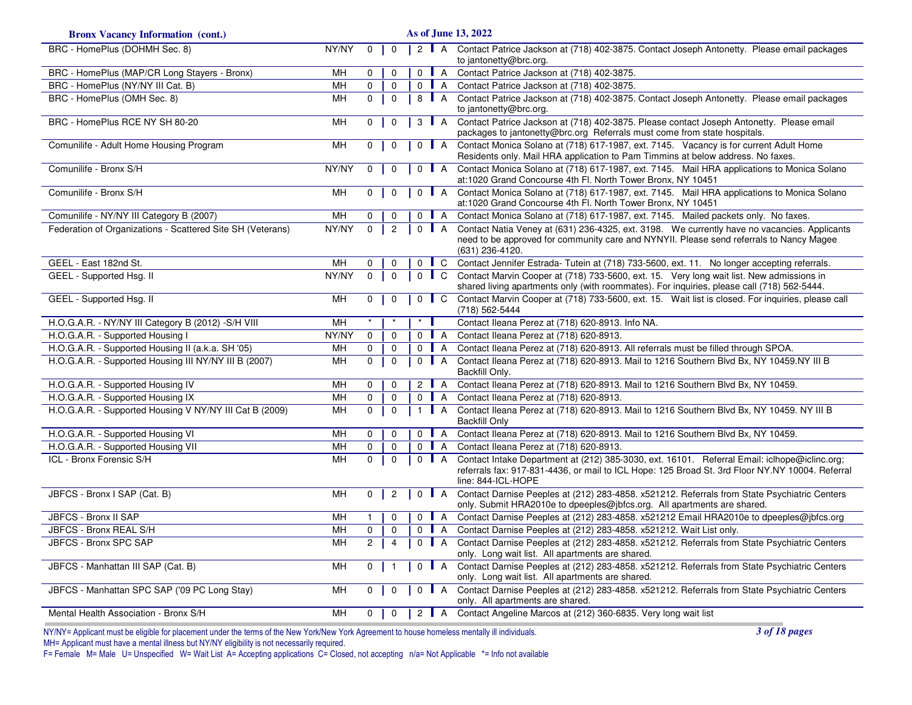## Bronx Vacancy Information (cont.)

As of June 13, 2022

| Program | Eligibility | | | | Status | Contact |
|---|---|---|---|---|---|---|
| BRC - HomePlus (DOHMH Sec. 8) | NY/NY | 0 | 0 | 2 | A | Contact Patrice Jackson at (718) 402-3875. Contact Joseph Antonetty. Please email packages to jantonetty@brc.org. |
| BRC - HomePlus (MAP/CR Long Stayers - Bronx) | MH | 0 | 0 | 0 | A | Contact Patrice Jackson at (718) 402-3875. |
| BRC - HomePlus (NY/NY III Cat. B) | MH | 0 | 0 | 0 | A | Contact Patrice Jackson at (718) 402-3875. |
| BRC - HomePlus (OMH Sec. 8) | MH | 0 | 0 | 8 | A | Contact Patrice Jackson at (718) 402-3875. Contact Joseph Antonetty. Please email packages to jantonetty@brc.org. |
| BRC - HomePlus RCE NY SH 80-20 | MH | 0 | 0 | 3 | A | Contact Patrice Jackson at (718) 402-3875. Please contact Joseph Antonetty. Please email packages to jantonetty@brc.org Referrals must come from state hospitals. |
| Comunilife - Adult Home Housing Program | MH | 0 | 0 | 0 | A | Contact Monica Solano at (718) 617-1987, ext. 7145. Vacancy is for current Adult Home Residents only. Mail HRA application to Pam Timmins at below address. No faxes. |
| Comunilife - Bronx S/H | NY/NY | 0 | 0 | 0 | A | Contact Monica Solano at (718) 617-1987, ext. 7145. Mail HRA applications to Monica Solano at:1020 Grand Concourse 4th Fl. North Tower Bronx, NY 10451 |
| Comunilife - Bronx S/H | MH | 0 | 0 | 0 | A | Contact Monica Solano at (718) 617-1987, ext. 7145. Mail HRA applications to Monica Solano at:1020 Grand Concourse 4th Fl. North Tower Bronx, NY 10451 |
| Comunilife - NY/NY III Category B (2007) | MH | 0 | 0 | 0 | A | Contact Monica Solano at (718) 617-1987, ext. 7145. Mailed packets only. No faxes. |
| Federation of Organizations - Scattered Site SH (Veterans) | NY/NY | 0 | 2 | 0 | A | Contact Natia Veney at (631) 236-4325, ext. 3198. We currently have no vacancies. Applicants need to be approved for community care and NYNYII. Please send referrals to Nancy Magee (631) 236-4120. |
| GEEL - East 182nd St. | MH | 0 | 0 | 0 | C | Contact Jennifer Estrada- Tutein at (718) 733-5600, ext. 11. No longer accepting referrals. |
| GEEL - Supported Hsg. II | NY/NY | 0 | 0 | 0 | C | Contact Marvin Cooper at (718) 733-5600, ext. 15. Very long wait list. New admissions in shared living apartments only (with roommates). For inquiries, please call (718) 562-5444. |
| GEEL - Supported Hsg. II | MH | 0 | 0 | 0 | C | Contact Marvin Cooper at (718) 733-5600, ext. 15. Wait list is closed. For inquiries, please call (718) 562-5444 |
| H.O.G.A.R. - NY/NY III Category B (2012) -S/H VIII | MH | * | * | * | | Contact Ileana Perez at (718) 620-8913. Info NA. |
| H.O.G.A.R. - Supported Housing I | NY/NY | 0 | 0 | 0 | A | Contact Ileana Perez at (718) 620-8913. |
| H.O.G.A.R. - Supported Housing II (a.k.a. SH '05) | MH | 0 | 0 | 0 | A | Contact Ileana Perez at (718) 620-8913. All referrals must be filled through SPOA. |
| H.O.G.A.R. - Supported Housing III NY/NY III B (2007) | MH | 0 | 0 | 0 | A | Contact Ileana Perez at (718) 620-8913. Mail to 1216 Southern Blvd Bx, NY 10459.NY III B Backfill Only. |
| H.O.G.A.R. - Supported Housing IV | MH | 0 | 0 | 2 | A | Contact Ileana Perez at (718) 620-8913. Mail to 1216 Southern Blvd Bx, NY 10459. |
| H.O.G.A.R. - Supported Housing IX | MH | 0 | 0 | 0 | A | Contact Ileana Perez at (718) 620-8913. |
| H.O.G.A.R. - Supported Housing V NY/NY III Cat B (2009) | MH | 0 | 0 | 1 | A | Contact Ileana Perez at (718) 620-8913. Mail to 1216 Southern Blvd Bx, NY 10459. NY III B Backfill Only |
| H.O.G.A.R. - Supported Housing VI | MH | 0 | 0 | 0 | A | Contact Ileana Perez at (718) 620-8913. Mail to 1216 Southern Blvd Bx, NY 10459. |
| H.O.G.A.R. - Supported Housing VII | MH | 0 | 0 | 0 | A | Contact Ileana Perez at (718) 620-8913. |
| ICL - Bronx Forensic S/H | MH | 0 | 0 | 0 | A | Contact Intake Department at (212) 385-3030, ext. 16101. Referral Email: iclhope@iclinc.org; referrals fax: 917-831-4436, or mail to ICL Hope: 125 Broad St. 3rd Floor NY.NY 10004. Referral line: 844-ICL-HOPE |
| JBFCS - Bronx I SAP (Cat. B) | MH | 0 | 2 | 0 | A | Contact Darnise Peeples at (212) 283-4858. x521212. Referrals from State Psychiatric Centers only. Submit HRA2010e to dpeeples@jbfcs.org. All apartments are shared. |
| JBFCS - Bronx II SAP | MH | 1 | 0 | 0 | A | Contact Darnise Peeples at (212) 283-4858. x521212 Email HRA2010e to dpeeples@jbfcs.org |
| JBFCS - Bronx REAL S/H | MH | 0 | 0 | 0 | A | Contact Darnise Peeples at (212) 283-4858. x521212. Wait List only. |
| JBFCS - Bronx SPC SAP | MH | 2 | 4 | 0 | A | Contact Darnise Peeples at (212) 283-4858. x521212. Referrals from State Psychiatric Centers only. Long wait list. All apartments are shared. |
| JBFCS - Manhattan III SAP (Cat. B) | MH | 0 | 1 | 0 | A | Contact Darnise Peeples at (212) 283-4858. x521212. Referrals from State Psychiatric Centers only. Long wait list. All apartments are shared. |
| JBFCS - Manhattan SPC SAP ('09 PC Long Stay) | MH | 0 | 0 | 0 | A | Contact Darnise Peeples at (212) 283-4858. x521212. Referrals from State Psychiatric Centers only. All apartments are shared. |
| Mental Health Association - Bronx S/H | MH | 0 | 0 | 2 | A | Contact Angeline Marcos at (212) 360-6835. Very long wait list |

NY/NY= Applicant must be eligible for placement under the terms of the New York/New York Agreement to house homeless mentally ill individuals.
MH= Applicant must have a mental illness but NY/NY eligibility is not necessarily required.
F= Female M= Male U= Unspecified W= Wait List A= Accepting applications C= Closed, not accepting n/a= Not Applicable *= Info not available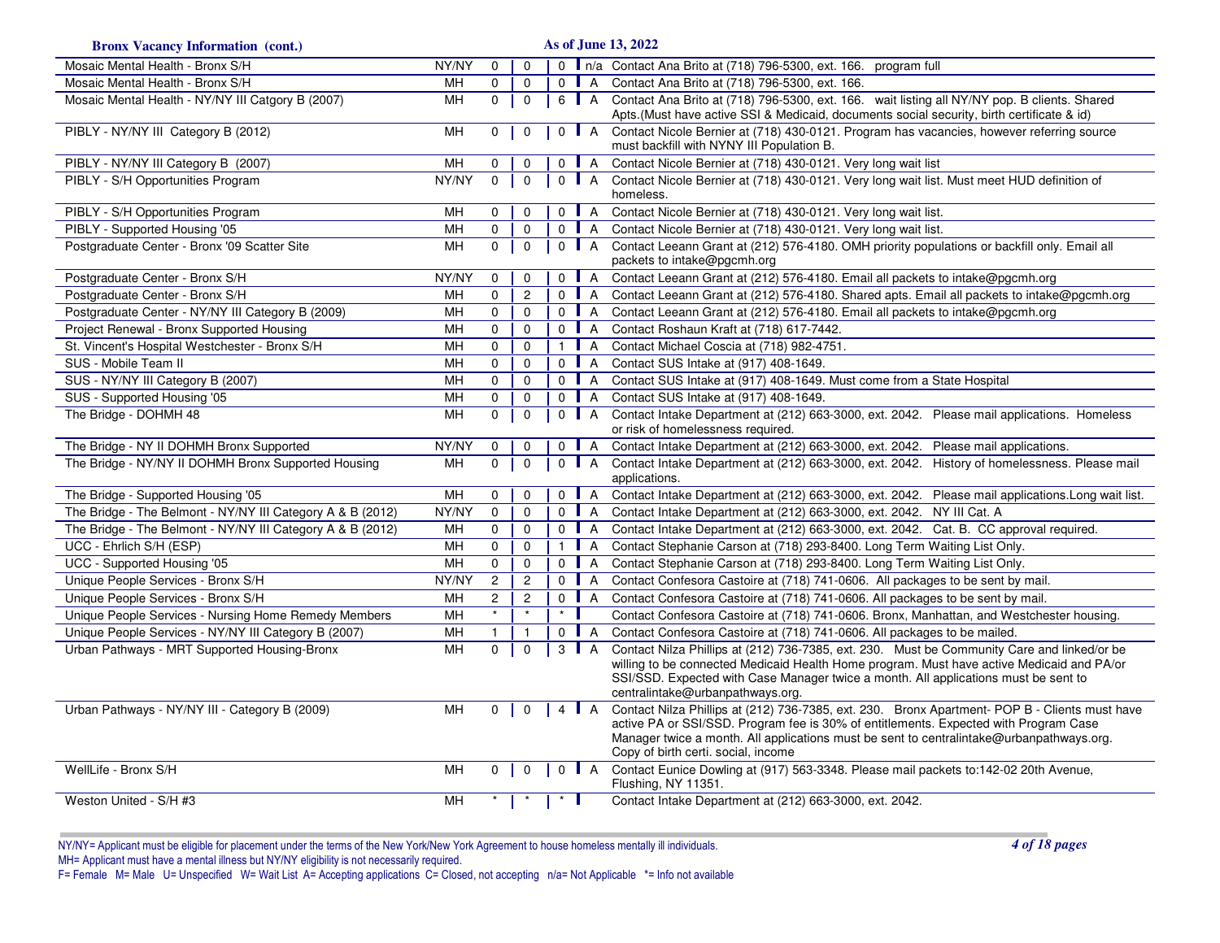**Bronx Vacancy Information (cont.)** — As of June 13, 2022

| Program | Type | F | M | U | Status | Contact / Notes |
|---|---|---|---|---|---|---|
| Mosaic Mental Health - Bronx S/H | NY/NY | 0 | 0 | 0 | n/a | Contact Ana Brito at (718) 796-5300, ext. 166. program full |
| Mosaic Mental Health - Bronx S/H | MH | 0 | 0 | 0 | A | Contact Ana Brito at (718) 796-5300, ext. 166. |
| Mosaic Mental Health - NY/NY III Catgory B (2007) | MH | 0 | 0 | 6 | A | Contact Ana Brito at (718) 796-5300, ext. 166. wait listing all NY/NY pop. B clients. Shared Apts.(Must have active SSI & Medicaid, documents social security, birth certificate & id) |
| PIBLY - NY/NY III Category B (2012) | MH | 0 | 0 | 0 | A | Contact Nicole Bernier at (718) 430-0121. Program has vacancies, however referring source must backfill with NYNY III Population B. |
| PIBLY - NY/NY III Category B (2007) | MH | 0 | 0 | 0 | A | Contact Nicole Bernier at (718) 430-0121. Very long wait list |
| PIBLY - S/H Opportunities Program | NY/NY | 0 | 0 | 0 | A | Contact Nicole Bernier at (718) 430-0121. Very long wait list. Must meet HUD definition of homeless. |
| PIBLY - S/H Opportunities Program | MH | 0 | 0 | 0 | A | Contact Nicole Bernier at (718) 430-0121. Very long wait list. |
| PIBLY - Supported Housing '05 | MH | 0 | 0 | 0 | A | Contact Nicole Bernier at (718) 430-0121. Very long wait list. |
| Postgraduate Center - Bronx '09 Scatter Site | MH | 0 | 0 | 0 | A | Contact Leeann Grant at (212) 576-4180. OMH priority populations or backfill only. Email all packets to intake@pgcmh.org |
| Postgraduate Center - Bronx S/H | NY/NY | 0 | 0 | 0 | A | Contact Leeann Grant at (212) 576-4180. Email all packets to intake@pgcmh.org |
| Postgraduate Center - Bronx S/H | MH | 0 | 2 | 0 | A | Contact Leeann Grant at (212) 576-4180. Shared apts. Email all packets to intake@pgcmh.org |
| Postgraduate Center - NY/NY III Category B (2009) | MH | 0 | 0 | 0 | A | Contact Leeann Grant at (212) 576-4180. Email all packets to intake@pgcmh.org |
| Project Renewal - Bronx Supported Housing | MH | 0 | 0 | 0 | A | Contact Roshaun Kraft at (718) 617-7442. |
| St. Vincent's Hospital Westchester - Bronx S/H | MH | 0 | 0 | 1 | A | Contact Michael Coscia at (718) 982-4751. |
| SUS - Mobile Team II | MH | 0 | 0 | 0 | A | Contact SUS Intake at (917) 408-1649. |
| SUS - NY/NY III Category B (2007) | MH | 0 | 0 | 0 | A | Contact SUS Intake at (917) 408-1649. Must come from a State Hospital |
| SUS - Supported Housing '05 | MH | 0 | 0 | 0 | A | Contact SUS Intake at (917) 408-1649. |
| The Bridge - DOHMH 48 | MH | 0 | 0 | 0 | A | Contact Intake Department at (212) 663-3000, ext. 2042. Please mail applications. Homeless or risk of homelessness required. |
| The Bridge - NY II DOHMH Bronx Supported | NY/NY | 0 | 0 | 0 | A | Contact Intake Department at (212) 663-3000, ext. 2042. Please mail applications. |
| The Bridge - NY/NY II DOHMH Bronx Supported Housing | MH | 0 | 0 | 0 | A | Contact Intake Department at (212) 663-3000, ext. 2042. History of homelessness. Please mail applications. |
| The Bridge - Supported Housing '05 | MH | 0 | 0 | 0 | A | Contact Intake Department at (212) 663-3000, ext. 2042. Please mail applications.Long wait list. |
| The Bridge - The Belmont - NY/NY III Category A & B (2012) | NY/NY | 0 | 0 | 0 | A | Contact Intake Department at (212) 663-3000, ext. 2042. NY III Cat. A |
| The Bridge - The Belmont - NY/NY III Category A & B (2012) | MH | 0 | 0 | 0 | A | Contact Intake Department at (212) 663-3000, ext. 2042. Cat. B. CC approval required. |
| UCC - Ehrlich S/H (ESP) | MH | 0 | 0 | 1 | A | Contact Stephanie Carson at (718) 293-8400. Long Term Waiting List Only. |
| UCC - Supported Housing '05 | MH | 0 | 0 | 0 | A | Contact Stephanie Carson at (718) 293-8400. Long Term Waiting List Only. |
| Unique People Services - Bronx S/H | NY/NY | 2 | 2 | 0 | A | Contact Confesora Castoire at (718) 741-0606. All packages to be sent by mail. |
| Unique People Services - Bronx S/H | MH | 2 | 2 | 0 | A | Contact Confesora Castoire at (718) 741-0606. All packages to be sent by mail. |
| Unique People Services - Nursing Home Remedy Members | MH | * | * | * | | Contact Confesora Castoire at (718) 741-0606. Bronx, Manhattan, and Westchester housing. |
| Unique People Services - NY/NY III Category B (2007) | MH | 1 | 1 | 0 | A | Contact Confesora Castoire at (718) 741-0606. All packages to be mailed. |
| Urban Pathways - MRT Supported Housing-Bronx | MH | 0 | 0 | 3 | A | Contact Nilza Phillips at (212) 736-7385, ext. 230. Must be Community Care and linked/or be willing to be connected Medicaid Health Home program. Must have active Medicaid and PA/or SSI/SSD. Expected with Case Manager twice a month. All applications must be sent to centralintake@urbanpathways.org. |
| Urban Pathways - NY/NY III - Category B (2009) | MH | 0 | 0 | 4 | A | Contact Nilza Phillips at (212) 736-7385, ext. 230. Bronx Apartment- POP B - Clients must have active PA or SSI/SSD. Program fee is 30% of entitlements. Expected with Program Case Manager twice a month. All applications must be sent to centralintake@urbanpathways.org. Copy of birth certi. social, income |
| WellLife - Bronx S/H | MH | 0 | 0 | 0 | A | Contact Eunice Dowling at (917) 563-3348. Please mail packets to:142-02 20th Avenue, Flushing, NY 11351. |
| Weston United - S/H #3 | MH | * | * | * | | Contact Intake Department at (212) 663-3000, ext. 2042. |

NY/NY= Applicant must be eligible for placement under the terms of the New York/New York Agreement to house homeless mentally ill individuals.
MH= Applicant must have a mental illness but NY/NY eligibility is not necessarily required.
F= Female M= Male U= Unspecified W= Wait List A= Accepting applications C= Closed, not accepting n/a= Not Applicable *= Info not available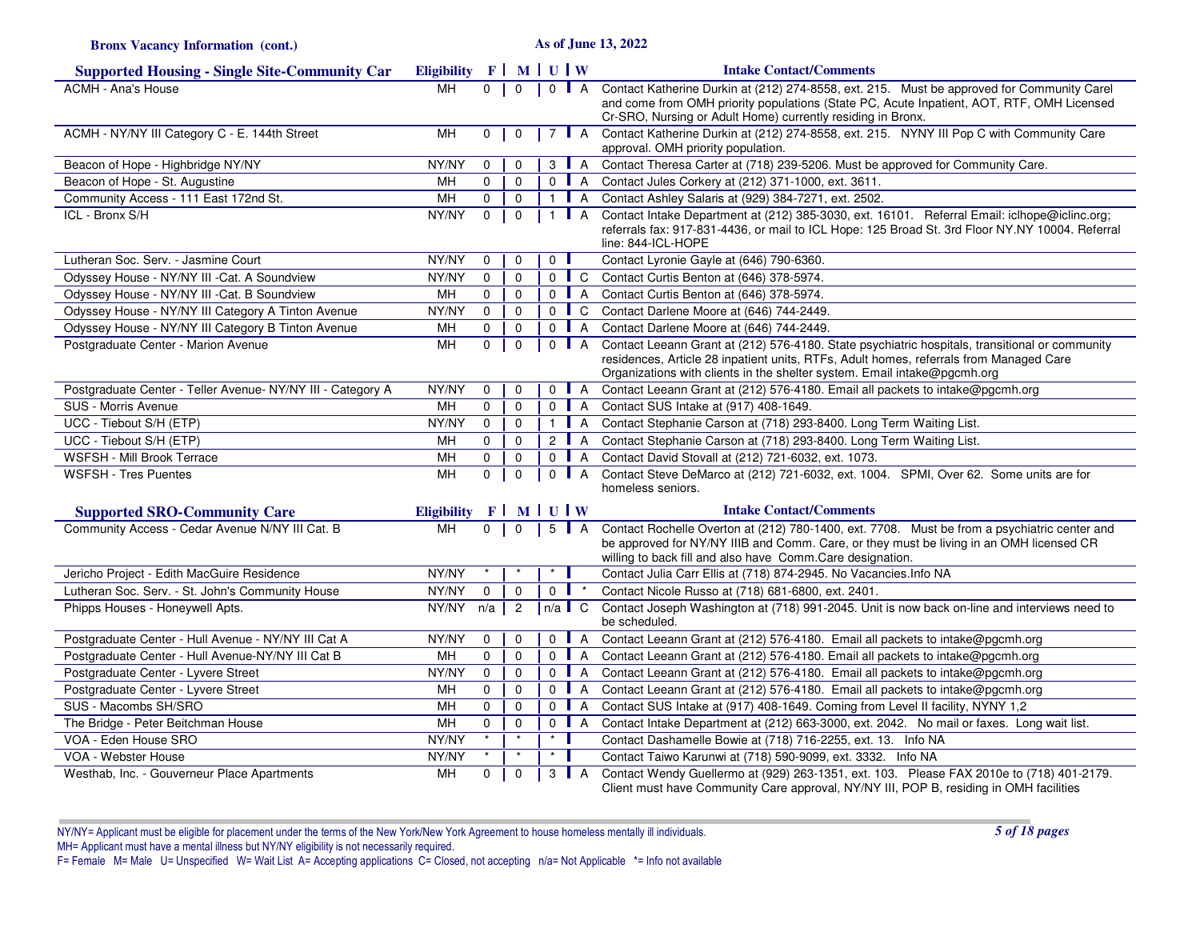**Bronx Vacancy Information (cont.)** **As of June 13, 2022**

| Supported Housing - Single Site-Community Car | Eligibility | F | M | U | W | Intake Contact/Comments |
|---|---|---|---|---|---|---|
| ACMH - Ana's House | MH | 0 | 0 | 0 | A | Contact Katherine Durkin at (212) 274-8558, ext. 215. Must be approved for Community Carel and come from OMH priority populations (State PC, Acute Inpatient, AOT, RTF, OMH Licensed Cr-SRO, Nursing or Adult Home) currently residing in Bronx. |
| ACMH - NY/NY III Category C - E. 144th Street | MH | 0 | 0 | 7 | A | Contact Katherine Durkin at (212) 274-8558, ext. 215. NYNY III Pop C with Community Care approval. OMH priority population. |
| Beacon of Hope - Highbridge NY/NY | NY/NY | 0 | 0 | 3 | A | Contact Theresa Carter at (718) 239-5206. Must be approved for Community Care. |
| Beacon of Hope - St. Augustine | MH | 0 | 0 | 0 | A | Contact Jules Corkery at (212) 371-1000, ext. 3611. |
| Community Access - 111 East 172nd St. | MH | 0 | 0 | 1 | A | Contact Ashley Salaris at (929) 384-7271, ext. 2502. |
| ICL - Bronx S/H | NY/NY | 0 | 0 | 1 | A | Contact Intake Department at (212) 385-3030, ext. 16101. Referral Email: iclhope@iclinc.org; referrals fax: 917-831-4436, or mail to ICL Hope: 125 Broad St. 3rd Floor NY.NY 10004. Referral line: 844-ICL-HOPE |
| Lutheran Soc. Serv. - Jasmine Court | NY/NY | 0 | 0 | 0 | | Contact Lyronie Gayle at (646) 790-6360. |
| Odyssey House - NY/NY III -Cat. A Soundview | NY/NY | 0 | 0 | 0 | C | Contact Curtis Benton at (646) 378-5974. |
| Odyssey House - NY/NY III -Cat. B Soundview | MH | 0 | 0 | 0 | A | Contact Curtis Benton at (646) 378-5974. |
| Odyssey House - NY/NY III Category A Tinton Avenue | NY/NY | 0 | 0 | 0 | C | Contact Darlene Moore at (646) 744-2449. |
| Odyssey House - NY/NY III Category B Tinton Avenue | MH | 0 | 0 | 0 | A | Contact Darlene Moore at (646) 744-2449. |
| Postgraduate Center - Marion Avenue | MH | 0 | 0 | 0 | A | Contact Leeann Grant at (212) 576-4180. State psychiatric hospitals, transitional or community residences, Article 28 inpatient units, RTFs, Adult homes, referrals from Managed Care Organizations with clients in the shelter system. Email intake@pgcmh.org |
| Postgraduate Center - Teller Avenue- NY/NY III - Category A | NY/NY | 0 | 0 | 0 | A | Contact Leeann Grant at (212) 576-4180. Email all packets to intake@pgcmh.org |
| SUS - Morris Avenue | MH | 0 | 0 | 0 | A | Contact SUS Intake at (917) 408-1649. |
| UCC - Tiebout S/H (ETP) | NY/NY | 0 | 0 | 1 | A | Contact Stephanie Carson at (718) 293-8400. Long Term Waiting List. |
| UCC - Tiebout S/H (ETP) | MH | 0 | 0 | 2 | A | Contact Stephanie Carson at (718) 293-8400. Long Term Waiting List. |
| WSFSH - Mill Brook Terrace | MH | 0 | 0 | 0 | A | Contact David Stovall at (212) 721-6032, ext. 1073. |
| WSFSH - Tres Puentes | MH | 0 | 0 | 0 | A | Contact Steve DeMarco at (212) 721-6032, ext. 1004. SPMI, Over 62. Some units are for homeless seniors. |

| Supported SRO-Community Care | Eligibility | F | M | U | W | Intake Contact/Comments |
|---|---|---|---|---|---|---|
| Community Access - Cedar Avenue N/NY III Cat. B | MH | 0 | 0 | 5 | A | Contact Rochelle Overton at (212) 780-1400, ext. 7708. Must be from a psychiatric center and be approved for NY/NY IIIB and Comm. Care, or they must be living in an OMH licensed CR willing to back fill and also have Comm.Care designation. |
| Jericho Project - Edith MacGuire Residence | NY/NY | * | * | * | | Contact Julia Carr Ellis at (718) 874-2945. No Vacancies.Info NA |
| Lutheran Soc. Serv. - St. John's Community House | NY/NY | 0 | 0 | 0 | * | Contact Nicole Russo at (718) 681-6800, ext. 2401. |
| Phipps Houses - Honeywell Apts. | NY/NY | n/a | 2 | n/a | C | Contact Joseph Washington at (718) 991-2045. Unit is now back on-line and interviews need to be scheduled. |
| Postgraduate Center - Hull Avenue - NY/NY III Cat A | NY/NY | 0 | 0 | 0 | A | Contact Leeann Grant at (212) 576-4180. Email all packets to intake@pgcmh.org |
| Postgraduate Center - Hull Avenue-NY/NY III Cat B | MH | 0 | 0 | 0 | A | Contact Leeann Grant at (212) 576-4180. Email all packets to intake@pgcmh.org |
| Postgraduate Center - Lyvere Street | NY/NY | 0 | 0 | 0 | A | Contact Leeann Grant at (212) 576-4180. Email all packets to intake@pgcmh.org |
| Postgraduate Center - Lyvere Street | MH | 0 | 0 | 0 | A | Contact Leeann Grant at (212) 576-4180. Email all packets to intake@pgcmh.org |
| SUS - Macombs SH/SRO | MH | 0 | 0 | 0 | A | Contact SUS Intake at (917) 408-1649. Coming from Level II facility, NYNY 1,2 |
| The Bridge - Peter Beitchman House | MH | 0 | 0 | 0 | A | Contact Intake Department at (212) 663-3000, ext. 2042. No mail or faxes. Long wait list. |
| VOA - Eden House SRO | NY/NY | * | * | * | | Contact Dashamelle Bowie at (718) 716-2255, ext. 13. Info NA |
| VOA - Webster House | NY/NY | * | * | * | | Contact Taiwo Karunwi at (718) 590-9099, ext. 3332. Info NA |
| Westhab, Inc. - Gouverneur Place Apartments | MH | 0 | 0 | 3 | A | Contact Wendy Guellermo at (929) 263-1351, ext. 103. Please FAX 2010e to (718) 401-2179. Client must have Community Care approval, NY/NY III, POP B, residing in OMH facilities |

NY/NY= Applicant must be eligible for placement under the terms of the New York/New York Agreement to house homeless mentally ill individuals.
MH= Applicant must have a mental illness but NY/NY eligibility is not necessarily required.
F= Female M= Male U= Unspecified W= Wait List A= Accepting applications C= Closed, not accepting n/a= Not Applicable *= Info not available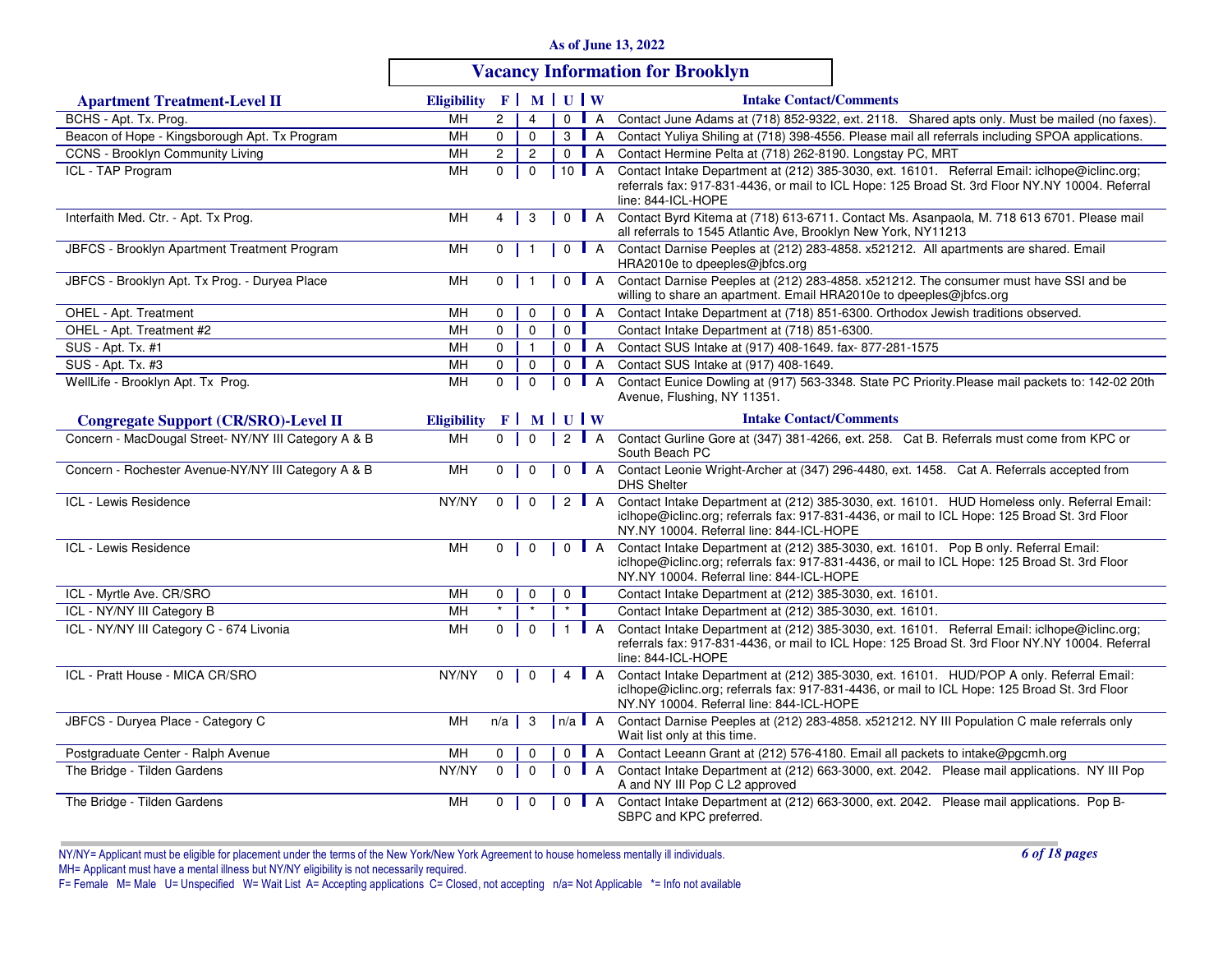As of June 13, 2022

# Vacancy Information for Brooklyn

## Apartment Treatment-Level II

| Apartment Treatment-Level II | Eligibility | F | M | U | W | Intake Contact/Comments |
|---|---|---|---|---|---|---|
| BCHS - Apt. Tx. Prog. | MH | 2 | 4 | 0 | A | Contact June Adams at (718) 852-9322, ext. 2118. Shared apts only. Must be mailed (no faxes). |
| Beacon of Hope - Kingsborough Apt. Tx Program | MH | 0 | 0 | 3 | A | Contact Yuliya Shiling at (718) 398-4556. Please mail all referrals including SPOA applications. |
| CCNS - Brooklyn Community Living | MH | 2 | 2 | 0 | A | Contact Hermine Pelta at (718) 262-8190. Longstay PC, MRT |
| ICL - TAP Program | MH | 0 | 0 | 10 | A | Contact Intake Department at (212) 385-3030, ext. 16101. Referral Email: iclhope@iclinc.org; referrals fax: 917-831-4436, or mail to ICL Hope: 125 Broad St. 3rd Floor NY.NY 10004. Referral line: 844-ICL-HOPE |
| Interfaith Med. Ctr. - Apt. Tx Prog. | MH | 4 | 3 | 0 | A | Contact Byrd Kitema at (718) 613-6711. Contact Ms. Asanpaola, M. 718 613 6701. Please mail all referrals to 1545 Atlantic Ave, Brooklyn New York, NY11213 |
| JBFCS - Brooklyn Apartment Treatment Program | MH | 0 | 1 | 0 | A | Contact Darnise Peeples at (212) 283-4858. x521212. All apartments are shared. Email HRA2010e to dpeeples@jbfcs.org |
| JBFCS - Brooklyn Apt. Tx Prog. - Duryea Place | MH | 0 | 1 | 0 | A | Contact Darnise Peeples at (212) 283-4858. x521212. The consumer must have SSI and be willing to share an apartment. Email HRA2010e to dpeeples@jbfcs.org |
| OHEL - Apt. Treatment | MH | 0 | 0 | 0 | A | Contact Intake Department at (718) 851-6300. Orthodox Jewish traditions observed. |
| OHEL - Apt. Treatment #2 | MH | 0 | 0 | 0 | | Contact Intake Department at (718) 851-6300. |
| SUS - Apt. Tx. #1 | MH | 0 | 1 | 0 | A | Contact SUS Intake at (917) 408-1649. fax- 877-281-1575 |
| SUS - Apt. Tx. #3 | MH | 0 | 0 | 0 | A | Contact SUS Intake at (917) 408-1649. |
| WellLife - Brooklyn Apt. Tx Prog. | MH | 0 | 0 | 0 | A | Contact Eunice Dowling at (917) 563-3348. State PC Priority.Please mail packets to: 142-02 20th Avenue, Flushing, NY 11351. |

## Congregate Support (CR/SRO)-Level II

| Congregate Support (CR/SRO)-Level II | Eligibility | F | M | U | W | Intake Contact/Comments |
|---|---|---|---|---|---|---|
| Concern - MacDougal Street- NY/NY III Category A & B | MH | 0 | 0 | 2 | A | Contact Gurline Gore at (347) 381-4266, ext. 258. Cat B. Referrals must come from KPC or South Beach PC |
| Concern - Rochester Avenue-NY/NY III Category A & B | MH | 0 | 0 | 0 | A | Contact Leonie Wright-Archer at (347) 296-4480, ext. 1458. Cat A. Referrals accepted from DHS Shelter |
| ICL - Lewis Residence | NY/NY | 0 | 0 | 2 | A | Contact Intake Department at (212) 385-3030, ext. 16101. HUD Homeless only. Referral Email: iclhope@iclinc.org; referrals fax: 917-831-4436, or mail to ICL Hope: 125 Broad St. 3rd Floor NY.NY 10004. Referral line: 844-ICL-HOPE |
| ICL - Lewis Residence | MH | 0 | 0 | 0 | A | Contact Intake Department at (212) 385-3030, ext. 16101. Pop B only. Referral Email: iclhope@iclinc.org; referrals fax: 917-831-4436, or mail to ICL Hope: 125 Broad St. 3rd Floor NY.NY 10004. Referral line: 844-ICL-HOPE |
| ICL - Myrtle Ave. CR/SRO | MH | 0 | 0 | 0 | | Contact Intake Department at (212) 385-3030, ext. 16101. |
| ICL - NY/NY III Category B | MH | * | * | * | | Contact Intake Department at (212) 385-3030, ext. 16101. |
| ICL - NY/NY III Category C - 674 Livonia | MH | 0 | 0 | 1 | A | Contact Intake Department at (212) 385-3030, ext. 16101. Referral Email: iclhope@iclinc.org; referrals fax: 917-831-4436, or mail to ICL Hope: 125 Broad St. 3rd Floor NY.NY 10004. Referral line: 844-ICL-HOPE |
| ICL - Pratt House - MICA CR/SRO | NY/NY | 0 | 0 | 4 | A | Contact Intake Department at (212) 385-3030, ext. 16101. HUD/POP A only. Referral Email: iclhope@iclinc.org; referrals fax: 917-831-4436, or mail to ICL Hope: 125 Broad St. 3rd Floor NY.NY 10004. Referral line: 844-ICL-HOPE |
| JBFCS - Duryea Place - Category C | MH | n/a | 3 | n/a | A | Contact Darnise Peeples at (212) 283-4858. x521212. NY III Population C male referrals only Wait list only at this time. |
| Postgraduate Center - Ralph Avenue | MH | 0 | 0 | 0 | A | Contact Leeann Grant at (212) 576-4180. Email all packets to intake@pgcmh.org |
| The Bridge - Tilden Gardens | NY/NY | 0 | 0 | 0 | A | Contact Intake Department at (212) 663-3000, ext. 2042. Please mail applications. NY III Pop A and NY III Pop C L2 approved |
| The Bridge - Tilden Gardens | MH | 0 | 0 | 0 | A | Contact Intake Department at (212) 663-3000, ext. 2042. Please mail applications. Pop B-SBPC and KPC preferred. |

NY/NY= Applicant must be eligible for placement under the terms of the New York/New York Agreement to house homeless mentally ill individuals.
MH= Applicant must have a mental illness but NY/NY eligibility is not necessarily required.
F= Female M= Male U= Unspecified W= Wait List A= Accepting applications C= Closed, not accepting n/a= Not Applicable *= Info not available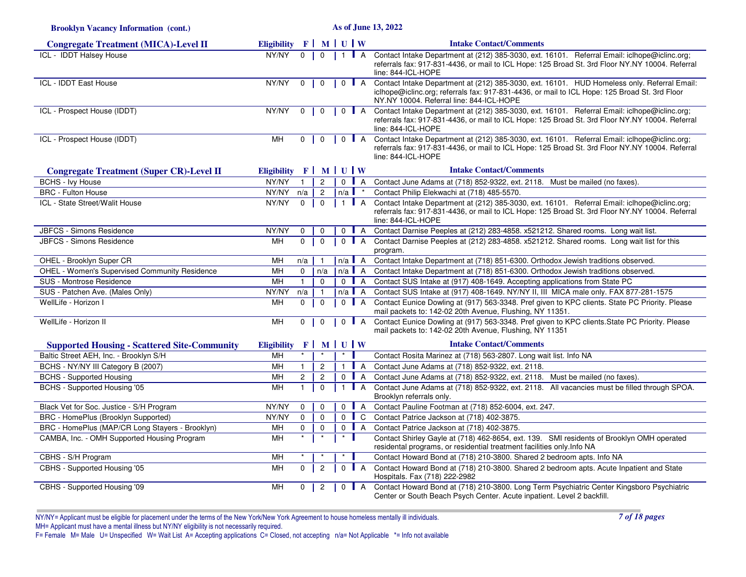**Brooklyn Vacancy Information (cont.)** — As of June 13, 2022

## Congregate Treatment (MICA)-Level II

| Congregate Treatment (MICA)-Level II | Eligibility | F | M | U | W | Intake Contact/Comments |
|---|---|---|---|---|---|---|
| ICL - IDDT Halsey House | NY/NY | 0 | 0 | 1 | A | Contact Intake Department at (212) 385-3030, ext. 16101. Referral Email: iclhope@iclinc.org; referrals fax: 917-831-4436, or mail to ICL Hope: 125 Broad St. 3rd Floor NY.NY 10004. Referral line: 844-ICL-HOPE |
| ICL - IDDT East House | NY/NY | 0 | 0 | 0 | A | Contact Intake Department at (212) 385-3030, ext. 16101. HUD Homeless only. Referral Email: iclhope@iclinc.org; referrals fax: 917-831-4436, or mail to ICL Hope: 125 Broad St. 3rd Floor NY.NY 10004. Referral line: 844-ICL-HOPE |
| ICL - Prospect House (IDDT) | NY/NY | 0 | 0 | 0 | A | Contact Intake Department at (212) 385-3030, ext. 16101. Referral Email: iclhope@iclinc.org; referrals fax: 917-831-4436, or mail to ICL Hope: 125 Broad St. 3rd Floor NY.NY 10004. Referral line: 844-ICL-HOPE |
| ICL - Prospect House (IDDT) | MH | 0 | 0 | 0 | A | Contact Intake Department at (212) 385-3030, ext. 16101. Referral Email: iclhope@iclinc.org; referrals fax: 917-831-4436, or mail to ICL Hope: 125 Broad St. 3rd Floor NY.NY 10004. Referral line: 844-ICL-HOPE |

## Congregate Treatment (Super CR)-Level II

| Congregate Treatment (Super CR)-Level II | Eligibility | F | M | U | W | Intake Contact/Comments |
|---|---|---|---|---|---|---|
| BCHS - Ivy House | NY/NY | 1 | 2 | 0 | A | Contact June Adams at (718) 852-9322, ext. 2118. Must be mailed (no faxes). |
| BRC - Fulton House | NY/NY | n/a | 2 | n/a | * | Contact Philip Elekwachi at (718) 485-5570. |
| ICL - State Street/Walit House | NY/NY | 0 | 0 | 1 | A | Contact Intake Department at (212) 385-3030, ext. 16101. Referral Email: iclhope@iclinc.org; referrals fax: 917-831-4436, or mail to ICL Hope: 125 Broad St. 3rd Floor NY.NY 10004. Referral line: 844-ICL-HOPE |
| JBFCS - Simons Residence | NY/NY | 0 | 0 | 0 | A | Contact Darnise Peeples at (212) 283-4858. x521212. Shared rooms. Long wait list. |
| JBFCS - Simons Residence | MH | 0 | 0 | 0 | A | Contact Darnise Peeples at (212) 283-4858. x521212. Shared rooms. Long wait list for this program. |
| OHEL - Brooklyn Super CR | MH | n/a | 1 | n/a | A | Contact Intake Department at (718) 851-6300. Orthodox Jewish traditions observed. |
| OHEL - Women's Supervised Community Residence | MH | 0 | n/a | n/a | A | Contact Intake Department at (718) 851-6300. Orthodox Jewish traditions observed. |
| SUS - Montrose Residence | MH | 1 | 0 | 0 | A | Contact SUS Intake at (917) 408-1649. Accepting applications from State PC |
| SUS - Patchen Ave. (Males Only) | NY/NY | n/a | 1 | n/a | A | Contact SUS Intake at (917) 408-1649. NY/NY II, III MICA male only. FAX 877-281-1575 |
| WellLife - Horizon I | MH | 0 | 0 | 0 | A | Contact Eunice Dowling at (917) 563-3348. Pref given to KPC clients. State PC Priority. Please mail packets to: 142-02 20th Avenue, Flushing, NY 11351. |
| WellLife - Horizon II | MH | 0 | 0 | 0 | A | Contact Eunice Dowling at (917) 563-3348. Pref given to KPC clients.State PC Priority. Please mail packets to: 142-02 20th Avenue, Flushing, NY 11351 |

## Supported Housing - Scattered Site-Community

| Supported Housing - Scattered Site-Community | Eligibility | F | M | U | W | Intake Contact/Comments |
|---|---|---|---|---|---|---|
| Baltic Street AEH, Inc. - Brooklyn S/H | MH | * | * | * | | Contact Rosita Marinez at (718) 563-2807. Long wait list. Info NA |
| BCHS - NY/NY III Category B (2007) | MH | 1 | 2 | 1 | A | Contact June Adams at (718) 852-9322, ext. 2118. |
| BCHS - Supported Housing | MH | 2 | 2 | 0 | A | Contact June Adams at (718) 852-9322, ext. 2118. Must be mailed (no faxes). |
| BCHS - Supported Housing '05 | MH | 1 | 0 | 1 | A | Contact June Adams at (718) 852-9322, ext. 2118. All vacancies must be filled through SPOA. Brooklyn referrals only. |
| Black Vet for Soc. Justice - S/H Program | NY/NY | 0 | 0 | 0 | A | Contact Pauline Footman at (718) 852-6004, ext. 247. |
| BRC - HomePlus (Brooklyn Supported) | NY/NY | 0 | 0 | 0 | C | Contact Patrice Jackson at (718) 402-3875. |
| BRC - HomePlus (MAP/CR Long Stayers - Brooklyn) | MH | 0 | 0 | 0 | A | Contact Patrice Jackson at (718) 402-3875. |
| CAMBA, Inc. - OMH Supported Housing Program | MH | * | * | * | | Contact Shirley Gayle at (718) 462-8654, ext. 139. SMI residents of Brooklyn OMH operated residential programs, or residential treatment facilities only.Info NA |
| CBHS - S/H Program | MH | * | * | * | | Contact Howard Bond at (718) 210-3800. Shared 2 bedroom apts. Info NA |
| CBHS - Supported Housing '05 | MH | 0 | 2 | 0 | A | Contact Howard Bond at (718) 210-3800. Shared 2 bedroom apts. Acute Inpatient and State Hospitals. Fax (718) 222-2982 |
| CBHS - Supported Housing '09 | MH | 0 | 2 | 0 | A | Contact Howard Bond at (718) 210-3800. Long Term Psychiatric Center Kingsboro Psychiatric Center or South Beach Psych Center. Acute inpatient. Level 2 backfill. |

NY/NY= Applicant must be eligible for placement under the terms of the New York/New York Agreement to house homeless mentally ill individuals.
MH= Applicant must have a mental illness but NY/NY eligibility is not necessarily required.
F= Female M= Male U= Unspecified W= Wait List A= Accepting applications C= Closed, not accepting n/a= Not Applicable *= Info not available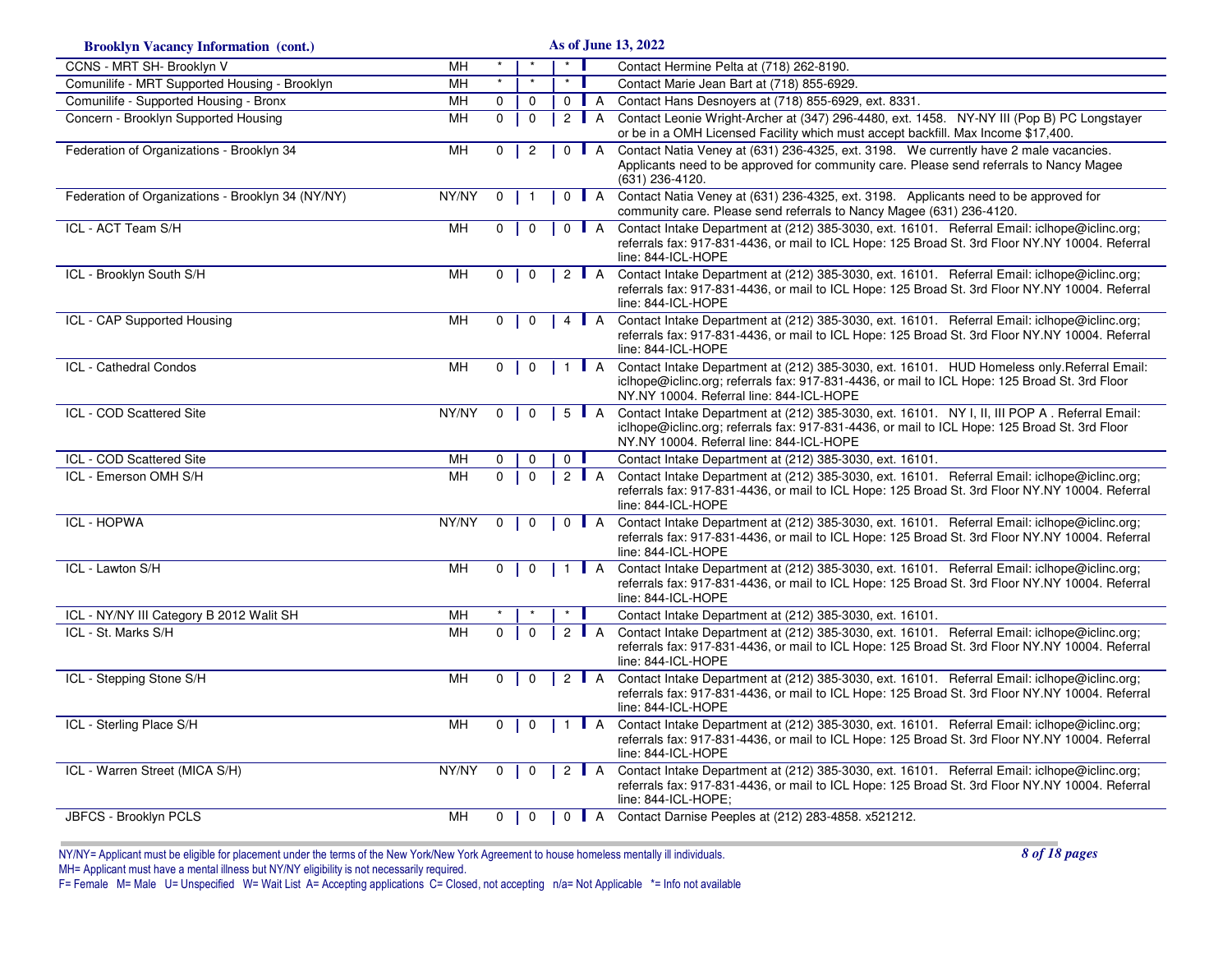**Brooklyn Vacancy Information (cont.)** As of June 13, 2022

| Program | Type | | | | Status | Contact |
|---|---|---|---|---|---|---|
| CCNS - MRT SH- Brooklyn V | MH | * | * | * | | Contact Hermine Pelta at (718) 262-8190. |
| Comunilife - MRT Supported Housing - Brooklyn | MH | * | * | * | | Contact Marie Jean Bart at (718) 855-6929. |
| Comunilife - Supported Housing - Bronx | MH | 0 | 0 | 0 | A | Contact Hans Desnoyers at (718) 855-6929, ext. 8331. |
| Concern - Brooklyn Supported Housing | MH | 0 | 0 | 2 | A | Contact Leonie Wright-Archer at (347) 296-4480, ext. 1458. NY-NY III (Pop B) PC Longstayer or be in a OMH Licensed Facility which must accept backfill. Max Income $17,400. |
| Federation of Organizations - Brooklyn 34 | MH | 0 | 2 | 0 | A | Contact Natia Veney at (631) 236-4325, ext. 3198. We currently have 2 male vacancies. Applicants need to be approved for community care. Please send referrals to Nancy Magee (631) 236-4120. |
| Federation of Organizations - Brooklyn 34 (NY/NY) | NY/NY | 0 | 1 | 0 | A | Contact Natia Veney at (631) 236-4325, ext. 3198. Applicants need to be approved for community care. Please send referrals to Nancy Magee (631) 236-4120. |
| ICL - ACT Team S/H | MH | 0 | 0 | 0 | A | Contact Intake Department at (212) 385-3030, ext. 16101. Referral Email: iclhope@iclinc.org; referrals fax: 917-831-4436, or mail to ICL Hope: 125 Broad St. 3rd Floor NY.NY 10004. Referral line: 844-ICL-HOPE |
| ICL - Brooklyn South S/H | MH | 0 | 0 | 2 | A | Contact Intake Department at (212) 385-3030, ext. 16101. Referral Email: iclhope@iclinc.org; referrals fax: 917-831-4436, or mail to ICL Hope: 125 Broad St. 3rd Floor NY.NY 10004. Referral line: 844-ICL-HOPE |
| ICL - CAP Supported Housing | MH | 0 | 0 | 4 | A | Contact Intake Department at (212) 385-3030, ext. 16101. Referral Email: iclhope@iclinc.org; referrals fax: 917-831-4436, or mail to ICL Hope: 125 Broad St. 3rd Floor NY.NY 10004. Referral line: 844-ICL-HOPE |
| ICL - Cathedral Condos | MH | 0 | 0 | 1 | A | Contact Intake Department at (212) 385-3030, ext. 16101. HUD Homeless only.Referral Email: iclhope@iclinc.org; referrals fax: 917-831-4436, or mail to ICL Hope: 125 Broad St. 3rd Floor NY.NY 10004. Referral line: 844-ICL-HOPE |
| ICL - COD Scattered Site | NY/NY | 0 | 0 | 5 | A | Contact Intake Department at (212) 385-3030, ext. 16101. NY I, II, III POP A . Referral Email: iclhope@iclinc.org; referrals fax: 917-831-4436, or mail to ICL Hope: 125 Broad St. 3rd Floor NY.NY 10004. Referral line: 844-ICL-HOPE |
| ICL - COD Scattered Site | MH | 0 | 0 | 0 | | Contact Intake Department at (212) 385-3030, ext. 16101. |
| ICL - Emerson OMH S/H | MH | 0 | 0 | 2 | A | Contact Intake Department at (212) 385-3030, ext. 16101. Referral Email: iclhope@iclinc.org; referrals fax: 917-831-4436, or mail to ICL Hope: 125 Broad St. 3rd Floor NY.NY 10004. Referral line: 844-ICL-HOPE |
| ICL - HOPWA | NY/NY | 0 | 0 | 0 | A | Contact Intake Department at (212) 385-3030, ext. 16101. Referral Email: iclhope@iclinc.org; referrals fax: 917-831-4436, or mail to ICL Hope: 125 Broad St. 3rd Floor NY.NY 10004. Referral line: 844-ICL-HOPE |
| ICL - Lawton S/H | MH | 0 | 0 | 1 | A | Contact Intake Department at (212) 385-3030, ext. 16101. Referral Email: iclhope@iclinc.org; referrals fax: 917-831-4436, or mail to ICL Hope: 125 Broad St. 3rd Floor NY.NY 10004. Referral line: 844-ICL-HOPE |
| ICL - NY/NY III Category B 2012 Walit SH | MH | * | * | * | | Contact Intake Department at (212) 385-3030, ext. 16101. |
| ICL - St. Marks S/H | MH | 0 | 0 | 2 | A | Contact Intake Department at (212) 385-3030, ext. 16101. Referral Email: iclhope@iclinc.org; referrals fax: 917-831-4436, or mail to ICL Hope: 125 Broad St. 3rd Floor NY.NY 10004. Referral line: 844-ICL-HOPE |
| ICL - Stepping Stone S/H | MH | 0 | 0 | 2 | A | Contact Intake Department at (212) 385-3030, ext. 16101. Referral Email: iclhope@iclinc.org; referrals fax: 917-831-4436, or mail to ICL Hope: 125 Broad St. 3rd Floor NY.NY 10004. Referral line: 844-ICL-HOPE |
| ICL - Sterling Place S/H | MH | 0 | 0 | 1 | A | Contact Intake Department at (212) 385-3030, ext. 16101. Referral Email: iclhope@iclinc.org; referrals fax: 917-831-4436, or mail to ICL Hope: 125 Broad St. 3rd Floor NY.NY 10004. Referral line: 844-ICL-HOPE |
| ICL - Warren Street (MICA S/H) | NY/NY | 0 | 0 | 2 | A | Contact Intake Department at (212) 385-3030, ext. 16101. Referral Email: iclhope@iclinc.org; referrals fax: 917-831-4436, or mail to ICL Hope: 125 Broad St. 3rd Floor NY.NY 10004. Referral line: 844-ICL-HOPE; |
| JBFCS - Brooklyn PCLS | MH | 0 | 0 | 0 | A | Contact Darnise Peeples at (212) 283-4858. x521212. |

NY/NY= Applicant must be eligible for placement under the terms of the New York/New York Agreement to house homeless mentally ill individuals.
MH= Applicant must have a mental illness but NY/NY eligibility is not necessarily required.
F= Female M= Male U= Unspecified W= Wait List A= Accepting applications C= Closed, not accepting n/a= Not Applicable *= Info not available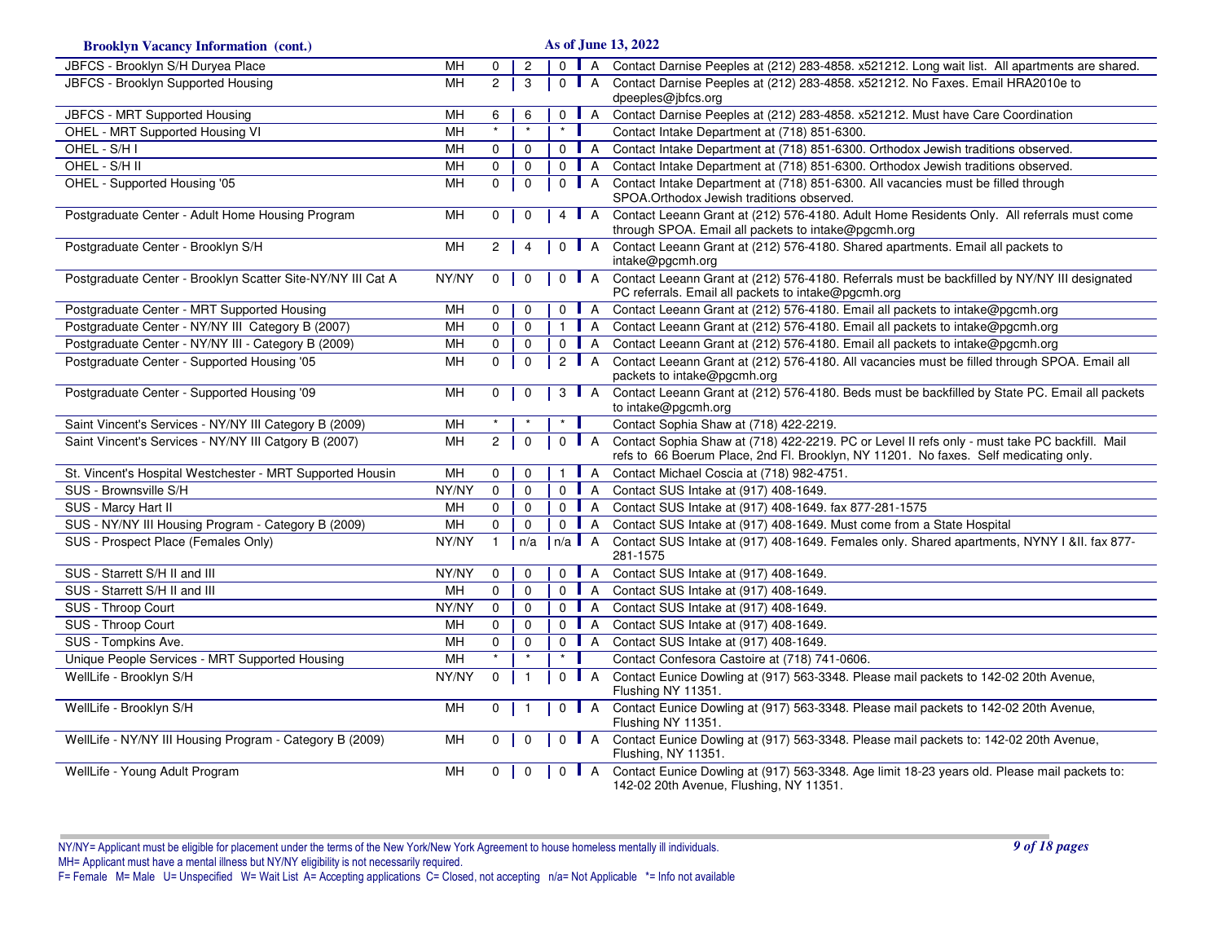**Brooklyn Vacancy Information (cont.)** — **As of June 13, 2022**

| Program | Type | | | | Status | Contact |
|---|---|---|---|---|---|---|
| JBFCS - Brooklyn S/H Duryea Place | MH | 0 | 2 | 0 | A | Contact Darnise Peeples at (212) 283-4858. x521212. Long wait list. All apartments are shared. |
| JBFCS - Brooklyn Supported Housing | MH | 2 | 3 | 0 | A | Contact Darnise Peeples at (212) 283-4858. x521212. No Faxes. Email HRA2010e to dpeeples@jbfcs.org |
| JBFCS - MRT Supported Housing | MH | 6 | 6 | 0 | A | Contact Darnise Peeples at (212) 283-4858. x521212. Must have Care Coordination |
| OHEL - MRT Supported Housing VI | MH | * | * | * | | Contact Intake Department at (718) 851-6300. |
| OHEL - S/H I | MH | 0 | 0 | 0 | A | Contact Intake Department at (718) 851-6300. Orthodox Jewish traditions observed. |
| OHEL - S/H II | MH | 0 | 0 | 0 | A | Contact Intake Department at (718) 851-6300. Orthodox Jewish traditions observed. |
| OHEL - Supported Housing '05 | MH | 0 | 0 | 0 | A | Contact Intake Department at (718) 851-6300. All vacancies must be filled through SPOA.Orthodox Jewish traditions observed. |
| Postgraduate Center - Adult Home Housing Program | MH | 0 | 0 | 4 | A | Contact Leeann Grant at (212) 576-4180. Adult Home Residents Only. All referrals must come through SPOA. Email all packets to intake@pgcmh.org |
| Postgraduate Center - Brooklyn S/H | MH | 2 | 4 | 0 | A | Contact Leeann Grant at (212) 576-4180. Shared apartments. Email all packets to intake@pgcmh.org |
| Postgraduate Center - Brooklyn Scatter Site-NY/NY III Cat A | NY/NY | 0 | 0 | 0 | A | Contact Leeann Grant at (212) 576-4180. Referrals must be backfilled by NY/NY III designated PC referrals. Email all packets to intake@pgcmh.org |
| Postgraduate Center - MRT Supported Housing | MH | 0 | 0 | 0 | A | Contact Leeann Grant at (212) 576-4180. Email all packets to intake@pgcmh.org |
| Postgraduate Center - NY/NY III Category B (2007) | MH | 0 | 0 | 1 | A | Contact Leeann Grant at (212) 576-4180. Email all packets to intake@pgcmh.org |
| Postgraduate Center - NY/NY III - Category B (2009) | MH | 0 | 0 | 0 | A | Contact Leeann Grant at (212) 576-4180. Email all packets to intake@pgcmh.org |
| Postgraduate Center - Supported Housing '05 | MH | 0 | 0 | 2 | A | Contact Leeann Grant at (212) 576-4180. All vacancies must be filled through SPOA. Email all packets to intake@pgcmh.org |
| Postgraduate Center - Supported Housing '09 | MH | 0 | 0 | 3 | A | Contact Leeann Grant at (212) 576-4180. Beds must be backfilled by State PC. Email all packets to intake@pgcmh.org |
| Saint Vincent's Services - NY/NY III Category B (2009) | MH | * | * | * | | Contact Sophia Shaw at (718) 422-2219. |
| Saint Vincent's Services - NY/NY III Catgory B (2007) | MH | 2 | 0 | 0 | A | Contact Sophia Shaw at (718) 422-2219. PC or Level II refs only - must take PC backfill. Mail refs to 66 Boerum Place, 2nd Fl. Brooklyn, NY 11201. No faxes. Self medicating only. |
| St. Vincent's Hospital Westchester - MRT Supported Housin | MH | 0 | 0 | 1 | A | Contact Michael Coscia at (718) 982-4751. |
| SUS - Brownsville S/H | NY/NY | 0 | 0 | 0 | A | Contact SUS Intake at (917) 408-1649. |
| SUS - Marcy Hart II | MH | 0 | 0 | 0 | A | Contact SUS Intake at (917) 408-1649. fax 877-281-1575 |
| SUS - NY/NY III Housing Program - Category B (2009) | MH | 0 | 0 | 0 | A | Contact SUS Intake at (917) 408-1649. Must come from a State Hospital |
| SUS - Prospect Place (Females Only) | NY/NY | 1 | n/a | n/a | A | Contact SUS Intake at (917) 408-1649. Females only. Shared apartments, NYNY I &II. fax 877-281-1575 |
| SUS - Starrett S/H II and III | NY/NY | 0 | 0 | 0 | A | Contact SUS Intake at (917) 408-1649. |
| SUS - Starrett S/H II and III | MH | 0 | 0 | 0 | A | Contact SUS Intake at (917) 408-1649. |
| SUS - Throop Court | NY/NY | 0 | 0 | 0 | A | Contact SUS Intake at (917) 408-1649. |
| SUS - Throop Court | MH | 0 | 0 | 0 | A | Contact SUS Intake at (917) 408-1649. |
| SUS - Tompkins Ave. | MH | 0 | 0 | 0 | A | Contact SUS Intake at (917) 408-1649. |
| Unique People Services - MRT Supported Housing | MH | * | * | * | | Contact Confesora Castoire at (718) 741-0606. |
| WellLife - Brooklyn S/H | NY/NY | 0 | 1 | 0 | A | Contact Eunice Dowling at (917) 563-3348. Please mail packets to 142-02 20th Avenue, Flushing NY 11351. |
| WellLife - Brooklyn S/H | MH | 0 | 1 | 0 | A | Contact Eunice Dowling at (917) 563-3348. Please mail packets to 142-02 20th Avenue, Flushing NY 11351. |
| WellLife - NY/NY III Housing Program - Category B (2009) | MH | 0 | 0 | 0 | A | Contact Eunice Dowling at (917) 563-3348. Please mail packets to: 142-02 20th Avenue, Flushing, NY 11351. |
| WellLife - Young Adult Program | MH | 0 | 0 | 0 | A | Contact Eunice Dowling at (917) 563-3348. Age limit 18-23 years old. Please mail packets to: 142-02 20th Avenue, Flushing, NY 11351. |

NY/NY= Applicant must be eligible for placement under the terms of the New York/New York Agreement to house homeless mentally ill individuals.
MH= Applicant must have a mental illness but NY/NY eligibility is not necessarily required.
F= Female M= Male U= Unspecified W= Wait List A= Accepting applications C= Closed, not accepting n/a= Not Applicable *= Info not available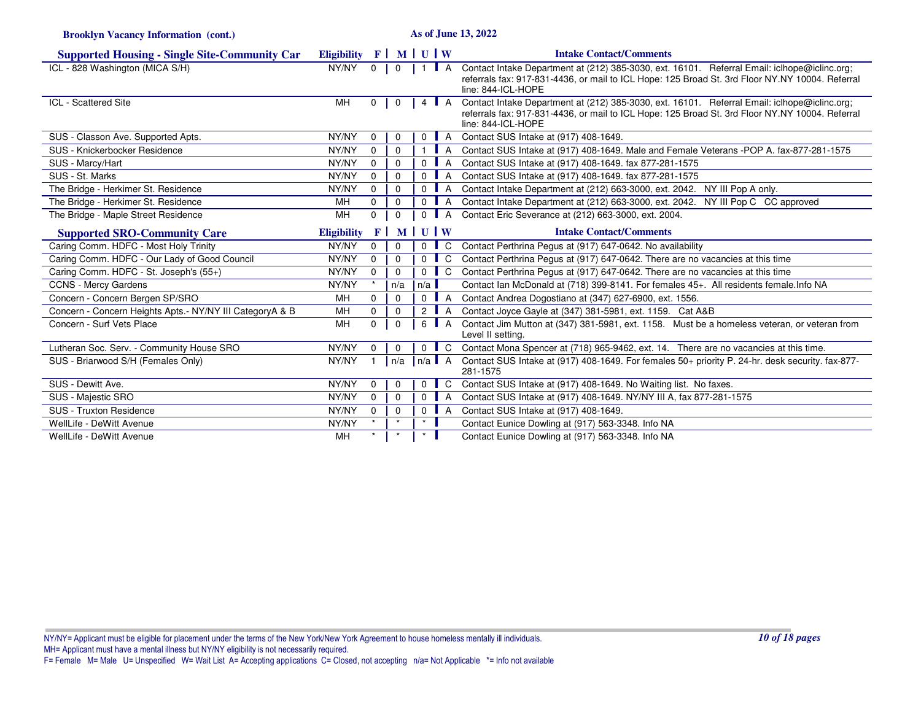**Brooklyn Vacancy Information (cont.)** — As of June 13, 2022

| Supported Housing - Single Site-Community Car | Eligibility | F | M | U | W | Intake Contact/Comments |
|---|---|---|---|---|---|---|
| ICL - 828 Washington (MICA S/H) | NY/NY | 0 | 0 | 1 | A | Contact Intake Department at (212) 385-3030, ext. 16101. Referral Email: iclhope@iclinc.org; referrals fax: 917-831-4436, or mail to ICL Hope: 125 Broad St. 3rd Floor NY.NY 10004. Referral line: 844-ICL-HOPE |
| ICL - Scattered Site | MH | 0 | 0 | 4 | A | Contact Intake Department at (212) 385-3030, ext. 16101. Referral Email: iclhope@iclinc.org; referrals fax: 917-831-4436, or mail to ICL Hope: 125 Broad St. 3rd Floor NY.NY 10004. Referral line: 844-ICL-HOPE |
| SUS - Classon Ave. Supported Apts. | NY/NY | 0 | 0 | 0 | A | Contact SUS Intake at (917) 408-1649. |
| SUS - Knickerbocker Residence | NY/NY | 0 | 0 | 1 | A | Contact SUS Intake at (917) 408-1649. Male and Female Veterans -POP A. fax-877-281-1575 |
| SUS - Marcy/Hart | NY/NY | 0 | 0 | 0 | A | Contact SUS Intake at (917) 408-1649. fax 877-281-1575 |
| SUS - St. Marks | NY/NY | 0 | 0 | 0 | A | Contact SUS Intake at (917) 408-1649. fax 877-281-1575 |
| The Bridge - Herkimer St. Residence | NY/NY | 0 | 0 | 0 | A | Contact Intake Department at (212) 663-3000, ext. 2042. NY III Pop A only. |
| The Bridge - Herkimer St. Residence | MH | 0 | 0 | 0 | A | Contact Intake Department at (212) 663-3000, ext. 2042. NY III Pop C CC approved |
| The Bridge - Maple Street Residence | MH | 0 | 0 | 0 | A | Contact Eric Severance at (212) 663-3000, ext. 2004. |

| Supported SRO-Community Care | Eligibility | F | M | U | W | Intake Contact/Comments |
|---|---|---|---|---|---|---|
| Caring Comm. HDFC - Most Holy Trinity | NY/NY | 0 | 0 | 0 | C | Contact Perthrina Pegus at (917) 647-0642. No availability |
| Caring Comm. HDFC - Our Lady of Good Council | NY/NY | 0 | 0 | 0 | C | Contact Perthrina Pegus at (917) 647-0642. There are no vacancies at this time |
| Caring Comm. HDFC - St. Joseph's (55+) | NY/NY | 0 | 0 | 0 | C | Contact Perthrina Pegus at (917) 647-0642. There are no vacancies at this time |
| CCNS - Mercy Gardens | NY/NY | * | n/a | n/a | | Contact Ian McDonald at (718) 399-8141. For females 45+. All residents female.Info NA |
| Concern - Concern Bergen SP/SRO | MH | 0 | 0 | 0 | A | Contact Andrea Dogostiano at (347) 627-6900, ext. 1556. |
| Concern - Concern Heights Apts.- NY/NY III CategoryA & B | MH | 0 | 0 | 2 | A | Contact Joyce Gayle at (347) 381-5981, ext. 1159. Cat A&B |
| Concern - Surf Vets Place | MH | 0 | 0 | 6 | A | Contact Jim Mutton at (347) 381-5981, ext. 1158. Must be a homeless veteran, or veteran from Level II setting. |
| Lutheran Soc. Serv. - Community House SRO | NY/NY | 0 | 0 | 0 | C | Contact Mona Spencer at (718) 965-9462, ext. 14. There are no vacancies at this time. |
| SUS - Briarwood S/H (Females Only) | NY/NY | 1 | n/a | n/a | A | Contact SUS Intake at (917) 408-1649. For females 50+ priority P. 24-hr. desk security. fax-877-281-1575 |
| SUS - Dewitt Ave. | NY/NY | 0 | 0 | 0 | C | Contact SUS Intake at (917) 408-1649. No Waiting list. No faxes. |
| SUS - Majestic SRO | NY/NY | 0 | 0 | 0 | A | Contact SUS Intake at (917) 408-1649. NY/NY III A, fax 877-281-1575 |
| SUS - Truxton Residence | NY/NY | 0 | 0 | 0 | A | Contact SUS Intake at (917) 408-1649. |
| WellLife - DeWitt Avenue | NY/NY | * | * | * | | Contact Eunice Dowling at (917) 563-3348. Info NA |
| WellLife - DeWitt Avenue | MH | * | * | * | | Contact Eunice Dowling at (917) 563-3348. Info NA |

NY/NY= Applicant must be eligible for placement under the terms of the New York/New York Agreement to house homeless mentally ill individuals.
MH= Applicant must have a mental illness but NY/NY eligibility is not necessarily required.
F= Female M= Male U= Unspecified W= Wait List A= Accepting applications C= Closed, not accepting n/a= Not Applicable *= Info not available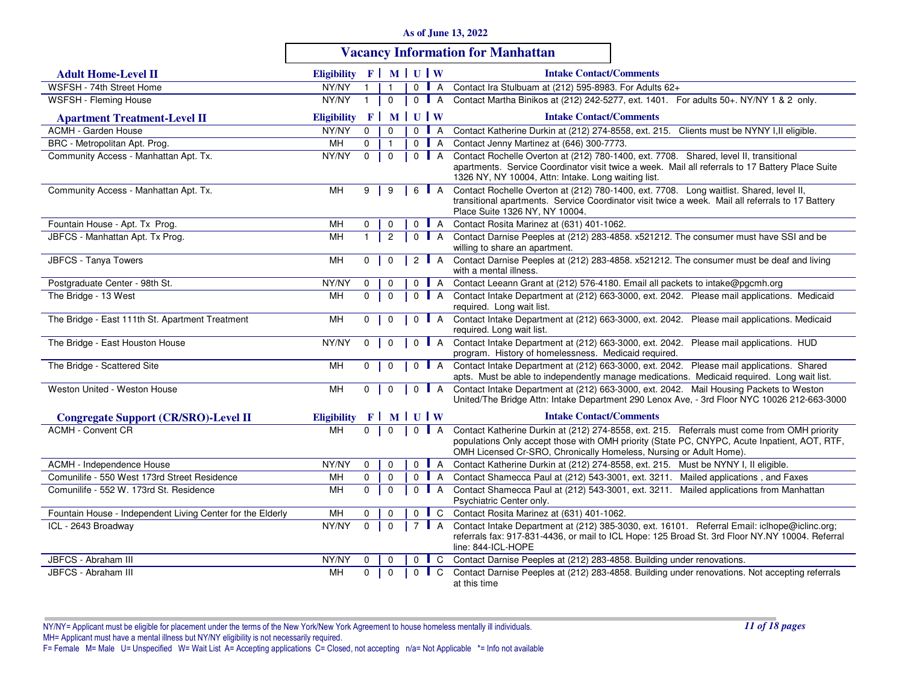As of June 13, 2022

# Vacancy Information for Manhattan

## Adult Home-Level II

| Adult Home-Level II | Eligibility | F | M | U | W | Intake Contact/Comments |
|---|---|---|---|---|---|---|
| WSFSH - 74th Street Home | NY/NY | 1 | 1 | 0 | A | Contact Ira Stulbuam at (212) 595-8983. For Adults 62+ |
| WSFSH - Fleming House | NY/NY | 1 | 0 | 0 | A | Contact Martha Binikos at (212) 242-5277, ext. 1401. For adults 50+. NY/NY 1 & 2 only. |

## Apartment Treatment-Level II

| Apartment Treatment-Level II | Eligibility | F | M | U | W | Intake Contact/Comments |
|---|---|---|---|---|---|---|
| ACMH - Garden House | NY/NY | 0 | 0 | 0 | A | Contact Katherine Durkin at (212) 274-8558, ext. 215. Clients must be NYNY I,II eligible. |
| BRC - Metropolitan Apt. Prog. | MH | 0 | 1 | 0 | A | Contact Jenny Martinez at (646) 300-7773. |
| Community Access - Manhattan Apt. Tx. | NY/NY | 0 | 0 | 0 | A | Contact Rochelle Overton at (212) 780-1400, ext. 7708. Shared, level II, transitional apartments. Service Coordinator visit twice a week. Mail all referrals to 17 Battery Place Suite 1326 NY, NY 10004, Attn: Intake. Long waiting list. |
| Community Access - Manhattan Apt. Tx. | MH | 9 | 9 | 6 | A | Contact Rochelle Overton at (212) 780-1400, ext. 7708. Long waitlist. Shared, level II, transitional apartments. Service Coordinator visit twice a week. Mail all referrals to 17 Battery Place Suite 1326 NY, NY 10004. |
| Fountain House - Apt. Tx Prog. | MH | 0 | 0 | 0 | A | Contact Rosita Marinez at (631) 401-1062. |
| JBFCS - Manhattan Apt. Tx Prog. | MH | 1 | 2 | 0 | A | Contact Darnise Peeples at (212) 283-4858. x521212. The consumer must have SSI and be willing to share an apartment. |
| JBFCS - Tanya Towers | MH | 0 | 0 | 2 | A | Contact Darnise Peeples at (212) 283-4858. x521212. The consumer must be deaf and living with a mental illness. |
| Postgraduate Center - 98th St. | NY/NY | 0 | 0 | 0 | A | Contact Leeann Grant at (212) 576-4180. Email all packets to intake@pgcmh.org |
| The Bridge - 13 West | MH | 0 | 0 | 0 | A | Contact Intake Department at (212) 663-3000, ext. 2042. Please mail applications. Medicaid required. Long wait list. |
| The Bridge - East 111th St. Apartment Treatment | MH | 0 | 0 | 0 | A | Contact Intake Department at (212) 663-3000, ext. 2042. Please mail applications. Medicaid required. Long wait list. |
| The Bridge - East Houston House | NY/NY | 0 | 0 | 0 | A | Contact Intake Department at (212) 663-3000, ext. 2042. Please mail applications. HUD program. History of homelessness. Medicaid required. |
| The Bridge - Scattered Site | MH | 0 | 0 | 0 | A | Contact Intake Department at (212) 663-3000, ext. 2042. Please mail applications. Shared apts. Must be able to independently manage medications. Medicaid required. Long wait list. |
| Weston United - Weston House | MH | 0 | 0 | 0 | A | Contact Intake Department at (212) 663-3000, ext. 2042. Mail Housing Packets to Weston United/The Bridge Attn: Intake Department 290 Lenox Ave, - 3rd Floor NYC 10026 212-663-3000 |

## Congregate Support (CR/SRO)-Level II

| Congregate Support (CR/SRO)-Level II | Eligibility | F | M | U | W | Intake Contact/Comments |
|---|---|---|---|---|---|---|
| ACMH - Convent CR | MH | 0 | 0 | 0 | A | Contact Katherine Durkin at (212) 274-8558, ext. 215. Referrals must come from OMH priority populations Only accept those with OMH priority (State PC, CNYPC, Acute Inpatient, AOT, RTF, OMH Licensed Cr-SRO, Chronically Homeless, Nursing or Adult Home). |
| ACMH - Independence House | NY/NY | 0 | 0 | 0 | A | Contact Katherine Durkin at (212) 274-8558, ext. 215. Must be NYNY I, II eligible. |
| Comunilife - 550 West 173rd Street Residence | MH | 0 | 0 | 0 | A | Contact Shamecca Paul at (212) 543-3001, ext. 3211. Mailed applications , and Faxes |
| Comunilife - 552 W. 173rd St. Residence | MH | 0 | 0 | 0 | A | Contact Shamecca Paul at (212) 543-3001, ext. 3211. Mailed applications from Manhattan Psychiatric Center only. |
| Fountain House - Independent Living Center for the Elderly | MH | 0 | 0 | 0 | C | Contact Rosita Marinez at (631) 401-1062. |
| ICL - 2643 Broadway | NY/NY | 0 | 0 | 7 | A | Contact Intake Department at (212) 385-3030, ext. 16101. Referral Email: iclhope@iclinc.org; referrals fax: 917-831-4436, or mail to ICL Hope: 125 Broad St. 3rd Floor NY.NY 10004. Referral line: 844-ICL-HOPE |
| JBFCS - Abraham III | NY/NY | 0 | 0 | 0 | C | Contact Darnise Peeples at (212) 283-4858. Building under renovations. |
| JBFCS - Abraham III | MH | 0 | 0 | 0 | C | Contact Darnise Peeples at (212) 283-4858. Building under renovations. Not accepting referrals at this time |

NY/NY= Applicant must be eligible for placement under the terms of the New York/New York Agreement to house homeless mentally ill individuals.
MH= Applicant must have a mental illness but NY/NY eligibility is not necessarily required.
F= Female M= Male U= Unspecified W= Wait List A= Accepting applications C= Closed, not accepting n/a= Not Applicable *= Info not available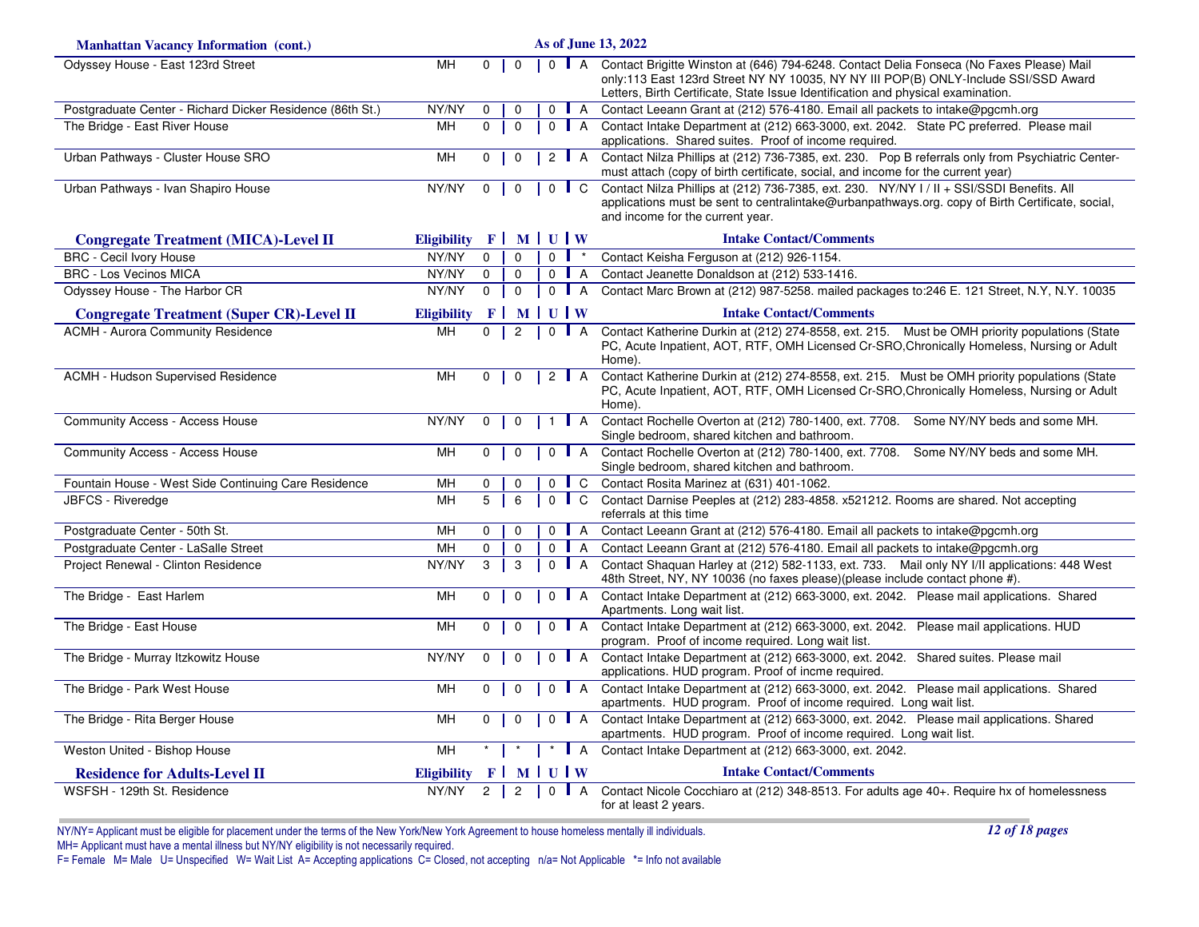## Manhattan Vacancy Information (cont.)

As of June 13, 2022

| Program | Eligibility | F | M | U | W | Intake Contact/Comments |
|---|---|---|---|---|---|---|
| Odyssey House - East 123rd Street | MH | 0 | 0 | 0 | A | Contact Brigitte Winston at (646) 794-6248. Contact Delia Fonseca (No Faxes Please) Mail only:113 East 123rd Street NY NY 10035, NY NY III POP(B) ONLY-Include SSI/SSD Award Letters, Birth Certificate, State Issue Identification and physical examination. |
| Postgraduate Center - Richard Dicker Residence (86th St.) | NY/NY | 0 | 0 | 0 | A | Contact Leeann Grant at (212) 576-4180. Email all packets to intake@pgcmh.org |
| The Bridge - East River House | MH | 0 | 0 | 0 | A | Contact Intake Department at (212) 663-3000, ext. 2042. State PC preferred. Please mail applications. Shared suites. Proof of income required. |
| Urban Pathways - Cluster House SRO | MH | 0 | 0 | 2 | A | Contact Nilza Phillips at (212) 736-7385, ext. 230. Pop B referrals only from Psychiatric Center-must attach (copy of birth certificate, social, and income for the current year) |
| Urban Pathways - Ivan Shapiro House | NY/NY | 0 | 0 | 0 | C | Contact Nilza Phillips at (212) 736-7385, ext. 230. NY/NY I / II + SSI/SSDI Benefits. All applications must be sent to centralintake@urbanpathways.org. copy of Birth Certificate, social, and income for the current year. |

## Congregate Treatment (MICA)-Level II

| Program | Eligibility | F | M | U | W | Intake Contact/Comments |
|---|---|---|---|---|---|---|
| BRC - Cecil Ivory House | NY/NY | 0 | 0 | 0 | * | Contact Keisha Ferguson at (212) 926-1154. |
| BRC - Los Vecinos MICA | NY/NY | 0 | 0 | 0 | A | Contact Jeanette Donaldson at (212) 533-1416. |
| Odyssey House - The Harbor CR | NY/NY | 0 | 0 | 0 | A | Contact Marc Brown at (212) 987-5258. mailed packages to:246 E. 121 Street, N.Y, N.Y. 10035 |

## Congregate Treatment (Super CR)-Level II

| Program | Eligibility | F | M | U | W | Intake Contact/Comments |
|---|---|---|---|---|---|---|
| ACMH - Aurora Community Residence | MH | 0 | 2 | 0 | A | Contact Katherine Durkin at (212) 274-8558, ext. 215. Must be OMH priority populations (State PC, Acute Inpatient, AOT, RTF, OMH Licensed Cr-SRO,Chronically Homeless, Nursing or Adult Home). |
| ACMH - Hudson Supervised Residence | MH | 0 | 0 | 2 | A | Contact Katherine Durkin at (212) 274-8558, ext. 215. Must be OMH priority populations (State PC, Acute Inpatient, AOT, RTF, OMH Licensed Cr-SRO,Chronically Homeless, Nursing or Adult Home). |
| Community Access - Access House | NY/NY | 0 | 0 | 1 | A | Contact Rochelle Overton at (212) 780-1400, ext. 7708. Some NY/NY beds and some MH. Single bedroom, shared kitchen and bathroom. |
| Community Access - Access House | MH | 0 | 0 | 0 | A | Contact Rochelle Overton at (212) 780-1400, ext. 7708. Some NY/NY beds and some MH. Single bedroom, shared kitchen and bathroom. |
| Fountain House - West Side Continuing Care Residence | MH | 0 | 0 | 0 | C | Contact Rosita Marinez at (631) 401-1062. |
| JBFCS - Riveredge | MH | 5 | 6 | 0 | C | Contact Darnise Peeples at (212) 283-4858. x521212. Rooms are shared. Not accepting referrals at this time |
| Postgraduate Center - 50th St. | MH | 0 | 0 | 0 | A | Contact Leeann Grant at (212) 576-4180. Email all packets to intake@pgcmh.org |
| Postgraduate Center - LaSalle Street | MH | 0 | 0 | 0 | A | Contact Leeann Grant at (212) 576-4180. Email all packets to intake@pgcmh.org |
| Project Renewal - Clinton Residence | NY/NY | 3 | 3 | 0 | A | Contact Shaquan Harley at (212) 582-1133, ext. 733. Mail only NY I/II applications: 448 West 48th Street, NY, NY 10036 (no faxes please)(please include contact phone #). |
| The Bridge - East Harlem | MH | 0 | 0 | 0 | A | Contact Intake Department at (212) 663-3000, ext. 2042. Please mail applications. Shared Apartments. Long wait list. |
| The Bridge - East House | MH | 0 | 0 | 0 | A | Contact Intake Department at (212) 663-3000, ext. 2042. Please mail applications. HUD program. Proof of income required. Long wait list. |
| The Bridge - Murray Itzkowitz House | NY/NY | 0 | 0 | 0 | A | Contact Intake Department at (212) 663-3000, ext. 2042. Shared suites. Please mail applications. HUD program. Proof of incme required. |
| The Bridge - Park West House | MH | 0 | 0 | 0 | A | Contact Intake Department at (212) 663-3000, ext. 2042. Please mail applications. Shared apartments. HUD program. Proof of income required. Long wait list. |
| The Bridge - Rita Berger House | MH | 0 | 0 | 0 | A | Contact Intake Department at (212) 663-3000, ext. 2042. Please mail applications. Shared apartments. HUD program. Proof of income required. Long wait list. |
| Weston United - Bishop House | MH | * | * | * | A | Contact Intake Department at (212) 663-3000, ext. 2042. |

## Residence for Adults-Level II

| Program | Eligibility | F | M | U | W | Intake Contact/Comments |
|---|---|---|---|---|---|---|
| WSFSH - 129th St. Residence | NY/NY | 2 | 2 | 0 | A | Contact Nicole Cocchiaro at (212) 348-8513. For adults age 40+. Require hx of homelessness for at least 2 years. |

NY/NY= Applicant must be eligible for placement under the terms of the New York/New York Agreement to house homeless mentally ill individuals.
MH= Applicant must have a mental illness but NY/NY eligibility is not necessarily required.
F= Female M= Male U= Unspecified W= Wait List A= Accepting applications C= Closed, not accepting n/a= Not Applicable *= Info not available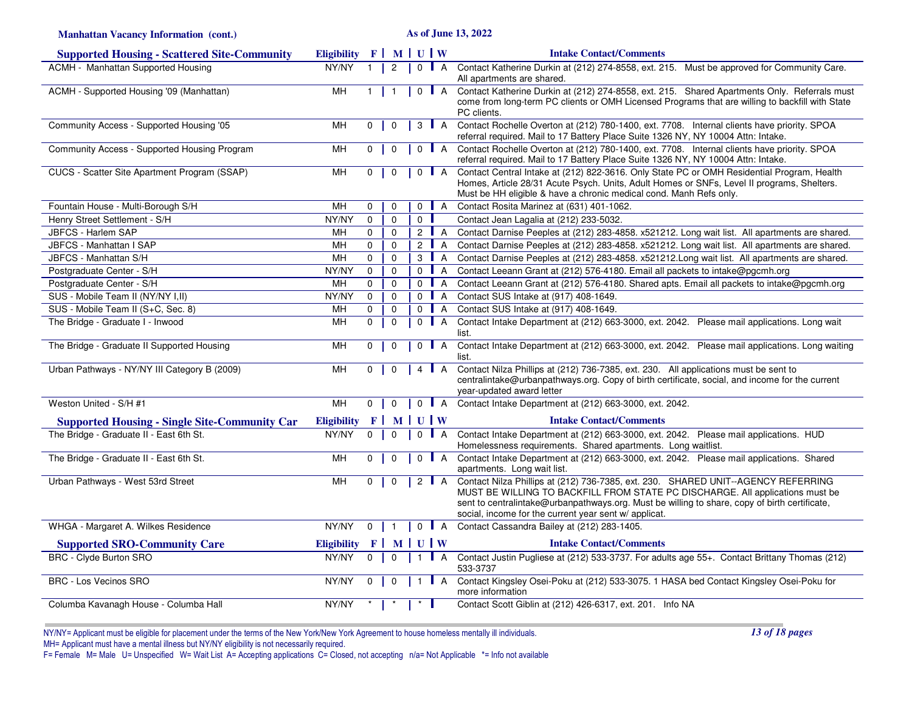Manhattan Vacancy Information (cont.)

As of June 13, 2022

| Supported Housing - Scattered Site-Community | Eligibility | F | M | U | W | Intake Contact/Comments |
|---|---|---|---|---|---|---|
| ACMH - Manhattan Supported Housing | NY/NY | 1 | 2 | 0 | A | Contact Katherine Durkin at (212) 274-8558, ext. 215. Must be approved for Community Care. All apartments are shared. |
| ACMH - Supported Housing '09 (Manhattan) | MH | 1 | 1 | 0 | A | Contact Katherine Durkin at (212) 274-8558, ext. 215. Shared Apartments Only. Referrals must come from long-term PC clients or OMH Licensed Programs that are willing to backfill with State PC clients. |
| Community Access - Supported Housing '05 | MH | 0 | 0 | 3 | A | Contact Rochelle Overton at (212) 780-1400, ext. 7708. Internal clients have priority. SPOA referral required. Mail to 17 Battery Place Suite 1326 NY, NY 10004 Attn: Intake. |
| Community Access - Supported Housing Program | MH | 0 | 0 | 0 | A | Contact Rochelle Overton at (212) 780-1400, ext. 7708. Internal clients have priority. SPOA referral required. Mail to 17 Battery Place Suite 1326 NY, NY 10004 Attn: Intake. |
| CUCS - Scatter Site Apartment Program (SSAP) | MH | 0 | 0 | 0 | A | Contact Central Intake at (212) 822-3616. Only State PC or OMH Residential Program, Health Homes, Article 28/31 Acute Psych. Units, Adult Homes or SNFs, Level II programs, Shelters. Must be HH eligible & have a chronic medical cond. Manh Refs only. |
| Fountain House - Multi-Borough S/H | MH | 0 | 0 | 0 | A | Contact Rosita Marinez at (631) 401-1062. |
| Henry Street Settlement - S/H | NY/NY | 0 | 0 | 0 | | Contact Jean Lagalia at (212) 233-5032. |
| JBFCS - Harlem SAP | MH | 0 | 0 | 2 | A | Contact Darnise Peeples at (212) 283-4858. x521212. Long wait list. All apartments are shared. |
| JBFCS - Manhattan I SAP | MH | 0 | 0 | 2 | A | Contact Darnise Peeples at (212) 283-4858. x521212. Long wait list. All apartments are shared. |
| JBFCS - Manhattan S/H | MH | 0 | 0 | 3 | A | Contact Darnise Peeples at (212) 283-4858. x521212.Long wait list. All apartments are shared. |
| Postgraduate Center - S/H | NY/NY | 0 | 0 | 0 | A | Contact Leeann Grant at (212) 576-4180. Email all packets to intake@pgcmh.org |
| Postgraduate Center - S/H | MH | 0 | 0 | 0 | A | Contact Leeann Grant at (212) 576-4180. Shared apts. Email all packets to intake@pgcmh.org |
| SUS - Mobile Team II (NY/NY I,II) | NY/NY | 0 | 0 | 0 | A | Contact SUS Intake at (917) 408-1649. |
| SUS - Mobile Team II (S+C, Sec. 8) | MH | 0 | 0 | 0 | A | Contact SUS Intake at (917) 408-1649. |
| The Bridge - Graduate I - Inwood | MH | 0 | 0 | 0 | A | Contact Intake Department at (212) 663-3000, ext. 2042. Please mail applications. Long wait list. |
| The Bridge - Graduate II Supported Housing | MH | 0 | 0 | 0 | A | Contact Intake Department at (212) 663-3000, ext. 2042. Please mail applications. Long waiting list. |
| Urban Pathways - NY/NY III Category B (2009) | MH | 0 | 0 | 4 | A | Contact Nilza Phillips at (212) 736-7385, ext. 230. All applications must be sent to centralintake@urbanpathways.org. Copy of birth certificate, social, and income for the current year-updated award letter |
| Weston United - S/H #1 | MH | 0 | 0 | 0 | A | Contact Intake Department at (212) 663-3000, ext. 2042. |

| Supported Housing - Single Site-Community Car | Eligibility | F | M | U | W | Intake Contact/Comments |
|---|---|---|---|---|---|---|
| The Bridge - Graduate II - East 6th St. | NY/NY | 0 | 0 | 0 | A | Contact Intake Department at (212) 663-3000, ext. 2042. Please mail applications. HUD Homelessness requirements. Shared apartments. Long waitlist. |
| The Bridge - Graduate II - East 6th St. | MH | 0 | 0 | 0 | A | Contact Intake Department at (212) 663-3000, ext. 2042. Please mail applications. Shared apartments. Long wait list. |
| Urban Pathways - West 53rd Street | MH | 0 | 0 | 2 | A | Contact Nilza Phillips at (212) 736-7385, ext. 230. SHARED UNIT--AGENCY REFERRING MUST BE WILLING TO BACKFILL FROM STATE PC DISCHARGE. All applications must be sent to centralintake@urbanpathways.org. Must be willing to share, copy of birth certificate, social, income for the current year sent w/ applicat. |
| WHGA - Margaret A. Wilkes Residence | NY/NY | 0 | 1 | 0 | A | Contact Cassandra Bailey at (212) 283-1405. |

| Supported SRO-Community Care | Eligibility | F | M | U | W | Intake Contact/Comments |
|---|---|---|---|---|---|---|
| BRC - Clyde Burton SRO | NY/NY | 0 | 0 | 1 | A | Contact Justin Pugliese at (212) 533-3737. For adults age 55+. Contact Brittany Thomas (212) 533-3737 |
| BRC - Los Vecinos SRO | NY/NY | 0 | 0 | 1 | A | Contact Kingsley Osei-Poku at (212) 533-3075. 1 HASA bed Contact Kingsley Osei-Poku for more information |
| Columba Kavanagh House - Columba Hall | NY/NY | * | * | * | | Contact Scott Giblin at (212) 426-6317, ext. 201. Info NA |

NY/NY= Applicant must be eligible for placement under the terms of the New York/New York Agreement to house homeless mentally ill individuals.
MH= Applicant must have a mental illness but NY/NY eligibility is not necessarily required.
F= Female M= Male U= Unspecified W= Wait List A= Accepting applications C= Closed, not accepting n/a= Not Applicable *= Info not available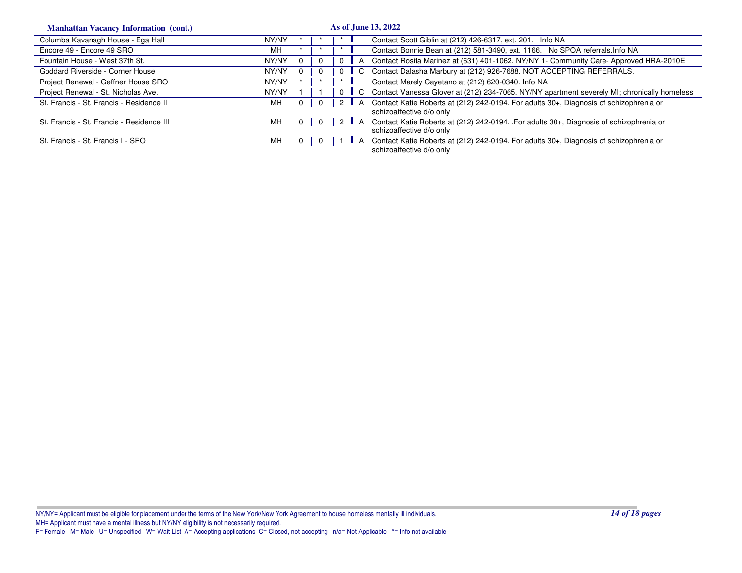## Manhattan Vacancy Information (cont.)

As of June 13, 2022

| Residence | Type | F | M | U | Status | Notes |
|---|---|---|---|---|---|---|
| Columba Kavanagh House - Ega Hall | NY/NY | * | * | * | | Contact Scott Giblin at (212) 426-6317, ext. 201. Info NA |
| Encore 49 - Encore 49 SRO | MH | * | * | * | | Contact Bonnie Bean at (212) 581-3490, ext. 1166. No SPOA referrals.Info NA |
| Fountain House - West 37th St. | NY/NY | 0 | 0 | 0 | A | Contact Rosita Marinez at (631) 401-1062. NY/NY 1- Community Care- Approved HRA-2010E |
| Goddard Riverside - Corner House | NY/NY | 0 | 0 | 0 | C | Contact Dalasha Marbury at (212) 926-7688. NOT ACCEPTING REFERRALS. |
| Project Renewal - Geffner House SRO | NY/NY | * | * | * | | Contact Marely Cayetano at (212) 620-0340. Info NA |
| Project Renewal - St. Nicholas Ave. | NY/NY | 1 | 1 | 0 | C | Contact Vanessa Glover at (212) 234-7065. NY/NY apartment severely MI; chronically homeless |
| St. Francis - St. Francis - Residence II | MH | 0 | 0 | 2 | A | Contact Katie Roberts at (212) 242-0194. For adults 30+, Diagnosis of schizophrenia or schizoaffective d/o only |
| St. Francis - St. Francis - Residence III | MH | 0 | 0 | 2 | A | Contact Katie Roberts at (212) 242-0194. .For adults 30+, Diagnosis of schizophrenia or schizoaffective d/o only |
| St. Francis - St. Francis I - SRO | MH | 0 | 0 | 1 | A | Contact Katie Roberts at (212) 242-0194. For adults 30+, Diagnosis of schizophrenia or schizoaffective d/o only |

NY/NY= Applicant must be eligible for placement under the terms of the New York/New York Agreement to house homeless mentally ill individuals.
MH= Applicant must have a mental illness but NY/NY eligibility is not necessarily required.
F= Female M= Male U= Unspecified W= Wait List A= Accepting applications C= Closed, not accepting n/a= Not Applicable *= Info not available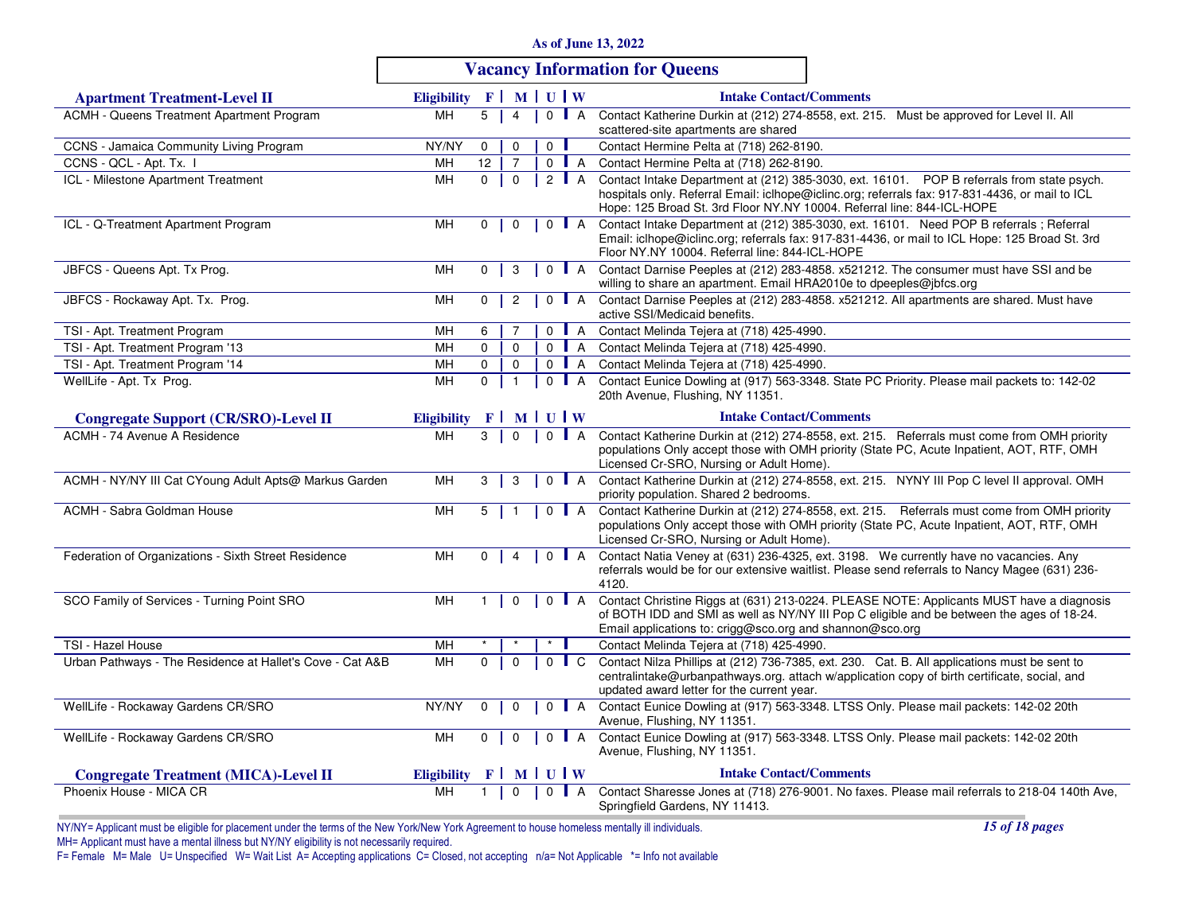As of June 13, 2022

## Vacancy Information for Queens

| Apartment Treatment-Level II | Eligibility | F | M | U | W | Intake Contact/Comments |
|---|---|---|---|---|---|---|
| ACMH - Queens Treatment Apartment Program | MH | 5 | 4 | 0 | A | Contact Katherine Durkin at (212) 274-8558, ext. 215. Must be approved for Level II. All scattered-site apartments are shared |
| CCNS - Jamaica Community Living Program | NY/NY | 0 | 0 | 0 | | Contact Hermine Pelta at (718) 262-8190. |
| CCNS - QCL - Apt. Tx. I | MH | 12 | 7 | 0 | A | Contact Hermine Pelta at (718) 262-8190. |
| ICL - Milestone Apartment Treatment | MH | 0 | 0 | 2 | A | Contact Intake Department at (212) 385-3030, ext. 16101. POP B referrals from state psych. hospitals only. Referral Email: iclhope@iclinc.org; referrals fax: 917-831-4436, or mail to ICL Hope: 125 Broad St. 3rd Floor NY.NY 10004. Referral line: 844-ICL-HOPE |
| ICL - Q-Treatment Apartment Program | MH | 0 | 0 | 0 | A | Contact Intake Department at (212) 385-3030, ext. 16101. Need POP B referrals ; Referral Email: iclhope@iclinc.org; referrals fax: 917-831-4436, or mail to ICL Hope: 125 Broad St. 3rd Floor NY.NY 10004. Referral line: 844-ICL-HOPE |
| JBFCS - Queens Apt. Tx Prog. | MH | 0 | 3 | 0 | A | Contact Darnise Peeples at (212) 283-4858. x521212. The consumer must have SSI and be willing to share an apartment. Email HRA2010e to dpeeples@jbfcs.org |
| JBFCS - Rockaway Apt. Tx. Prog. | MH | 0 | 2 | 0 | A | Contact Darnise Peeples at (212) 283-4858. x521212. All apartments are shared. Must have active SSI/Medicaid benefits. |
| TSI - Apt. Treatment Program | MH | 6 | 7 | 0 | A | Contact Melinda Tejera at (718) 425-4990. |
| TSI - Apt. Treatment Program '13 | MH | 0 | 0 | 0 | A | Contact Melinda Tejera at (718) 425-4990. |
| TSI - Apt. Treatment Program '14 | MH | 0 | 0 | 0 | A | Contact Melinda Tejera at (718) 425-4990. |
| WellLife - Apt. Tx Prog. | MH | 0 | 1 | 0 | A | Contact Eunice Dowling at (917) 563-3348. State PC Priority. Please mail packets to: 142-02 20th Avenue, Flushing, NY 11351. |

| Congregate Support (CR/SRO)-Level II | Eligibility | F | M | U | W | Intake Contact/Comments |
|---|---|---|---|---|---|---|
| ACMH - 74 Avenue A Residence | MH | 3 | 0 | 0 | A | Contact Katherine Durkin at (212) 274-8558, ext. 215. Referrals must come from OMH priority populations Only accept those with OMH priority (State PC, Acute Inpatient, AOT, RTF, OMH Licensed Cr-SRO, Nursing or Adult Home). |
| ACMH - NY/NY III Cat CYoung Adult Apts@ Markus Garden | MH | 3 | 3 | 0 | A | Contact Katherine Durkin at (212) 274-8558, ext. 215. NYNY III Pop C level II approval. OMH priority population. Shared 2 bedrooms. |
| ACMH - Sabra Goldman House | MH | 5 | 1 | 0 | A | Contact Katherine Durkin at (212) 274-8558, ext. 215. Referrals must come from OMH priority populations Only accept those with OMH priority (State PC, Acute Inpatient, AOT, RTF, OMH Licensed Cr-SRO, Nursing or Adult Home). |
| Federation of Organizations - Sixth Street Residence | MH | 0 | 4 | 0 | A | Contact Natia Veney at (631) 236-4325, ext. 3198. We currently have no vacancies. Any referrals would be for our extensive waitlist. Please send referrals to Nancy Magee (631) 236-4120. |
| SCO Family of Services - Turning Point SRO | MH | 1 | 0 | 0 | A | Contact Christine Riggs at (631) 213-0224. PLEASE NOTE: Applicants MUST have a diagnosis of BOTH IDD and SMI as well as NY/NY III Pop C eligible and be between the ages of 18-24. Email applications to: crigg@sco.org and shannon@sco.org |
| TSI - Hazel House | MH | * | * | * | | Contact Melinda Tejera at (718) 425-4990. |
| Urban Pathways - The Residence at Hallet's Cove - Cat A&B | MH | 0 | 0 | 0 | C | Contact Nilza Phillips at (212) 736-7385, ext. 230. Cat. B. All applications must be sent to centralintake@urbanpathways.org. attach w/application copy of birth certificate, social, and updated award letter for the current year. |
| WellLife - Rockaway Gardens CR/SRO | NY/NY | 0 | 0 | 0 | A | Contact Eunice Dowling at (917) 563-3348. LTSS Only. Please mail packets: 142-02 20th Avenue, Flushing, NY 11351. |
| WellLife - Rockaway Gardens CR/SRO | MH | 0 | 0 | 0 | A | Contact Eunice Dowling at (917) 563-3348. LTSS Only. Please mail packets: 142-02 20th Avenue, Flushing, NY 11351. |

| Congregate Treatment (MICA)-Level II | Eligibility | F | M | U | W | Intake Contact/Comments |
|---|---|---|---|---|---|---|
| Phoenix House - MICA CR | MH | 1 | 0 | 0 | A | Contact Sharesse Jones at (718) 276-9001. No faxes. Please mail referrals to 218-04 140th Ave, Springfield Gardens, NY 11413. |

NY/NY= Applicant must be eligible for placement under the terms of the New York/New York Agreement to house homeless mentally ill individuals.
MH= Applicant must have a mental illness but NY/NY eligibility is not necessarily required.
F= Female M= Male U= Unspecified W= Wait List A= Accepting applications C= Closed, not accepting n/a= Not Applicable *= Info not available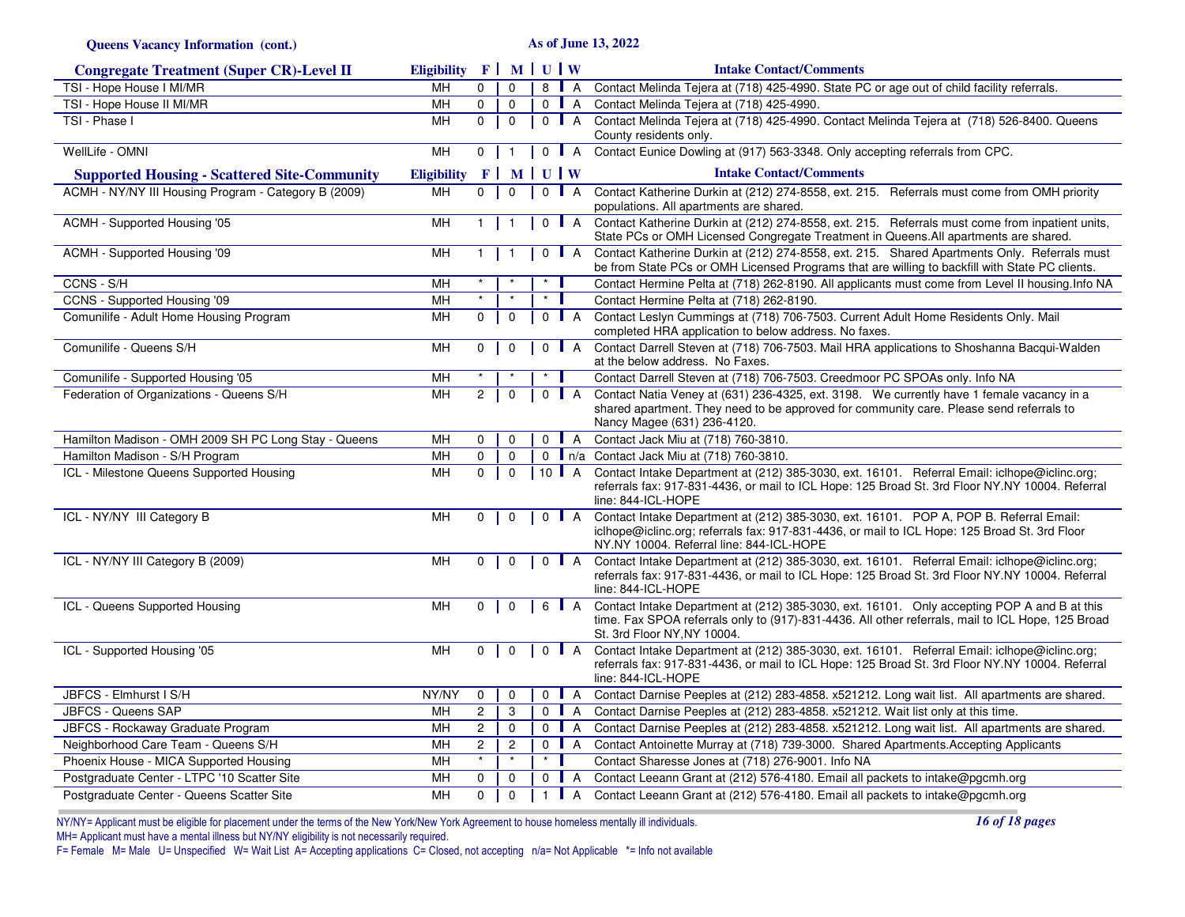**Queens Vacancy Information (cont.)** — As of June 13, 2022

## Congregate Treatment (Super CR)-Level II

| Congregate Treatment (Super CR)-Level II | Eligibility | F | M | U | W | Intake Contact/Comments |
|---|---|---|---|---|---|---|
| TSI - Hope House I MI/MR | MH | 0 | 0 | 8 | A | Contact Melinda Tejera at (718) 425-4990. State PC or age out of child facility referrals. |
| TSI - Hope House II MI/MR | MH | 0 | 0 | 0 | A | Contact Melinda Tejera at (718) 425-4990. |
| TSI - Phase I | MH | 0 | 0 | 0 | A | Contact Melinda Tejera at (718) 425-4990. Contact Melinda Tejera at (718) 526-8400. Queens County residents only. |
| WellLife - OMNI | MH | 0 | 1 | 0 | A | Contact Eunice Dowling at (917) 563-3348. Only accepting referrals from CPC. |

## Supported Housing - Scattered Site-Community

| Supported Housing - Scattered Site-Community | Eligibility | F | M | U | W | Intake Contact/Comments |
|---|---|---|---|---|---|---|
| ACMH - NY/NY III Housing Program - Category B (2009) | MH | 0 | 0 | 0 | A | Contact Katherine Durkin at (212) 274-8558, ext. 215. Referrals must come from OMH priority populations. All apartments are shared. |
| ACMH - Supported Housing '05 | MH | 1 | 1 | 0 | A | Contact Katherine Durkin at (212) 274-8558, ext. 215. Referrals must come from inpatient units, State PCs or OMH Licensed Congregate Treatment in Queens.All apartments are shared. |
| ACMH - Supported Housing '09 | MH | 1 | 1 | 0 | A | Contact Katherine Durkin at (212) 274-8558, ext. 215. Shared Apartments Only. Referrals must be from State PCs or OMH Licensed Programs that are willing to backfill with State PC clients. |
| CCNS - S/H | MH | * | * | * | | Contact Hermine Pelta at (718) 262-8190. All applicants must come from Level II housing.Info NA |
| CCNS - Supported Housing '09 | MH | * | * | * | | Contact Hermine Pelta at (718) 262-8190. |
| Comunilife - Adult Home Housing Program | MH | 0 | 0 | 0 | A | Contact Leslyn Cummings at (718) 706-7503. Current Adult Home Residents Only. Mail completed HRA application to below address. No faxes. |
| Comunilife - Queens S/H | MH | 0 | 0 | 0 | A | Contact Darrell Steven at (718) 706-7503. Mail HRA applications to Shoshanna Bacqui-Walden at the below address. No Faxes. |
| Comunilife - Supported Housing '05 | MH | * | * | * | | Contact Darrell Steven at (718) 706-7503. Creedmoor PC SPOAs only. Info NA |
| Federation of Organizations - Queens S/H | MH | 2 | 0 | 0 | A | Contact Natia Veney at (631) 236-4325, ext. 3198. We currently have 1 female vacancy in a shared apartment. They need to be approved for community care. Please send referrals to Nancy Magee (631) 236-4120. |
| Hamilton Madison - OMH 2009 SH PC Long Stay - Queens | MH | 0 | 0 | 0 | A | Contact Jack Miu at (718) 760-3810. |
| Hamilton Madison - S/H Program | MH | 0 | 0 | 0 | n/a | Contact Jack Miu at (718) 760-3810. |
| ICL - Milestone Queens Supported Housing | MH | 0 | 0 | 10 | A | Contact Intake Department at (212) 385-3030, ext. 16101. Referral Email: iclhope@iclinc.org; referrals fax: 917-831-4436, or mail to ICL Hope: 125 Broad St. 3rd Floor NY.NY 10004. Referral line: 844-ICL-HOPE |
| ICL - NY/NY III Category B | MH | 0 | 0 | 0 | A | Contact Intake Department at (212) 385-3030, ext. 16101. POP A, POP B. Referral Email: iclhope@iclinc.org; referrals fax: 917-831-4436, or mail to ICL Hope: 125 Broad St. 3rd Floor NY.NY 10004. Referral line: 844-ICL-HOPE |
| ICL - NY/NY III Category B (2009) | MH | 0 | 0 | 0 | A | Contact Intake Department at (212) 385-3030, ext. 16101. Referral Email: iclhope@iclinc.org; referrals fax: 917-831-4436, or mail to ICL Hope: 125 Broad St. 3rd Floor NY.NY 10004. Referral line: 844-ICL-HOPE |
| ICL - Queens Supported Housing | MH | 0 | 0 | 6 | A | Contact Intake Department at (212) 385-3030, ext. 16101. Only accepting POP A and B at this time. Fax SPOA referrals only to (917)-831-4436. All other referrals, mail to ICL Hope, 125 Broad St. 3rd Floor NY,NY 10004. |
| ICL - Supported Housing '05 | MH | 0 | 0 | 0 | A | Contact Intake Department at (212) 385-3030, ext. 16101. Referral Email: iclhope@iclinc.org; referrals fax: 917-831-4436, or mail to ICL Hope: 125 Broad St. 3rd Floor NY.NY 10004. Referral line: 844-ICL-HOPE |
| JBFCS - Elmhurst I S/H | NY/NY | 0 | 0 | 0 | A | Contact Darnise Peeples at (212) 283-4858. x521212. Long wait list. All apartments are shared. |
| JBFCS - Queens SAP | MH | 2 | 3 | 0 | A | Contact Darnise Peeples at (212) 283-4858. x521212. Wait list only at this time. |
| JBFCS - Rockaway Graduate Program | MH | 2 | 0 | 0 | A | Contact Darnise Peeples at (212) 283-4858. x521212. Long wait list. All apartments are shared. |
| Neighborhood Care Team - Queens S/H | MH | 2 | 2 | 0 | A | Contact Antoinette Murray at (718) 739-3000. Shared Apartments.Accepting Applicants |
| Phoenix House - MICA Supported Housing | MH | * | * | * | | Contact Sharesse Jones at (718) 276-9001. Info NA |
| Postgraduate Center - LTPC '10 Scatter Site | MH | 0 | 0 | 0 | A | Contact Leeann Grant at (212) 576-4180. Email all packets to intake@pgcmh.org |
| Postgraduate Center - Queens Scatter Site | MH | 0 | 0 | 1 | A | Contact Leeann Grant at (212) 576-4180. Email all packets to intake@pgcmh.org |

NY/NY= Applicant must be eligible for placement under the terms of the New York/New York Agreement to house homeless mentally ill individuals.
MH= Applicant must have a mental illness but NY/NY eligibility is not necessarily required.
F= Female M= Male U= Unspecified W= Wait List A= Accepting applications C= Closed, not accepting n/a= Not Applicable *= Info not available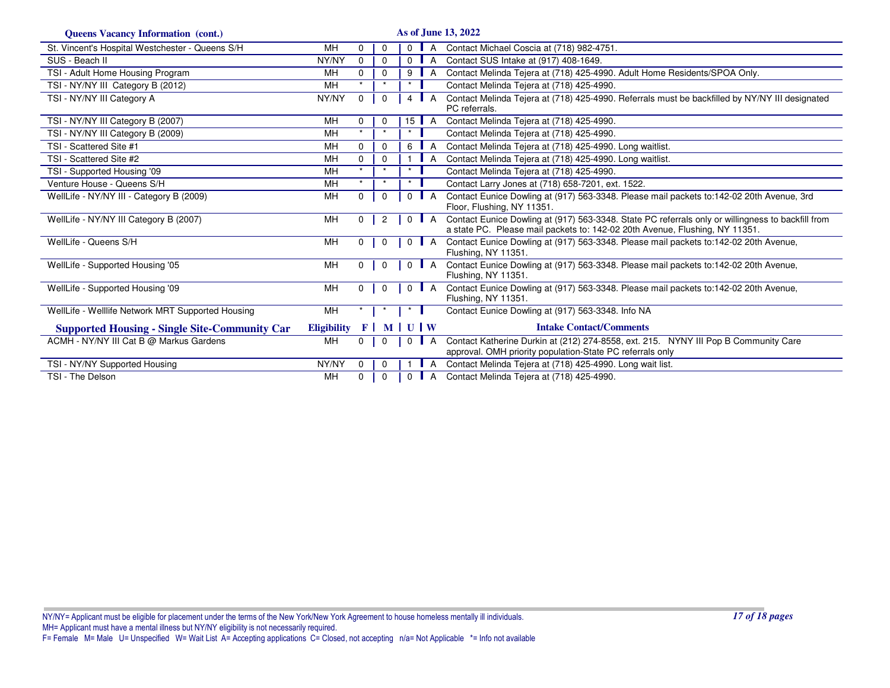## Queens Vacancy Information (cont.)

**As of June 13, 2022**

| Program | Eligibility | F | M | U | W | Intake Contact/Comments |
|---|---|---|---|---|---|---|
| St. Vincent's Hospital Westchester - Queens S/H | MH | 0 | 0 | 0 | A | Contact Michael Coscia at (718) 982-4751. |
| SUS - Beach II | NY/NY | 0 | 0 | 0 | A | Contact SUS Intake at (917) 408-1649. |
| TSI - Adult Home Housing Program | MH | 0 | 0 | 9 | A | Contact Melinda Tejera at (718) 425-4990. Adult Home Residents/SPOA Only. |
| TSI - NY/NY III Category B (2012) | MH | * | * | * | | Contact Melinda Tejera at (718) 425-4990. |
| TSI - NY/NY III Category A | NY/NY | 0 | 0 | 4 | A | Contact Melinda Tejera at (718) 425-4990. Referrals must be backfilled by NY/NY III designated PC referrals. |
| TSI - NY/NY III Category B (2007) | MH | 0 | 0 | 15 | A | Contact Melinda Tejera at (718) 425-4990. |
| TSI - NY/NY III Category B (2009) | MH | * | * | * | | Contact Melinda Tejera at (718) 425-4990. |
| TSI - Scattered Site #1 | MH | 0 | 0 | 6 | A | Contact Melinda Tejera at (718) 425-4990. Long waitlist. |
| TSI - Scattered Site #2 | MH | 0 | 0 | 1 | A | Contact Melinda Tejera at (718) 425-4990. Long waitlist. |
| TSI - Supported Housing '09 | MH | * | * | * | | Contact Melinda Tejera at (718) 425-4990. |
| Venture House - Queens S/H | MH | * | * | * | | Contact Larry Jones at (718) 658-7201, ext. 1522. |
| WellLife - NY/NY III - Category B (2009) | MH | 0 | 0 | 0 | A | Contact Eunice Dowling at (917) 563-3348. Please mail packets to:142-02 20th Avenue, 3rd Floor, Flushing, NY 11351. |
| WellLife - NY/NY III Category B (2007) | MH | 0 | 2 | 0 | A | Contact Eunice Dowling at (917) 563-3348. State PC referrals only or willingness to backfill from a state PC. Please mail packets to: 142-02 20th Avenue, Flushing, NY 11351. |
| WellLife - Queens S/H | MH | 0 | 0 | 0 | A | Contact Eunice Dowling at (917) 563-3348. Please mail packets to:142-02 20th Avenue, Flushing, NY 11351. |
| WellLife - Supported Housing '05 | MH | 0 | 0 | 0 | A | Contact Eunice Dowling at (917) 563-3348. Please mail packets to:142-02 20th Avenue, Flushing, NY 11351. |
| WellLife - Supported Housing '09 | MH | 0 | 0 | 0 | A | Contact Eunice Dowling at (917) 563-3348. Please mail packets to:142-02 20th Avenue, Flushing, NY 11351. |
| WellLife - Welllife Network MRT Supported Housing | MH | * | * | * | | Contact Eunice Dowling at (917) 563-3348. Info NA |

## Supported Housing - Single Site-Community Car

| Program | Eligibility | F | M | U | W | Intake Contact/Comments |
|---|---|---|---|---|---|---|
| ACMH - NY/NY III Cat B @ Markus Gardens | MH | 0 | 0 | 0 | A | Contact Katherine Durkin at (212) 274-8558, ext. 215. NYNY III Pop B Community Care approval. OMH priority population-State PC referrals only |
| TSI - NY/NY Supported Housing | NY/NY | 0 | 0 | 1 | A | Contact Melinda Tejera at (718) 425-4990. Long wait list. |
| TSI - The Delson | MH | 0 | 0 | 0 | A | Contact Melinda Tejera at (718) 425-4990. |

NY/NY= Applicant must be eligible for placement under the terms of the New York/New York Agreement to house homeless mentally ill individuals.
MH= Applicant must have a mental illness but NY/NY eligibility is not necessarily required.
F= Female M= Male U= Unspecified W= Wait List A= Accepting applications C= Closed, not accepting n/a= Not Applicable *= Info not available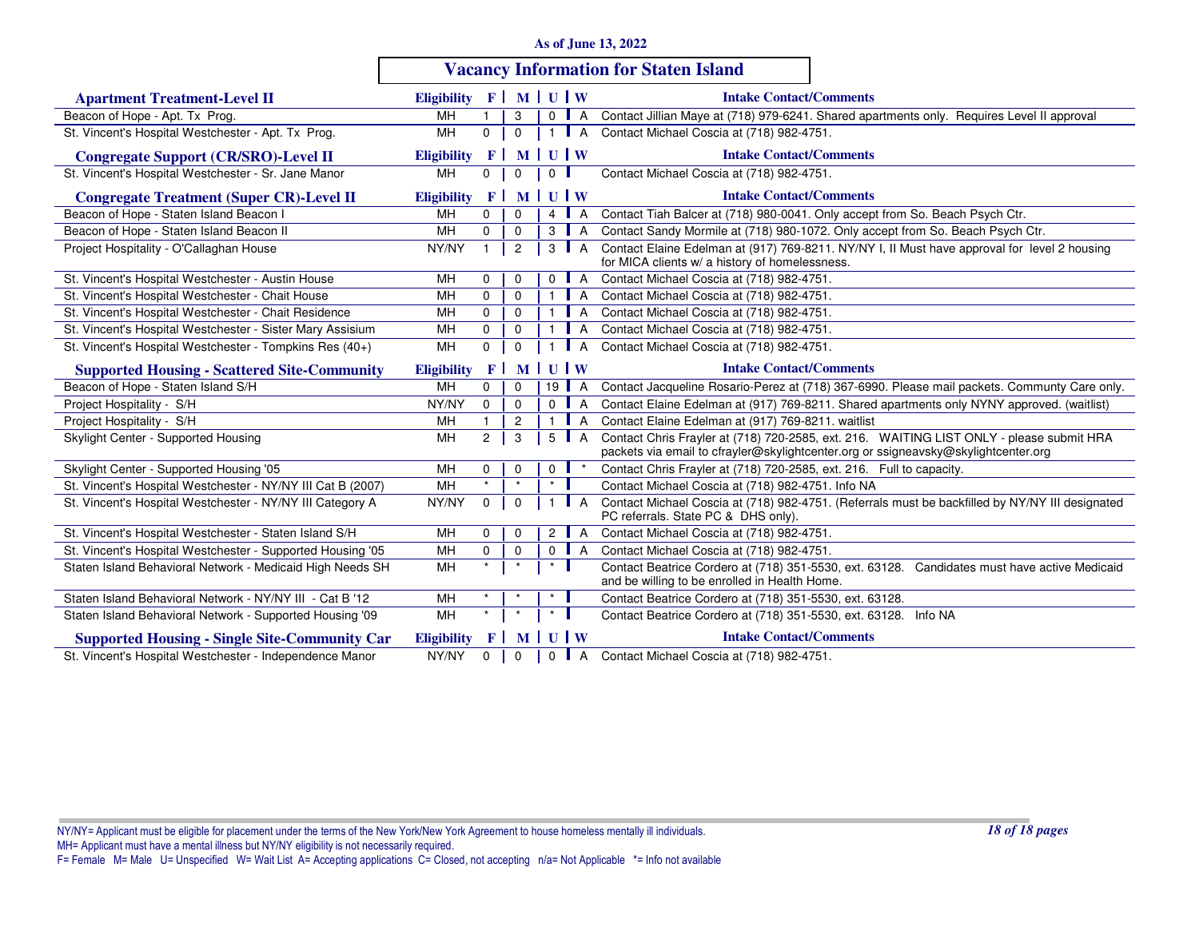As of June 13, 2022

# Vacancy Information for Staten Island

| Apartment Treatment-Level II | Eligibility | F | M | U | W | Intake Contact/Comments |
|---|---|---|---|---|---|---|
| Beacon of Hope - Apt. Tx Prog. | MH | 1 | 3 | 0 | A | Contact Jillian Maye at (718) 979-6241. Shared apartments only. Requires Level II approval |
| St. Vincent's Hospital Westchester - Apt. Tx Prog. | MH | 0 | 0 | 1 | A | Contact Michael Coscia at (718) 982-4751. |

| Congregate Support (CR/SRO)-Level II | Eligibility | F | M | U | W | Intake Contact/Comments |
|---|---|---|---|---|---|---|
| St. Vincent's Hospital Westchester - Sr. Jane Manor | MH | 0 | 0 | 0 | | Contact Michael Coscia at (718) 982-4751. |

| Congregate Treatment (Super CR)-Level II | Eligibility | F | M | U | W | Intake Contact/Comments |
|---|---|---|---|---|---|---|
| Beacon of Hope - Staten Island Beacon I | MH | 0 | 0 | 4 | A | Contact Tiah Balcer at (718) 980-0041. Only accept from So. Beach Psych Ctr. |
| Beacon of Hope - Staten Island Beacon II | MH | 0 | 0 | 3 | A | Contact Sandy Mormile at (718) 980-1072. Only accept from So. Beach Psych Ctr. |
| Project Hospitality - O'Callaghan House | NY/NY | 1 | 2 | 3 | A | Contact Elaine Edelman at (917) 769-8211. NY/NY I, II Must have approval for level 2 housing for MICA clients w/ a history of homelessness. |
| St. Vincent's Hospital Westchester - Austin House | MH | 0 | 0 | 0 | A | Contact Michael Coscia at (718) 982-4751. |
| St. Vincent's Hospital Westchester - Chait House | MH | 0 | 0 | 1 | A | Contact Michael Coscia at (718) 982-4751. |
| St. Vincent's Hospital Westchester - Chait Residence | MH | 0 | 0 | 1 | A | Contact Michael Coscia at (718) 982-4751. |
| St. Vincent's Hospital Westchester - Sister Mary Assisium | MH | 0 | 0 | 1 | A | Contact Michael Coscia at (718) 982-4751. |
| St. Vincent's Hospital Westchester - Tompkins Res (40+) | MH | 0 | 0 | 1 | A | Contact Michael Coscia at (718) 982-4751. |

| Supported Housing - Scattered Site-Community | Eligibility | F | M | U | W | Intake Contact/Comments |
|---|---|---|---|---|---|---|
| Beacon of Hope - Staten Island S/H | MH | 0 | 0 | 19 | A | Contact Jacqueline Rosario-Perez at (718) 367-6990. Please mail packets. Communty Care only. |
| Project Hospitality - S/H | NY/NY | 0 | 0 | 0 | A | Contact Elaine Edelman at (917) 769-8211. Shared apartments only NYNY approved. (waitlist) |
| Project Hospitality - S/H | MH | 1 | 2 | 1 | A | Contact Elaine Edelman at (917) 769-8211. waitlist |
| Skylight Center - Supported Housing | MH | 2 | 3 | 5 | A | Contact Chris Frayler at (718) 720-2585, ext. 216. WAITING LIST ONLY - please submit HRA packets via email to cfrayler@skylightcenter.org or ssigneavsky@skylightcenter.org |
| Skylight Center - Supported Housing '05 | MH | 0 | 0 | 0 | * | Contact Chris Frayler at (718) 720-2585, ext. 216. Full to capacity. |
| St. Vincent's Hospital Westchester - NY/NY III Cat B (2007) | MH | * | * | * | | Contact Michael Coscia at (718) 982-4751. Info NA |
| St. Vincent's Hospital Westchester - NY/NY III Category A | NY/NY | 0 | 0 | 1 | A | Contact Michael Coscia at (718) 982-4751. (Referrals must be backfilled by NY/NY III designated PC referrals. State PC & DHS only). |
| St. Vincent's Hospital Westchester - Staten Island S/H | MH | 0 | 0 | 2 | A | Contact Michael Coscia at (718) 982-4751. |
| St. Vincent's Hospital Westchester - Supported Housing '05 | MH | 0 | 0 | 0 | A | Contact Michael Coscia at (718) 982-4751. |
| Staten Island Behavioral Network - Medicaid High Needs SH | MH | * | * | * | | Contact Beatrice Cordero at (718) 351-5530, ext. 63128. Candidates must have active Medicaid and be willing to be enrolled in Health Home. |
| Staten Island Behavioral Network - NY/NY III - Cat B '12 | MH | * | * | * | | Contact Beatrice Cordero at (718) 351-5530, ext. 63128. |
| Staten Island Behavioral Network - Supported Housing '09 | MH | * | * | * | | Contact Beatrice Cordero at (718) 351-5530, ext. 63128. Info NA |

| Supported Housing - Single Site-Community Car | Eligibility | F | M | U | W | Intake Contact/Comments |
|---|---|---|---|---|---|---|
| St. Vincent's Hospital Westchester - Independence Manor | NY/NY | 0 | 0 | 0 | A | Contact Michael Coscia at (718) 982-4751. |

NY/NY= Applicant must be eligible for placement under the terms of the New York/New York Agreement to house homeless mentally ill individuals.
MH= Applicant must have a mental illness but NY/NY eligibility is not necessarily required.
F= Female M= Male U= Unspecified W= Wait List A= Accepting applications C= Closed, not accepting n/a= Not Applicable *= Info not available